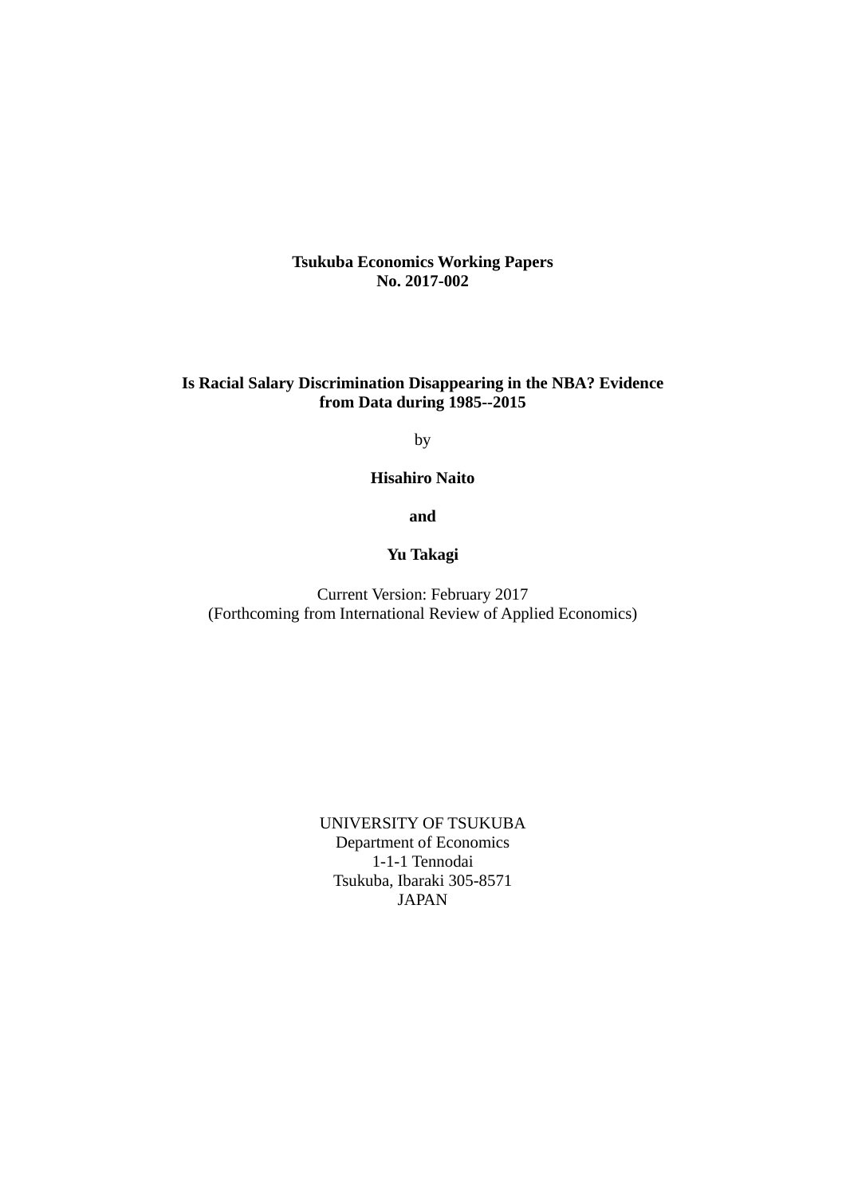**Tsukuba Economics Working Papers**
**No. 2017-002**

# Is Racial Salary Discrimination Disappearing in the NBA? Evidence from Data during 1985--2015

by

**Hisahiro Naito**

**and**

**Yu Takagi**

Current Version: February 2017
(Forthcoming from International Review of Applied Economics)

UNIVERSITY OF TSUKUBA
Department of Economics
1-1-1 Tennodai
Tsukuba, Ibaraki 305-8571
JAPAN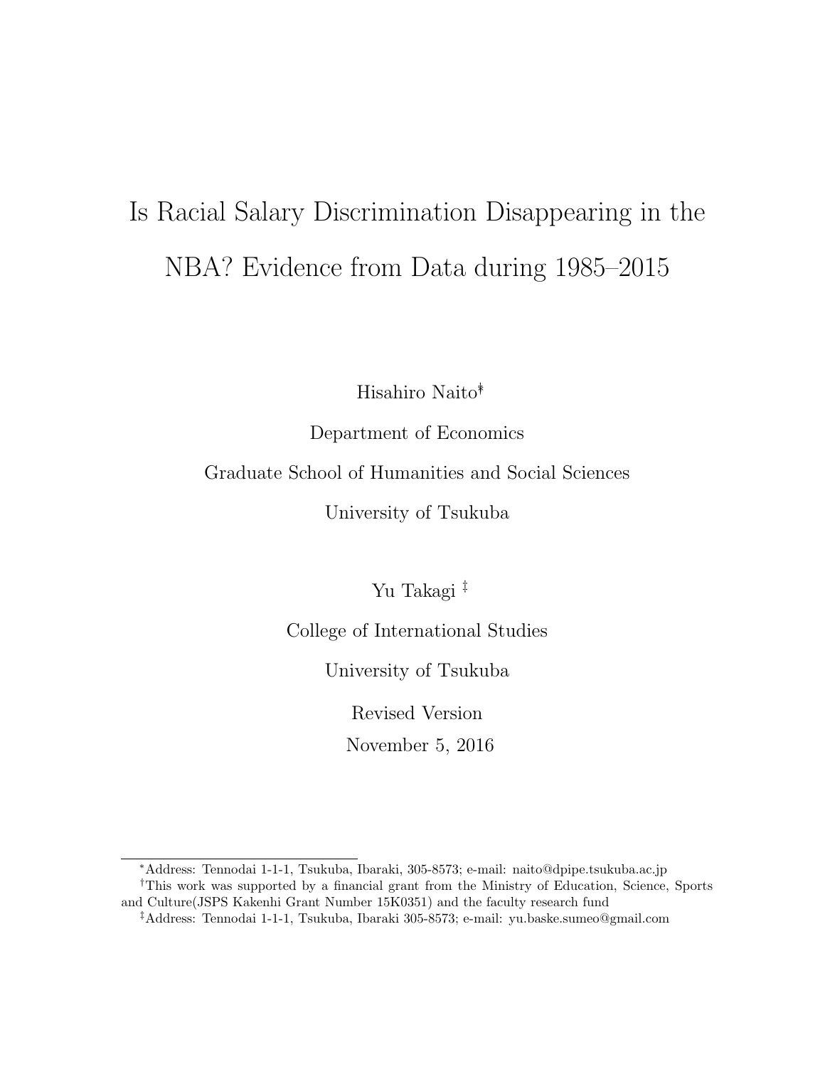# Is Racial Salary Discrimination Disappearing in the NBA? Evidence from Data during 1985–2015

Hisahiro Naito*†

Department of Economics

Graduate School of Humanities and Social Sciences

University of Tsukuba

Yu Takagi ‡

College of International Studies

University of Tsukuba

Revised Version

November 5, 2016

---

*Address: Tennodai 1-1-1, Tsukuba, Ibaraki, 305-8573; e-mail: naito@dpipe.tsukuba.ac.jp

†This work was supported by a financial grant from the Ministry of Education, Science, Sports and Culture(JSPS Kakenhi Grant Number 15K0351) and the faculty research fund

‡Address: Tennodai 1-1-1, Tsukuba, Ibaraki 305-8573; e-mail: yu.baske.sumeo@gmail.com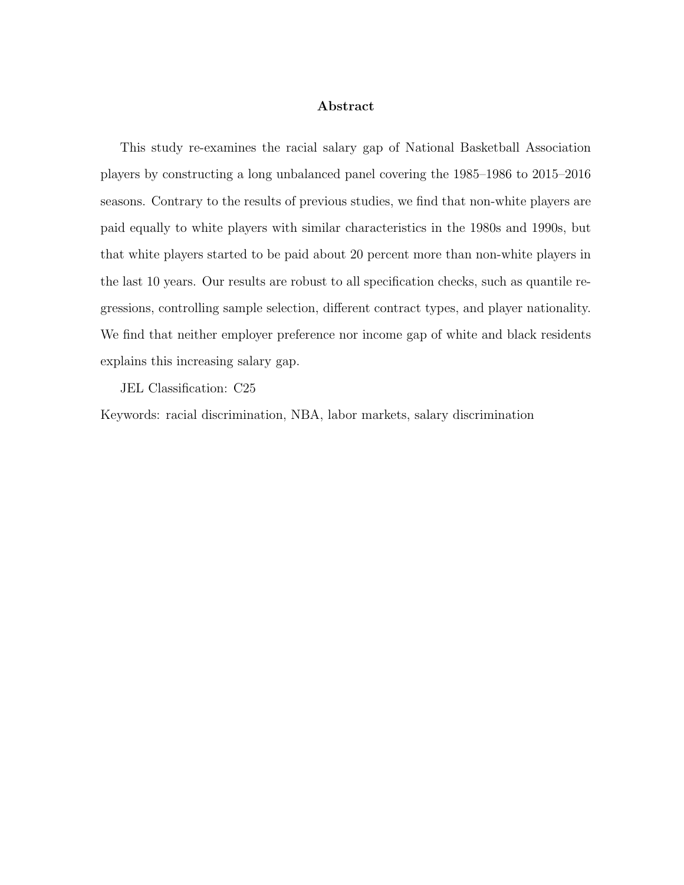## Abstract

This study re-examines the racial salary gap of National Basketball Association players by constructing a long unbalanced panel covering the 1985–1986 to 2015–2016 seasons. Contrary to the results of previous studies, we find that non-white players are paid equally to white players with similar characteristics in the 1980s and 1990s, but that white players started to be paid about 20 percent more than non-white players in the last 10 years. Our results are robust to all specification checks, such as quantile regressions, controlling sample selection, different contract types, and player nationality. We find that neither employer preference nor income gap of white and black residents explains this increasing salary gap.

JEL Classification: C25

Keywords: racial discrimination, NBA, labor markets, salary discrimination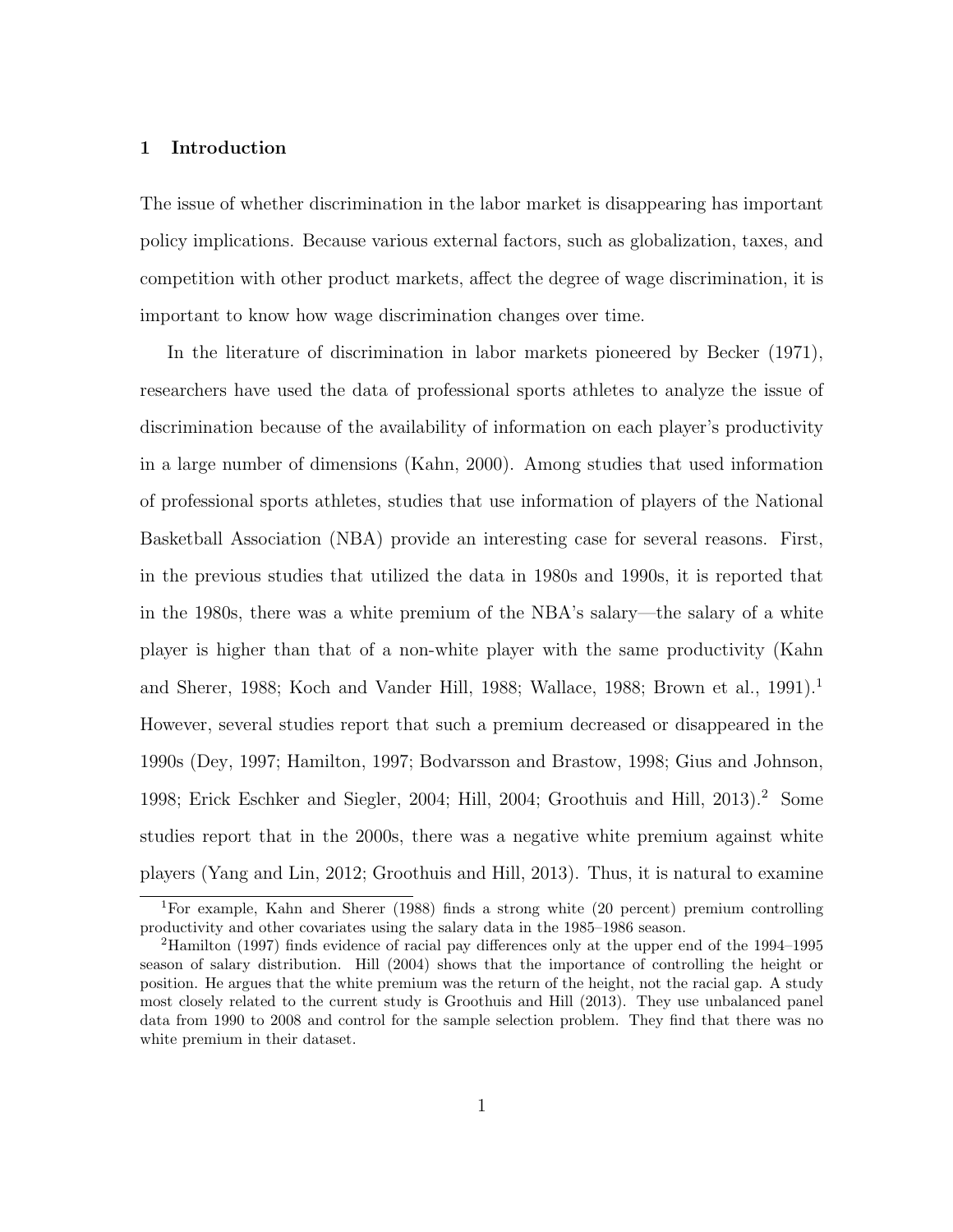# 1 Introduction

The issue of whether discrimination in the labor market is disappearing has important policy implications. Because various external factors, such as globalization, taxes, and competition with other product markets, affect the degree of wage discrimination, it is important to know how wage discrimination changes over time.

In the literature of discrimination in labor markets pioneered by Becker (1971), researchers have used the data of professional sports athletes to analyze the issue of discrimination because of the availability of information on each player's productivity in a large number of dimensions (Kahn, 2000). Among studies that used information of professional sports athletes, studies that use information of players of the National Basketball Association (NBA) provide an interesting case for several reasons. First, in the previous studies that utilized the data in 1980s and 1990s, it is reported that in the 1980s, there was a white premium of the NBA's salary—the salary of a white player is higher than that of a non-white player with the same productivity (Kahn and Sherer, 1988; Koch and Vander Hill, 1988; Wallace, 1988; Brown et al., 1991).[1] However, several studies report that such a premium decreased or disappeared in the 1990s (Dey, 1997; Hamilton, 1997; Bodvarsson and Brastow, 1998; Gius and Johnson, 1998; Erick Eschker and Siegler, 2004; Hill, 2004; Groothuis and Hill, 2013).[2] Some studies report that in the 2000s, there was a negative white premium against white players (Yang and Lin, 2012; Groothuis and Hill, 2013). Thus, it is natural to examine

[1] For example, Kahn and Sherer (1988) finds a strong white (20 percent) premium controlling productivity and other covariates using the salary data in the 1985–1986 season.

[2] Hamilton (1997) finds evidence of racial pay differences only at the upper end of the 1994–1995 season of salary distribution. Hill (2004) shows that the importance of controlling the height or position. He argues that the white premium was the return of the height, not the racial gap. A study most closely related to the current study is Groothuis and Hill (2013). They use unbalanced panel data from 1990 to 2008 and control for the sample selection problem. They find that there was no white premium in their dataset.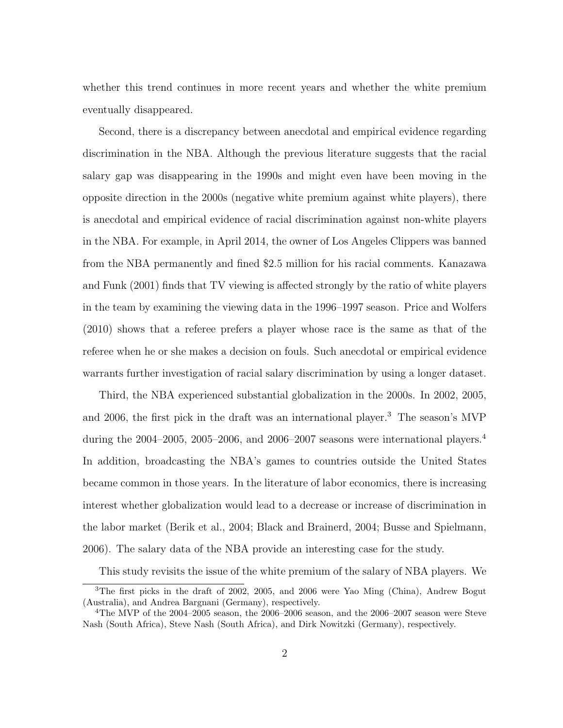whether this trend continues in more recent years and whether the white premium eventually disappeared.

Second, there is a discrepancy between anecdotal and empirical evidence regarding discrimination in the NBA. Although the previous literature suggests that the racial salary gap was disappearing in the 1990s and might even have been moving in the opposite direction in the 2000s (negative white premium against white players), there is anecdotal and empirical evidence of racial discrimination against non-white players in the NBA. For example, in April 2014, the owner of Los Angeles Clippers was banned from the NBA permanently and fined $2.5 million for his racial comments. Kanazawa and Funk (2001) finds that TV viewing is affected strongly by the ratio of white players in the team by examining the viewing data in the 1996–1997 season. Price and Wolfers (2010) shows that a referee prefers a player whose race is the same as that of the referee when he or she makes a decision on fouls. Such anecdotal or empirical evidence warrants further investigation of racial salary discrimination by using a longer dataset.

Third, the NBA experienced substantial globalization in the 2000s. In 2002, 2005, and 2006, the first pick in the draft was an international player.[3] The season's MVP during the 2004–2005, 2005–2006, and 2006–2007 seasons were international players.[4] In addition, broadcasting the NBA's games to countries outside the United States became common in those years. In the literature of labor economics, there is increasing interest whether globalization would lead to a decrease or increase of discrimination in the labor market (Berik et al., 2004; Black and Brainerd, 2004; Busse and Spielmann, 2006). The salary data of the NBA provide an interesting case for the study.

This study revisits the issue of the white premium of the salary of NBA players. We

---

[3] The first picks in the draft of 2002, 2005, and 2006 were Yao Ming (China), Andrew Bogut (Australia), and Andrea Bargnani (Germany), respectively.

[4] The MVP of the 2004–2005 season, the 2006–2006 season, and the 2006–2007 season were Steve Nash (South Africa), Steve Nash (South Africa), and Dirk Nowitzki (Germany), respectively.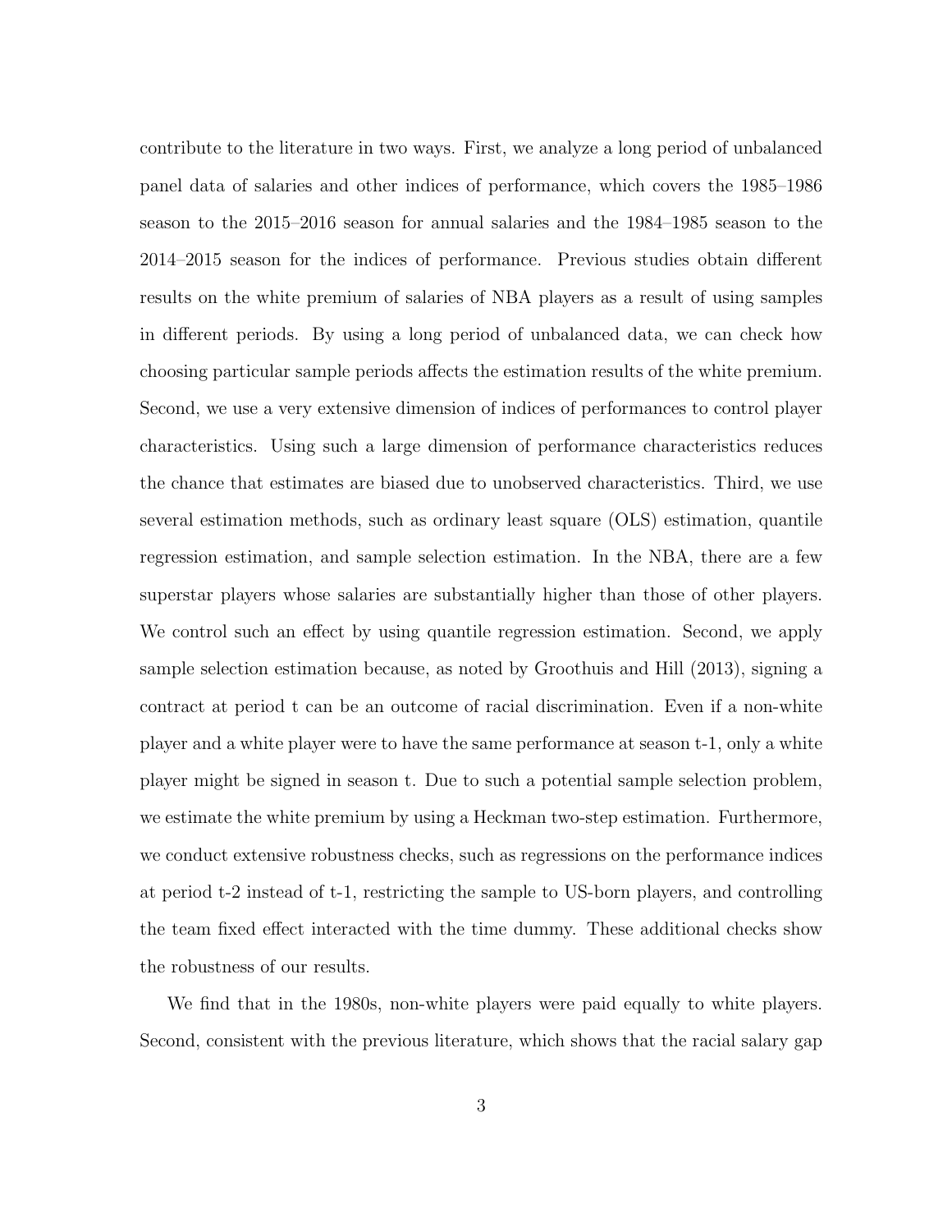contribute to the literature in two ways. First, we analyze a long period of unbalanced panel data of salaries and other indices of performance, which covers the 1985–1986 season to the 2015–2016 season for annual salaries and the 1984–1985 season to the 2014–2015 season for the indices of performance. Previous studies obtain different results on the white premium of salaries of NBA players as a result of using samples in different periods. By using a long period of unbalanced data, we can check how choosing particular sample periods affects the estimation results of the white premium. Second, we use a very extensive dimension of indices of performances to control player characteristics. Using such a large dimension of performance characteristics reduces the chance that estimates are biased due to unobserved characteristics. Third, we use several estimation methods, such as ordinary least square (OLS) estimation, quantile regression estimation, and sample selection estimation. In the NBA, there are a few superstar players whose salaries are substantially higher than those of other players. We control such an effect by using quantile regression estimation. Second, we apply sample selection estimation because, as noted by Groothuis and Hill (2013), signing a contract at period t can be an outcome of racial discrimination. Even if a non-white player and a white player were to have the same performance at season t-1, only a white player might be signed in season t. Due to such a potential sample selection problem, we estimate the white premium by using a Heckman two-step estimation. Furthermore, we conduct extensive robustness checks, such as regressions on the performance indices at period t-2 instead of t-1, restricting the sample to US-born players, and controlling the team fixed effect interacted with the time dummy. These additional checks show the robustness of our results.

We find that in the 1980s, non-white players were paid equally to white players. Second, consistent with the previous literature, which shows that the racial salary gap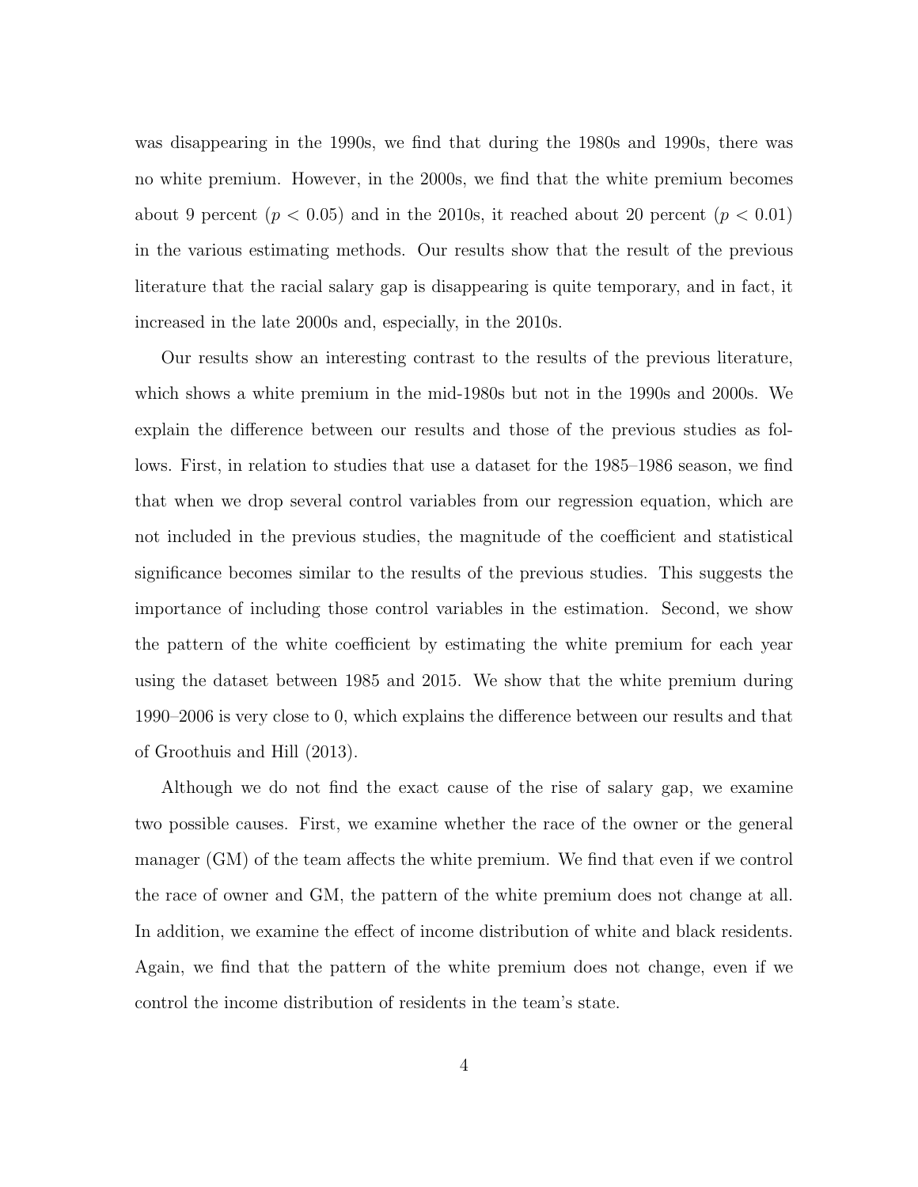was disappearing in the 1990s, we find that during the 1980s and 1990s, there was no white premium. However, in the 2000s, we find that the white premium becomes about 9 percent ($p < 0.05$) and in the 2010s, it reached about 20 percent ($p < 0.01$) in the various estimating methods. Our results show that the result of the previous literature that the racial salary gap is disappearing is quite temporary, and in fact, it increased in the late 2000s and, especially, in the 2010s.

Our results show an interesting contrast to the results of the previous literature, which shows a white premium in the mid-1980s but not in the 1990s and 2000s. We explain the difference between our results and those of the previous studies as follows. First, in relation to studies that use a dataset for the 1985–1986 season, we find that when we drop several control variables from our regression equation, which are not included in the previous studies, the magnitude of the coefficient and statistical significance becomes similar to the results of the previous studies. This suggests the importance of including those control variables in the estimation. Second, we show the pattern of the white coefficient by estimating the white premium for each year using the dataset between 1985 and 2015. We show that the white premium during 1990–2006 is very close to 0, which explains the difference between our results and that of Groothuis and Hill (2013).

Although we do not find the exact cause of the rise of salary gap, we examine two possible causes. First, we examine whether the race of the owner or the general manager (GM) of the team affects the white premium. We find that even if we control the race of owner and GM, the pattern of the white premium does not change at all. In addition, we examine the effect of income distribution of white and black residents. Again, we find that the pattern of the white premium does not change, even if we control the income distribution of residents in the team's state.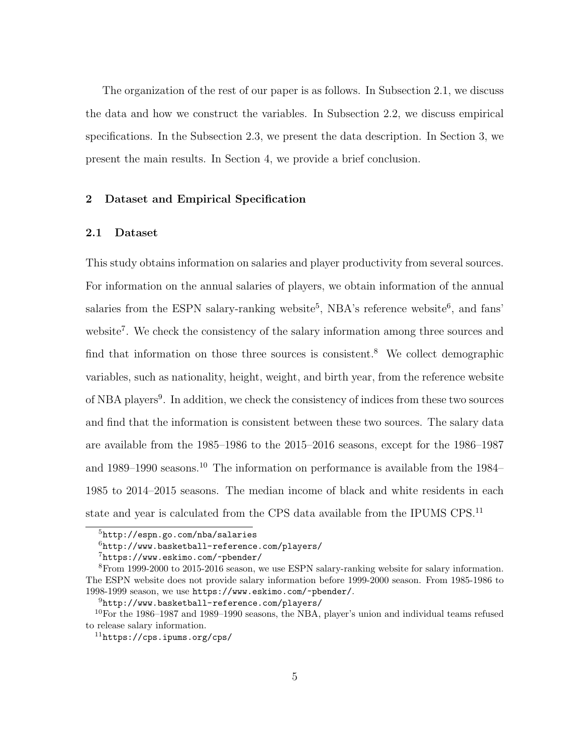The organization of the rest of our paper is as follows. In Subsection 2.1, we discuss the data and how we construct the variables. In Subsection 2.2, we discuss empirical specifications. In the Subsection 2.3, we present the data description. In Section 3, we present the main results. In Section 4, we provide a brief conclusion.

## 2 Dataset and Empirical Specification

### 2.1 Dataset

This study obtains information on salaries and player productivity from several sources. For information on the annual salaries of players, we obtain information of the annual salaries from the ESPN salary-ranking website[5], NBA's reference website[6], and fans' website[7]. We check the consistency of the salary information among three sources and find that information on those three sources is consistent.[8] We collect demographic variables, such as nationality, height, weight, and birth year, from the reference website of NBA players[9]. In addition, we check the consistency of indices from these two sources and find that the information is consistent between these two sources. The salary data are available from the 1985–1986 to the 2015–2016 seasons, except for the 1986–1987 and 1989–1990 seasons.[10] The information on performance is available from the 1984–1985 to 2014–2015 seasons. The median income of black and white residents in each state and year is calculated from the CPS data available from the IPUMS CPS.[11]

---

[5] `http://espn.go.com/nba/salaries`

[6] `http://www.basketball-reference.com/players/`

[7] `https://www.eskimo.com/~pbender/`

[8] From 1999-2000 to 2015-2016 season, we use ESPN salary-ranking website for salary information. The ESPN website does not provide salary information before 1999-2000 season. From 1985-1986 to 1998-1999 season, we use `https://www.eskimo.com/~pbender/`.

[9] `http://www.basketball-reference.com/players/`

[10] For the 1986–1987 and 1989–1990 seasons, the NBA, player's union and individual teams refused to release salary information.

[11] `https://cps.ipums.org/cps/`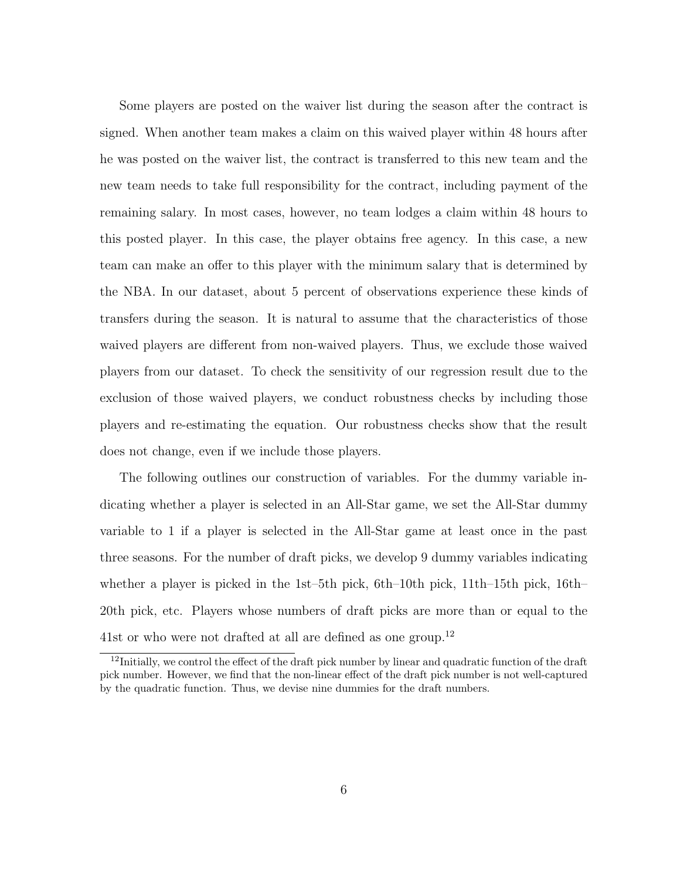Some players are posted on the waiver list during the season after the contract is signed. When another team makes a claim on this waived player within 48 hours after he was posted on the waiver list, the contract is transferred to this new team and the new team needs to take full responsibility for the contract, including payment of the remaining salary. In most cases, however, no team lodges a claim within 48 hours to this posted player. In this case, the player obtains free agency. In this case, a new team can make an offer to this player with the minimum salary that is determined by the NBA. In our dataset, about 5 percent of observations experience these kinds of transfers during the season. It is natural to assume that the characteristics of those waived players are different from non-waived players. Thus, we exclude those waived players from our dataset. To check the sensitivity of our regression result due to the exclusion of those waived players, we conduct robustness checks by including those players and re-estimating the equation. Our robustness checks show that the result does not change, even if we include those players.

The following outlines our construction of variables. For the dummy variable indicating whether a player is selected in an All-Star game, we set the All-Star dummy variable to 1 if a player is selected in the All-Star game at least once in the past three seasons. For the number of draft picks, we develop 9 dummy variables indicating whether a player is picked in the 1st–5th pick, 6th–10th pick, 11th–15th pick, 16th–20th pick, etc. Players whose numbers of draft picks are more than or equal to the 41st or who were not drafted at all are defined as one group.[12]

[12] Initially, we control the effect of the draft pick number by linear and quadratic function of the draft pick number. However, we find that the non-linear effect of the draft pick number is not well-captured by the quadratic function. Thus, we devise nine dummies for the draft numbers.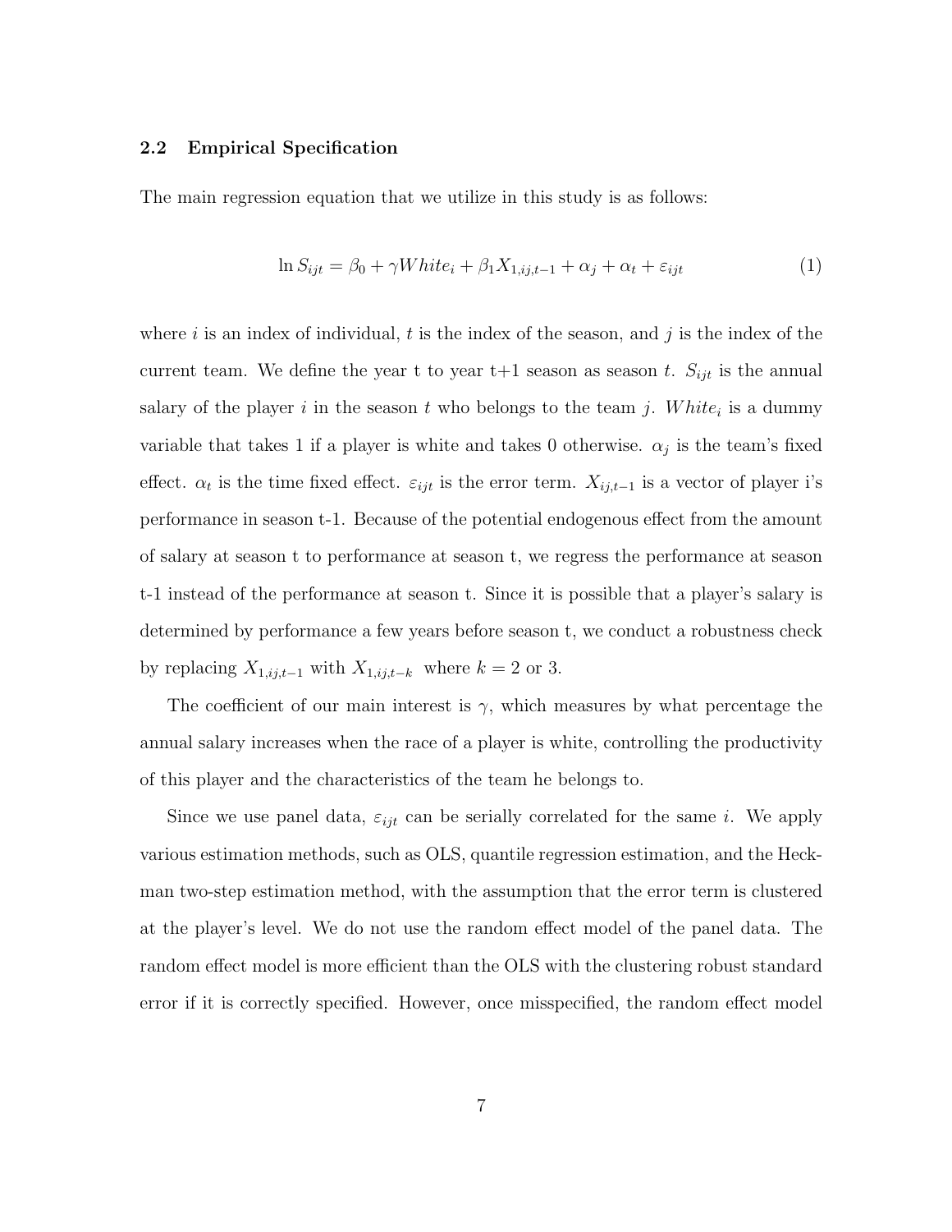### 2.2 Empirical Specification

The main regression equation that we utilize in this study is as follows:

$$\ln S_{ijt} = \beta_0 + \gamma White_i + \beta_1 X_{1,ij,t-1} + \alpha_j + \alpha_t + \varepsilon_{ijt} \tag{1}$$

where $i$ is an index of individual, $t$ is the index of the season, and $j$ is the index of the current team. We define the year t to year t+1 season as season $t$. $S_{ijt}$ is the annual salary of the player $i$ in the season $t$ who belongs to the team $j$. $White_i$ is a dummy variable that takes 1 if a player is white and takes 0 otherwise. $\alpha_j$ is the team's fixed effect. $\alpha_t$ is the time fixed effect. $\varepsilon_{ijt}$ is the error term. $X_{ij,t-1}$ is a vector of player i's performance in season t-1. Because of the potential endogenous effect from the amount of salary at season t to performance at season t, we regress the performance at season t-1 instead of the performance at season t. Since it is possible that a player's salary is determined by performance a few years before season t, we conduct a robustness check by replacing $X_{1,ij,t-1}$ with $X_{1,ij,t-k}$ where $k = 2$ or 3.

The coefficient of our main interest is $\gamma$, which measures by what percentage the annual salary increases when the race of a player is white, controlling the productivity of this player and the characteristics of the team he belongs to.

Since we use panel data, $\varepsilon_{ijt}$ can be serially correlated for the same $i$. We apply various estimation methods, such as OLS, quantile regression estimation, and the Heckman two-step estimation method, with the assumption that the error term is clustered at the player's level. We do not use the random effect model of the panel data. The random effect model is more efficient than the OLS with the clustering robust standard error if it is correctly specified. However, once misspecified, the random effect model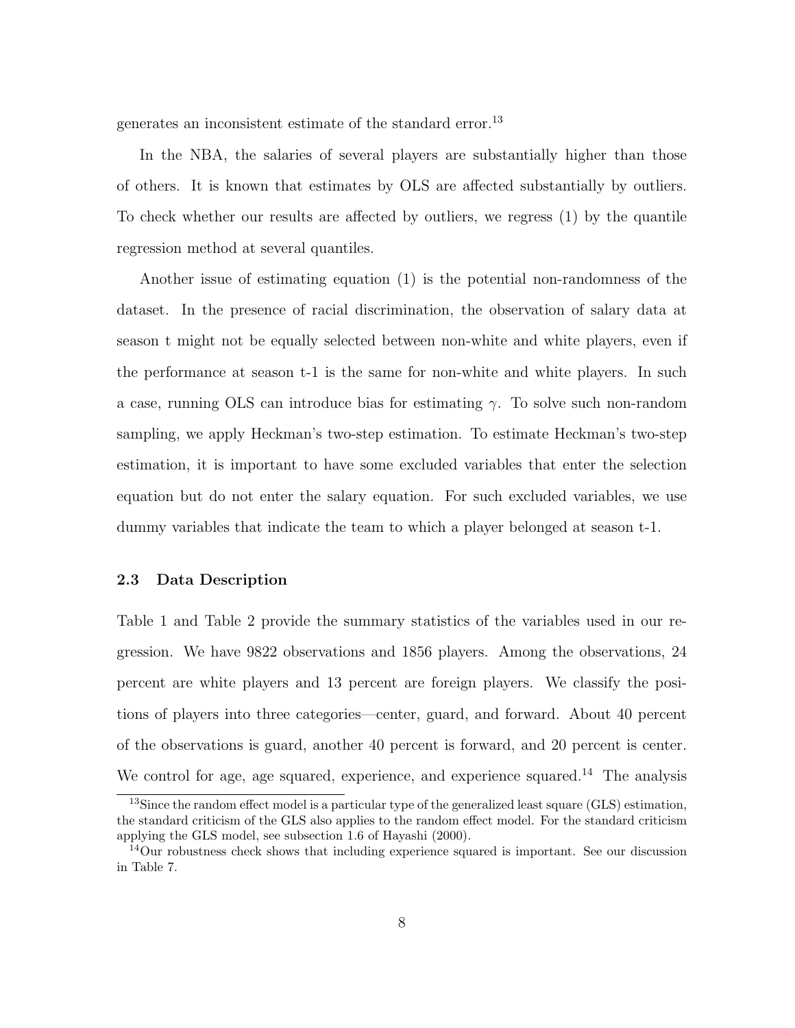generates an inconsistent estimate of the standard error.[13]

In the NBA, the salaries of several players are substantially higher than those of others. It is known that estimates by OLS are affected substantially by outliers. To check whether our results are affected by outliers, we regress (1) by the quantile regression method at several quantiles.

Another issue of estimating equation (1) is the potential non-randomness of the dataset. In the presence of racial discrimination, the observation of salary data at season t might not be equally selected between non-white and white players, even if the performance at season t-1 is the same for non-white and white players. In such a case, running OLS can introduce bias for estimating $\gamma$. To solve such non-random sampling, we apply Heckman's two-step estimation. To estimate Heckman's two-step estimation, it is important to have some excluded variables that enter the selection equation but do not enter the salary equation. For such excluded variables, we use dummy variables that indicate the team to which a player belonged at season t-1.

### 2.3 Data Description

Table 1 and Table 2 provide the summary statistics of the variables used in our regression. We have 9822 observations and 1856 players. Among the observations, 24 percent are white players and 13 percent are foreign players. We classify the positions of players into three categories—center, guard, and forward. About 40 percent of the observations is guard, another 40 percent is forward, and 20 percent is center. We control for age, age squared, experience, and experience squared.[14] The analysis

[13] Since the random effect model is a particular type of the generalized least square (GLS) estimation, the standard criticism of the GLS also applies to the random effect model. For the standard criticism applying the GLS model, see subsection 1.6 of Hayashi (2000).

[14] Our robustness check shows that including experience squared is important. See our discussion in Table 7.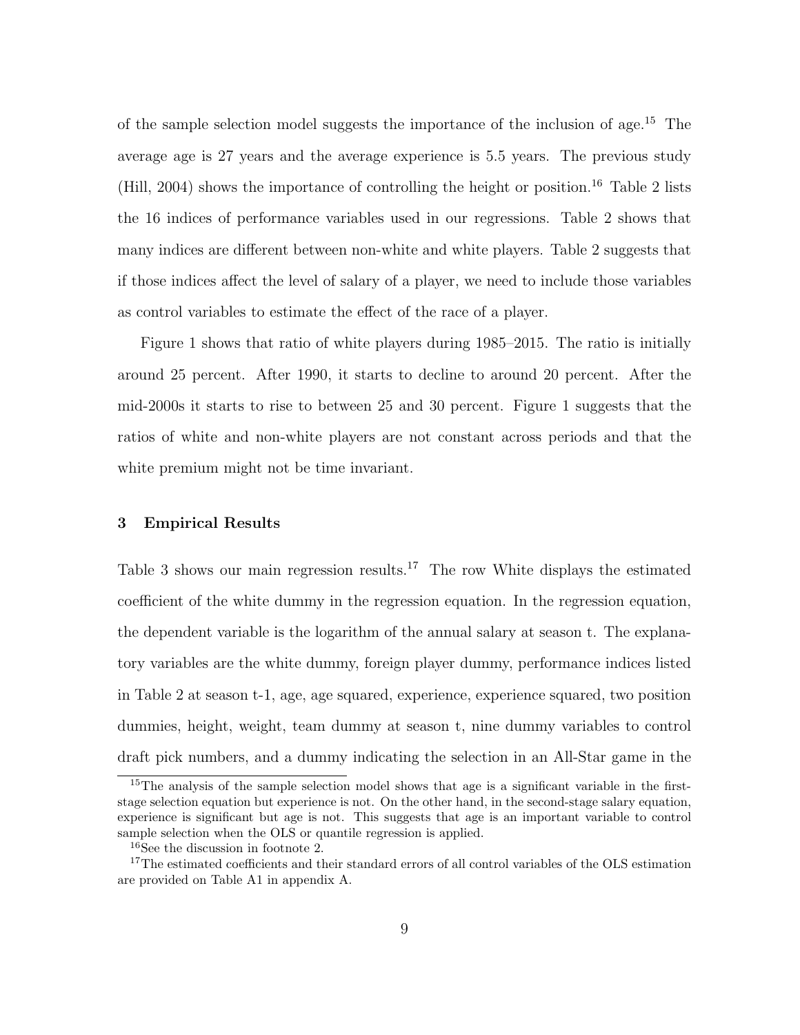of the sample selection model suggests the importance of the inclusion of age.[15] The average age is 27 years and the average experience is 5.5 years. The previous study (Hill, 2004) shows the importance of controlling the height or position.[16] Table 2 lists the 16 indices of performance variables used in our regressions. Table 2 shows that many indices are different between non-white and white players. Table 2 suggests that if those indices affect the level of salary of a player, we need to include those variables as control variables to estimate the effect of the race of a player.

Figure 1 shows that ratio of white players during 1985–2015. The ratio is initially around 25 percent. After 1990, it starts to decline to around 20 percent. After the mid-2000s it starts to rise to between 25 and 30 percent. Figure 1 suggests that the ratios of white and non-white players are not constant across periods and that the white premium might not be time invariant.

## 3 Empirical Results

Table 3 shows our main regression results.[17] The row White displays the estimated coefficient of the white dummy in the regression equation. In the regression equation, the dependent variable is the logarithm of the annual salary at season t. The explanatory variables are the white dummy, foreign player dummy, performance indices listed in Table 2 at season t-1, age, age squared, experience, experience squared, two position dummies, height, weight, team dummy at season t, nine dummy variables to control draft pick numbers, and a dummy indicating the selection in an All-Star game in the

[15] The analysis of the sample selection model shows that age is a significant variable in the first-stage selection equation but experience is not. On the other hand, in the second-stage salary equation, experience is significant but age is not. This suggests that age is an important variable to control sample selection when the OLS or quantile regression is applied.

[16] See the discussion in footnote 2.

[17] The estimated coefficients and their standard errors of all control variables of the OLS estimation are provided on Table A1 in appendix A.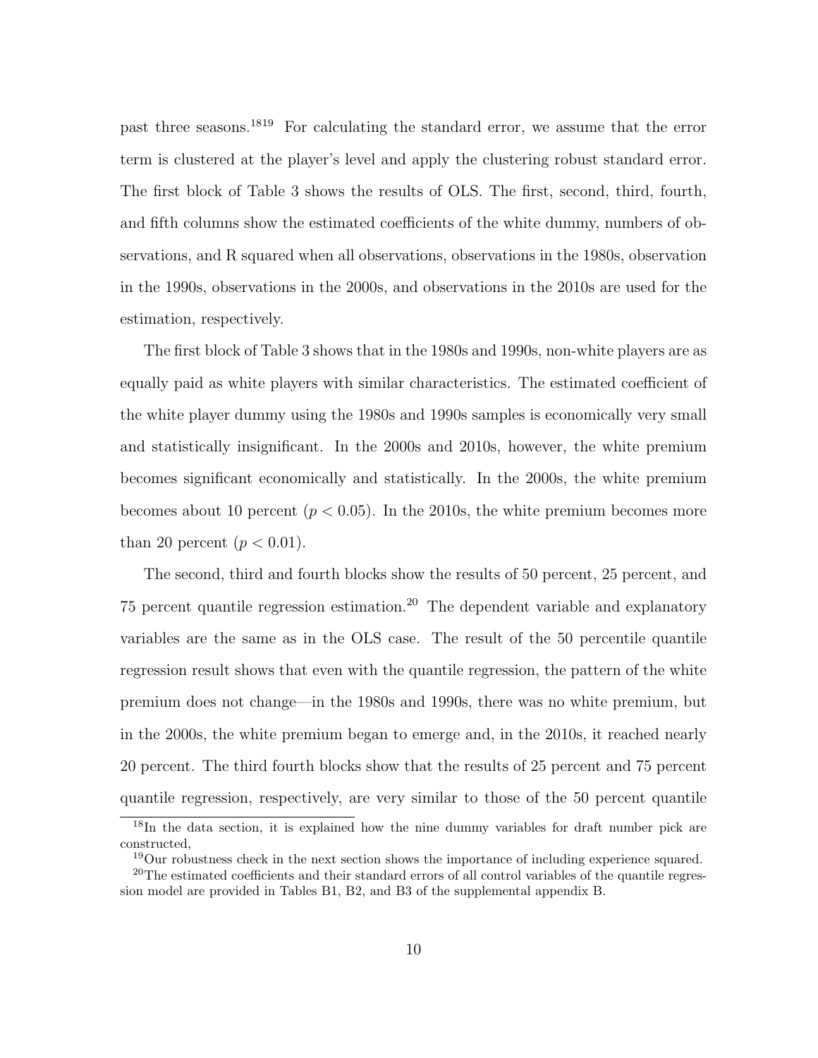past three seasons.[18][19] For calculating the standard error, we assume that the error term is clustered at the player's level and apply the clustering robust standard error. The first block of Table 3 shows the results of OLS. The first, second, third, fourth, and fifth columns show the estimated coefficients of the white dummy, numbers of observations, and R squared when all observations, observations in the 1980s, observation in the 1990s, observations in the 2000s, and observations in the 2010s are used for the estimation, respectively.

The first block of Table 3 shows that in the 1980s and 1990s, non-white players are as equally paid as white players with similar characteristics. The estimated coefficient of the white player dummy using the 1980s and 1990s samples is economically very small and statistically insignificant. In the 2000s and 2010s, however, the white premium becomes significant economically and statistically. In the 2000s, the white premium becomes about 10 percent ($p < 0.05$). In the 2010s, the white premium becomes more than 20 percent ($p < 0.01$).

The second, third and fourth blocks show the results of 50 percent, 25 percent, and 75 percent quantile regression estimation.[20] The dependent variable and explanatory variables are the same as in the OLS case. The result of the 50 percentile quantile regression result shows that even with the quantile regression, the pattern of the white premium does not change—in the 1980s and 1990s, there was no white premium, but in the 2000s, the white premium began to emerge and, in the 2010s, it reached nearly 20 percent. The third fourth blocks show that the results of 25 percent and 75 percent quantile regression, respectively, are very similar to those of the 50 percent quantile

[18] In the data section, it is explained how the nine dummy variables for draft number pick are constructed,

[19] Our robustness check in the next section shows the importance of including experience squared.

[20] The estimated coefficients and their standard errors of all control variables of the quantile regression model are provided in Tables B1, B2, and B3 of the supplemental appendix B.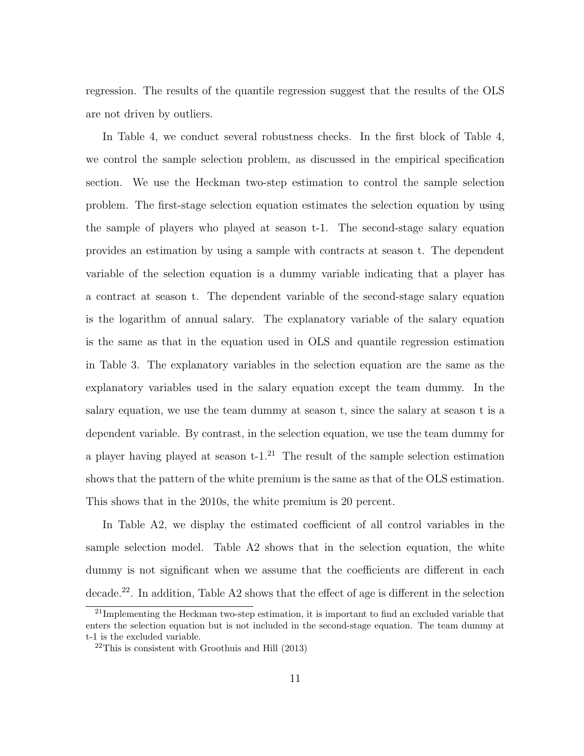regression. The results of the quantile regression suggest that the results of the OLS are not driven by outliers.

In Table 4, we conduct several robustness checks. In the first block of Table 4, we control the sample selection problem, as discussed in the empirical specification section. We use the Heckman two-step estimation to control the sample selection problem. The first-stage selection equation estimates the selection equation by using the sample of players who played at season t-1. The second-stage salary equation provides an estimation by using a sample with contracts at season t. The dependent variable of the selection equation is a dummy variable indicating that a player has a contract at season t. The dependent variable of the second-stage salary equation is the logarithm of annual salary. The explanatory variable of the salary equation is the same as that in the equation used in OLS and quantile regression estimation in Table 3. The explanatory variables in the selection equation are the same as the explanatory variables used in the salary equation except the team dummy. In the salary equation, we use the team dummy at season t, since the salary at season t is a dependent variable. By contrast, in the selection equation, we use the team dummy for a player having played at season t-1.[21] The result of the sample selection estimation shows that the pattern of the white premium is the same as that of the OLS estimation. This shows that in the 2010s, the white premium is 20 percent.

In Table A2, we display the estimated coefficient of all control variables in the sample selection model. Table A2 shows that in the selection equation, the white dummy is not significant when we assume that the coefficients are different in each decade.[22]. In addition, Table A2 shows that the effect of age is different in the selection

[21] Implementing the Heckman two-step estimation, it is important to find an excluded variable that enters the selection equation but is not included in the second-stage equation. The team dummy at t-1 is the excluded variable.

[22] This is consistent with Groothuis and Hill (2013)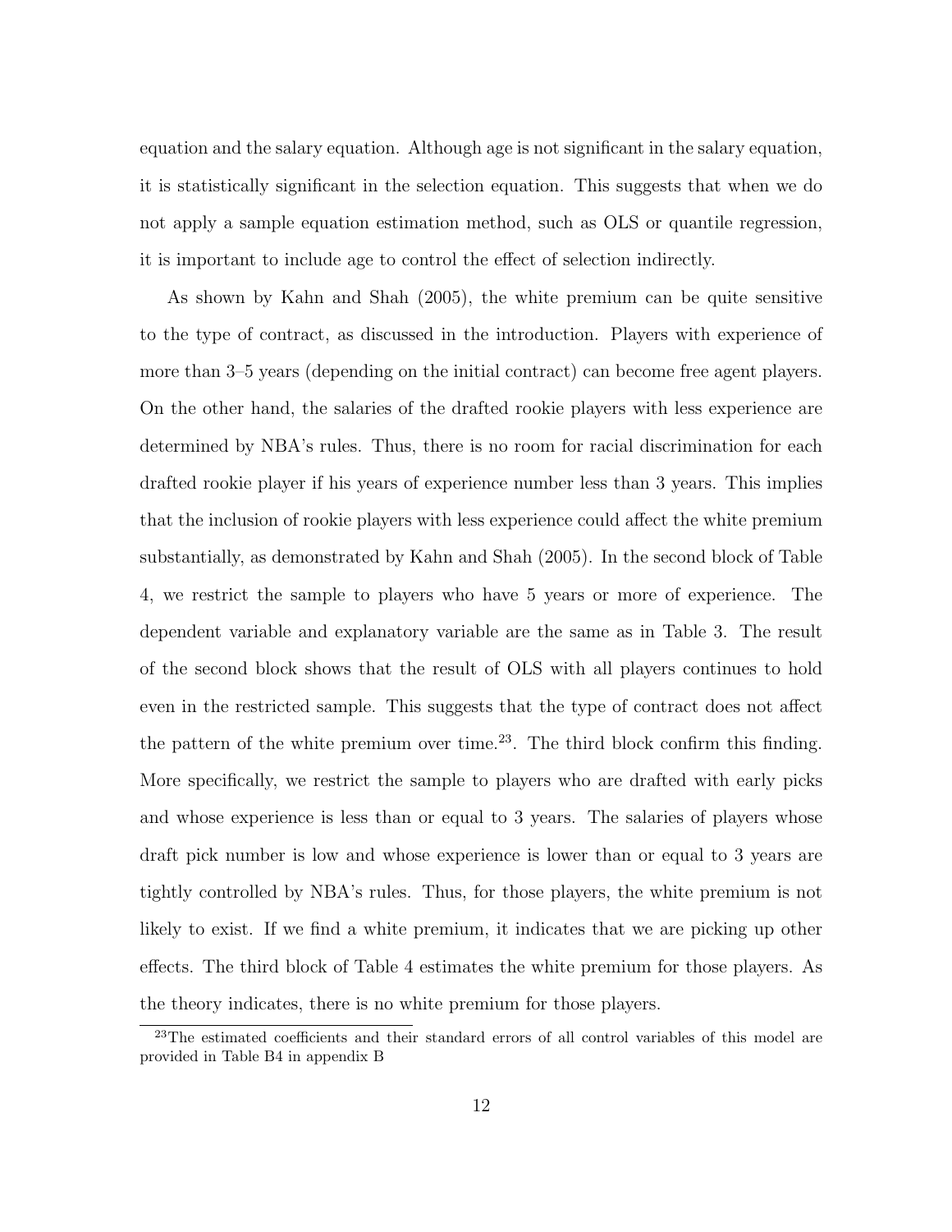equation and the salary equation. Although age is not significant in the salary equation, it is statistically significant in the selection equation. This suggests that when we do not apply a sample equation estimation method, such as OLS or quantile regression, it is important to include age to control the effect of selection indirectly.

As shown by Kahn and Shah (2005), the white premium can be quite sensitive to the type of contract, as discussed in the introduction. Players with experience of more than 3–5 years (depending on the initial contract) can become free agent players. On the other hand, the salaries of the drafted rookie players with less experience are determined by NBA's rules. Thus, there is no room for racial discrimination for each drafted rookie player if his years of experience number less than 3 years. This implies that the inclusion of rookie players with less experience could affect the white premium substantially, as demonstrated by Kahn and Shah (2005). In the second block of Table 4, we restrict the sample to players who have 5 years or more of experience. The dependent variable and explanatory variable are the same as in Table 3. The result of the second block shows that the result of OLS with all players continues to hold even in the restricted sample. This suggests that the type of contract does not affect the pattern of the white premium over time.[23]. The third block confirm this finding. More specifically, we restrict the sample to players who are drafted with early picks and whose experience is less than or equal to 3 years. The salaries of players whose draft pick number is low and whose experience is lower than or equal to 3 years are tightly controlled by NBA's rules. Thus, for those players, the white premium is not likely to exist. If we find a white premium, it indicates that we are picking up other effects. The third block of Table 4 estimates the white premium for those players. As the theory indicates, there is no white premium for those players.

[23] The estimated coefficients and their standard errors of all control variables of this model are provided in Table B4 in appendix B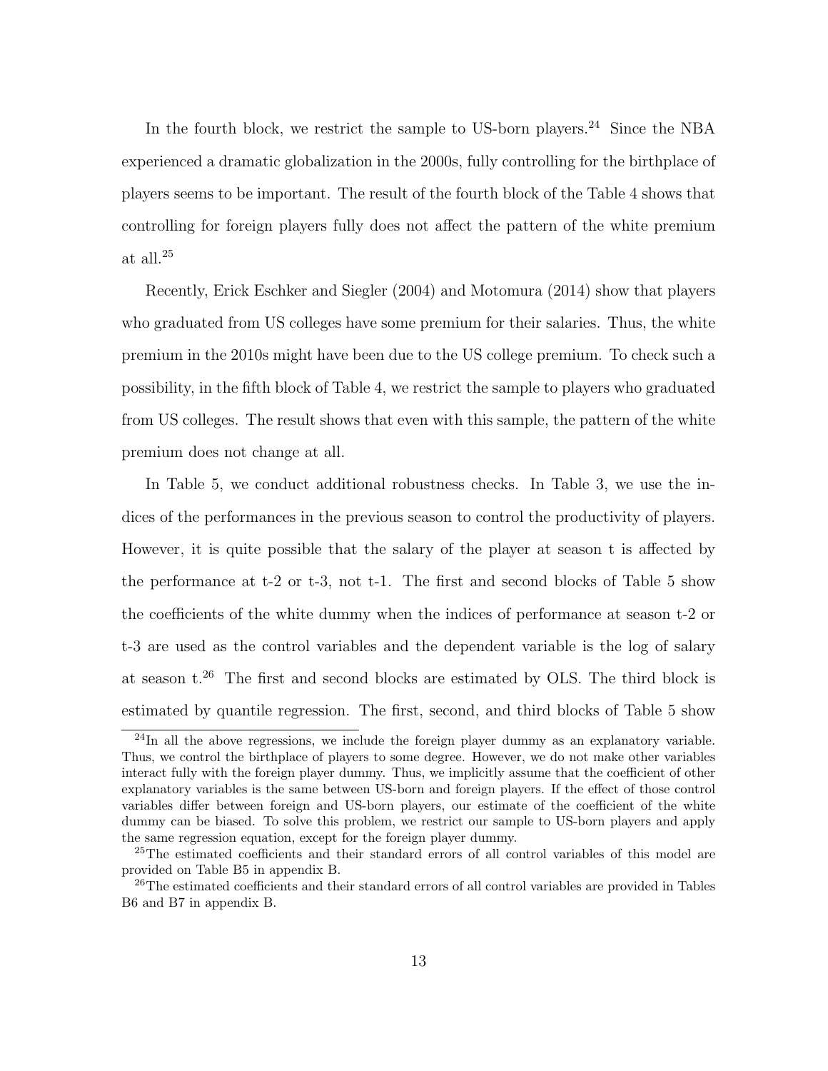In the fourth block, we restrict the sample to US-born players.[24] Since the NBA experienced a dramatic globalization in the 2000s, fully controlling for the birthplace of players seems to be important. The result of the fourth block of the Table 4 shows that controlling for foreign players fully does not affect the pattern of the white premium at all.[25]

Recently, Erick Eschker and Siegler (2004) and Motomura (2014) show that players who graduated from US colleges have some premium for their salaries. Thus, the white premium in the 2010s might have been due to the US college premium. To check such a possibility, in the fifth block of Table 4, we restrict the sample to players who graduated from US colleges. The result shows that even with this sample, the pattern of the white premium does not change at all.

In Table 5, we conduct additional robustness checks. In Table 3, we use the indices of the performances in the previous season to control the productivity of players. However, it is quite possible that the salary of the player at season t is affected by the performance at t-2 or t-3, not t-1. The first and second blocks of Table 5 show the coefficients of the white dummy when the indices of performance at season t-2 or t-3 are used as the control variables and the dependent variable is the log of salary at season t.[26] The first and second blocks are estimated by OLS. The third block is estimated by quantile regression. The first, second, and third blocks of Table 5 show

[24] In all the above regressions, we include the foreign player dummy as an explanatory variable. Thus, we control the birthplace of players to some degree. However, we do not make other variables interact fully with the foreign player dummy. Thus, we implicitly assume that the coefficient of other explanatory variables is the same between US-born and foreign players. If the effect of those control variables differ between foreign and US-born players, our estimate of the coefficient of the white dummy can be biased. To solve this problem, we restrict our sample to US-born players and apply the same regression equation, except for the foreign player dummy.

[25] The estimated coefficients and their standard errors of all control variables of this model are provided on Table B5 in appendix B.

[26] The estimated coefficients and their standard errors of all control variables are provided in Tables B6 and B7 in appendix B.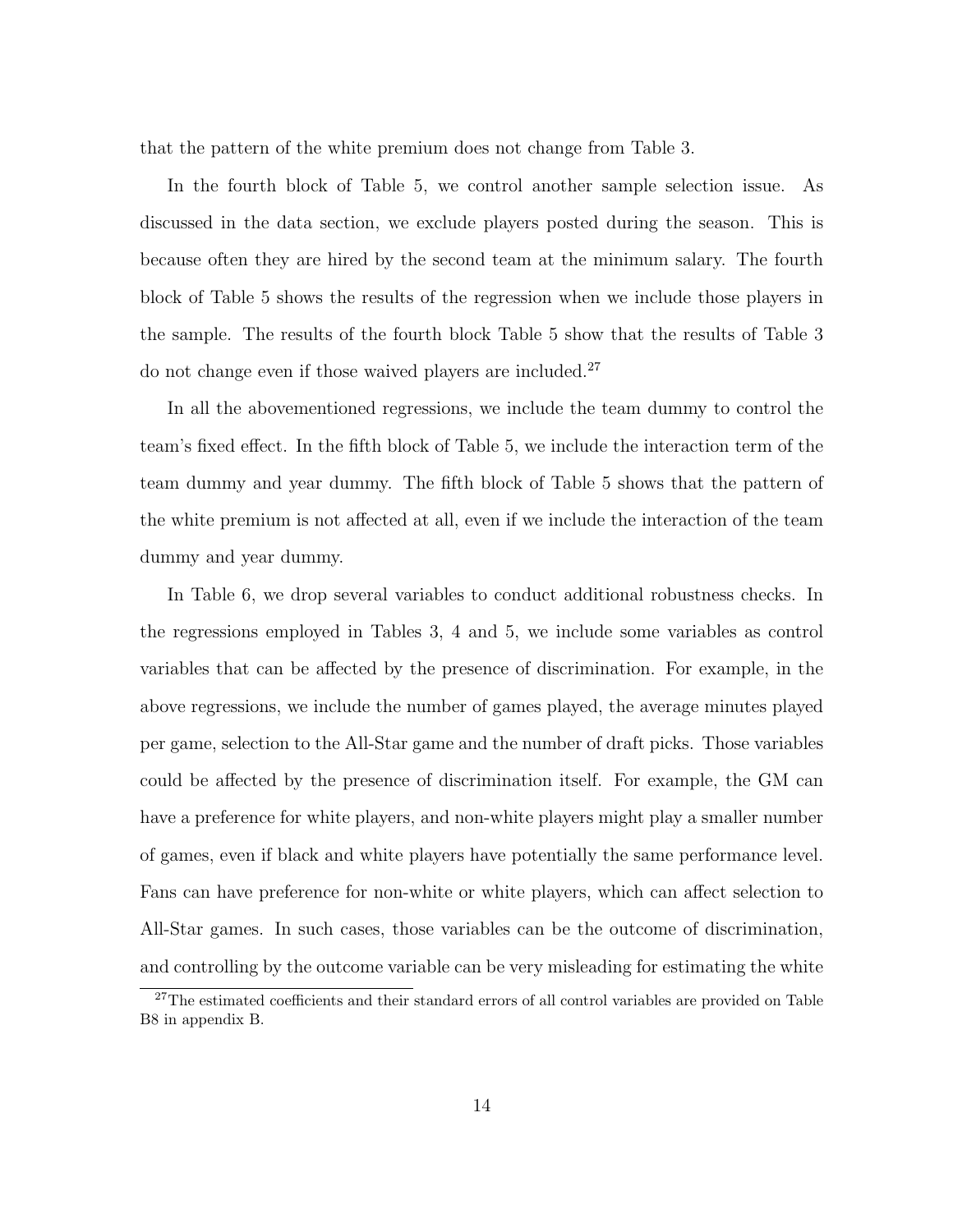that the pattern of the white premium does not change from Table 3.

In the fourth block of Table 5, we control another sample selection issue. As discussed in the data section, we exclude players posted during the season. This is because often they are hired by the second team at the minimum salary. The fourth block of Table 5 shows the results of the regression when we include those players in the sample. The results of the fourth block Table 5 show that the results of Table 3 do not change even if those waived players are included.[27]

In all the abovementioned regressions, we include the team dummy to control the team's fixed effect. In the fifth block of Table 5, we include the interaction term of the team dummy and year dummy. The fifth block of Table 5 shows that the pattern of the white premium is not affected at all, even if we include the interaction of the team dummy and year dummy.

In Table 6, we drop several variables to conduct additional robustness checks. In the regressions employed in Tables 3, 4 and 5, we include some variables as control variables that can be affected by the presence of discrimination. For example, in the above regressions, we include the number of games played, the average minutes played per game, selection to the All-Star game and the number of draft picks. Those variables could be affected by the presence of discrimination itself. For example, the GM can have a preference for white players, and non-white players might play a smaller number of games, even if black and white players have potentially the same performance level. Fans can have preference for non-white or white players, which can affect selection to All-Star games. In such cases, those variables can be the outcome of discrimination, and controlling by the outcome variable can be very misleading for estimating the white

[27] The estimated coefficients and their standard errors of all control variables are provided on Table B8 in appendix B.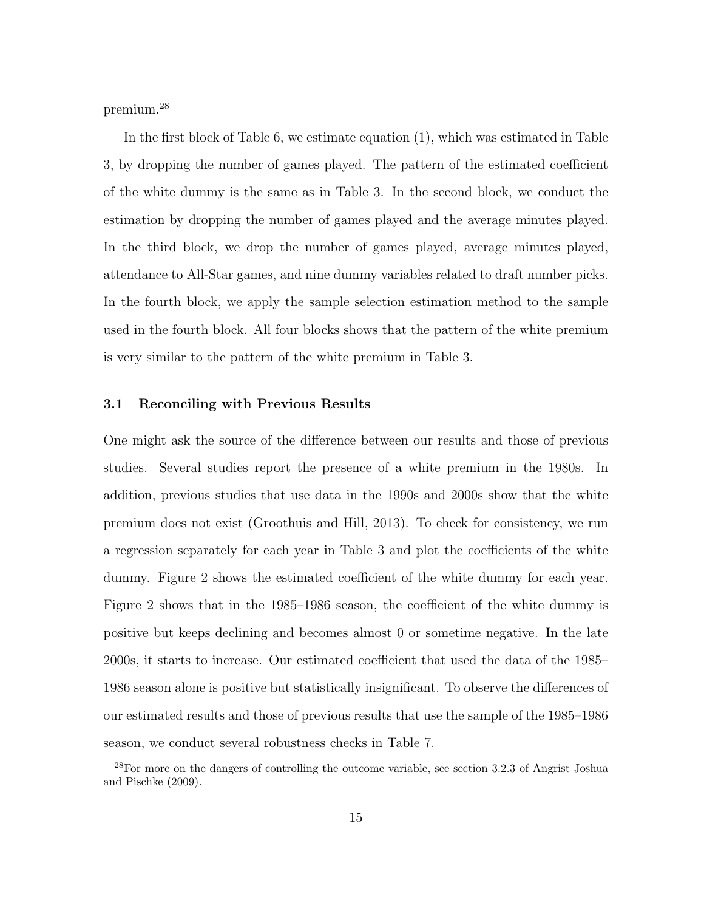premium.[28]

In the first block of Table 6, we estimate equation (1), which was estimated in Table 3, by dropping the number of games played. The pattern of the estimated coefficient of the white dummy is the same as in Table 3. In the second block, we conduct the estimation by dropping the number of games played and the average minutes played. In the third block, we drop the number of games played, average minutes played, attendance to All-Star games, and nine dummy variables related to draft number picks. In the fourth block, we apply the sample selection estimation method to the sample used in the fourth block. All four blocks shows that the pattern of the white premium is very similar to the pattern of the white premium in Table 3.

### 3.1 Reconciling with Previous Results

One might ask the source of the difference between our results and those of previous studies. Several studies report the presence of a white premium in the 1980s. In addition, previous studies that use data in the 1990s and 2000s show that the white premium does not exist (Groothuis and Hill, 2013). To check for consistency, we run a regression separately for each year in Table 3 and plot the coefficients of the white dummy. Figure 2 shows the estimated coefficient of the white dummy for each year. Figure 2 shows that in the 1985–1986 season, the coefficient of the white dummy is positive but keeps declining and becomes almost 0 or sometime negative. In the late 2000s, it starts to increase. Our estimated coefficient that used the data of the 1985–1986 season alone is positive but statistically insignificant. To observe the differences of our estimated results and those of previous results that use the sample of the 1985–1986 season, we conduct several robustness checks in Table 7.

[28] For more on the dangers of controlling the outcome variable, see section 3.2.3 of Angrist Joshua and Pischke (2009).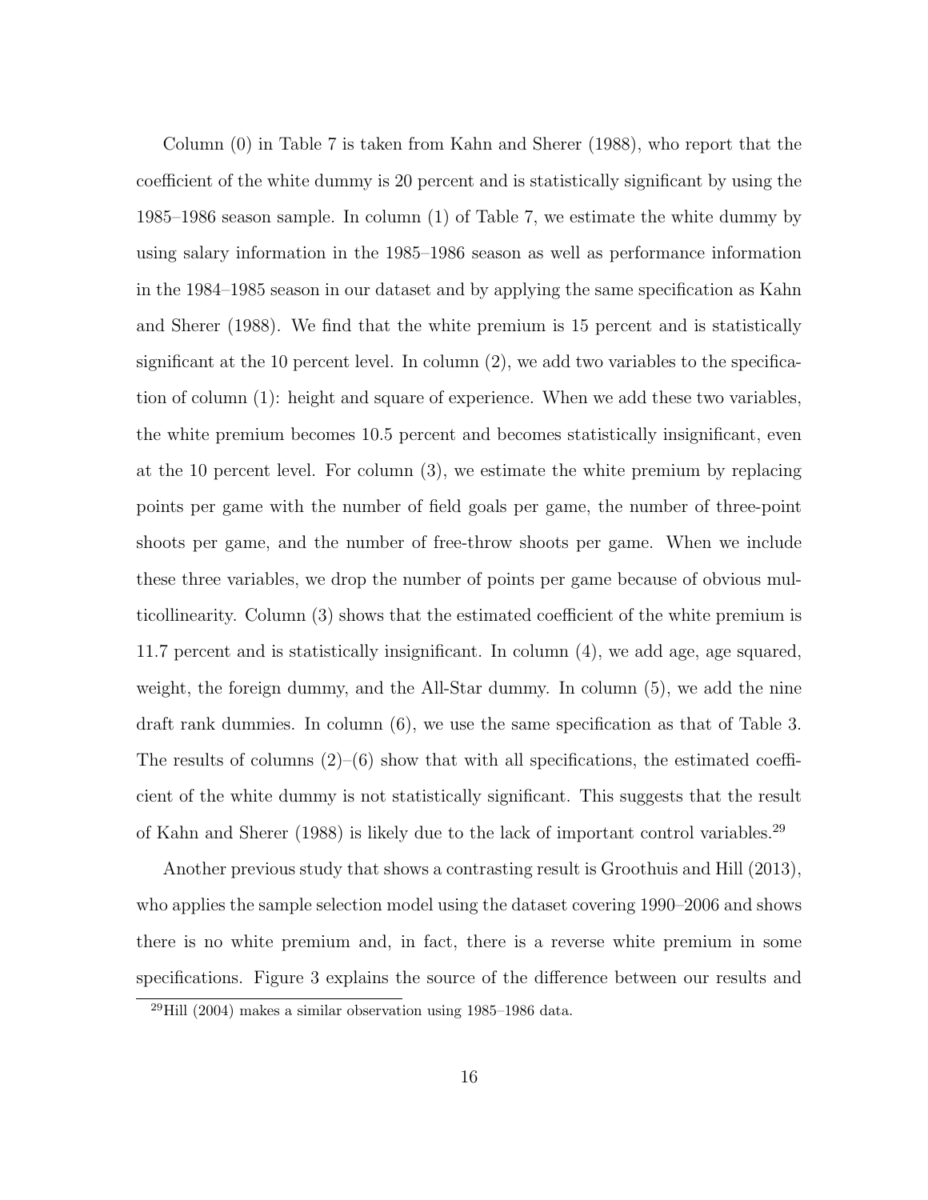Column (0) in Table 7 is taken from Kahn and Sherer (1988), who report that the coefficient of the white dummy is 20 percent and is statistically significant by using the 1985–1986 season sample. In column (1) of Table 7, we estimate the white dummy by using salary information in the 1985–1986 season as well as performance information in the 1984–1985 season in our dataset and by applying the same specification as Kahn and Sherer (1988). We find that the white premium is 15 percent and is statistically significant at the 10 percent level. In column (2), we add two variables to the specification of column (1): height and square of experience. When we add these two variables, the white premium becomes 10.5 percent and becomes statistically insignificant, even at the 10 percent level. For column (3), we estimate the white premium by replacing points per game with the number of field goals per game, the number of three-point shoots per game, and the number of free-throw shoots per game. When we include these three variables, we drop the number of points per game because of obvious multicollinearity. Column (3) shows that the estimated coefficient of the white premium is 11.7 percent and is statistically insignificant. In column (4), we add age, age squared, weight, the foreign dummy, and the All-Star dummy. In column (5), we add the nine draft rank dummies. In column (6), we use the same specification as that of Table 3. The results of columns (2)–(6) show that with all specifications, the estimated coefficient of the white dummy is not statistically significant. This suggests that the result of Kahn and Sherer (1988) is likely due to the lack of important control variables.[29]

Another previous study that shows a contrasting result is Groothuis and Hill (2013), who applies the sample selection model using the dataset covering 1990–2006 and shows there is no white premium and, in fact, there is a reverse white premium in some specifications. Figure 3 explains the source of the difference between our results and

[29] Hill (2004) makes a similar observation using 1985–1986 data.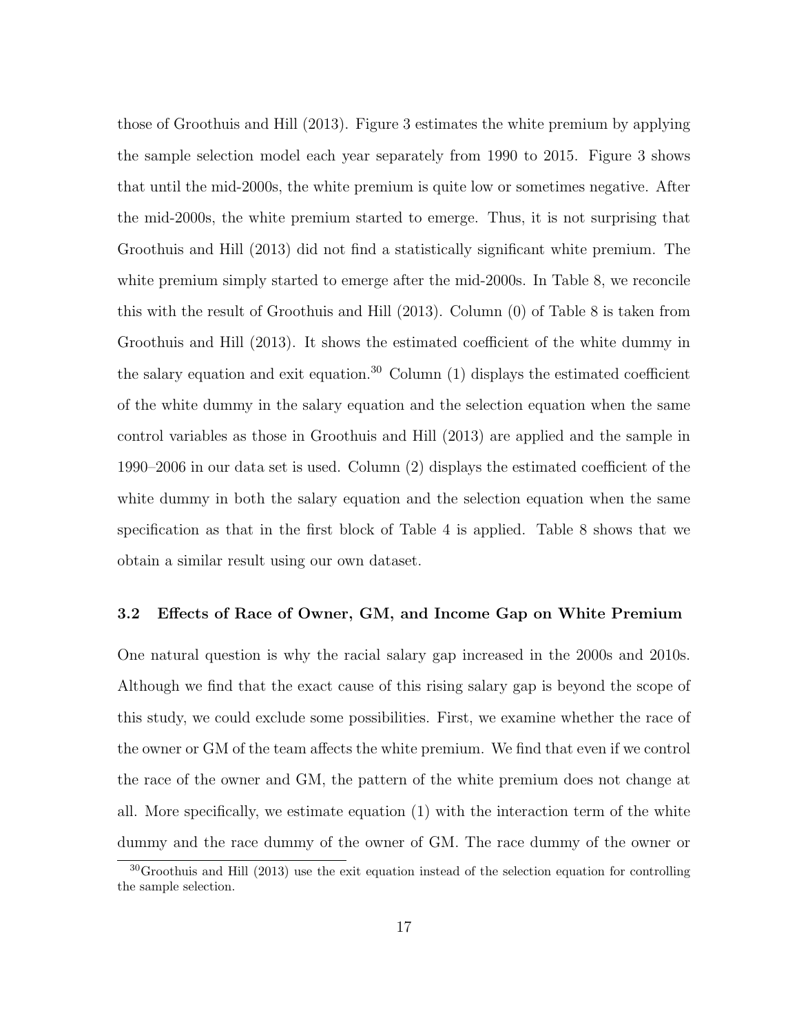those of Groothuis and Hill (2013). Figure 3 estimates the white premium by applying the sample selection model each year separately from 1990 to 2015. Figure 3 shows that until the mid-2000s, the white premium is quite low or sometimes negative. After the mid-2000s, the white premium started to emerge. Thus, it is not surprising that Groothuis and Hill (2013) did not find a statistically significant white premium. The white premium simply started to emerge after the mid-2000s. In Table 8, we reconcile this with the result of Groothuis and Hill (2013). Column (0) of Table 8 is taken from Groothuis and Hill (2013). It shows the estimated coefficient of the white dummy in the salary equation and exit equation.[30] Column (1) displays the estimated coefficient of the white dummy in the salary equation and the selection equation when the same control variables as those in Groothuis and Hill (2013) are applied and the sample in 1990–2006 in our data set is used. Column (2) displays the estimated coefficient of the white dummy in both the salary equation and the selection equation when the same specification as that in the first block of Table 4 is applied. Table 8 shows that we obtain a similar result using our own dataset.

### 3.2 Effects of Race of Owner, GM, and Income Gap on White Premium

One natural question is why the racial salary gap increased in the 2000s and 2010s. Although we find that the exact cause of this rising salary gap is beyond the scope of this study, we could exclude some possibilities. First, we examine whether the race of the owner or GM of the team affects the white premium. We find that even if we control the race of the owner and GM, the pattern of the white premium does not change at all. More specifically, we estimate equation (1) with the interaction term of the white dummy and the race dummy of the owner of GM. The race dummy of the owner or

[30] Groothuis and Hill (2013) use the exit equation instead of the selection equation for controlling the sample selection.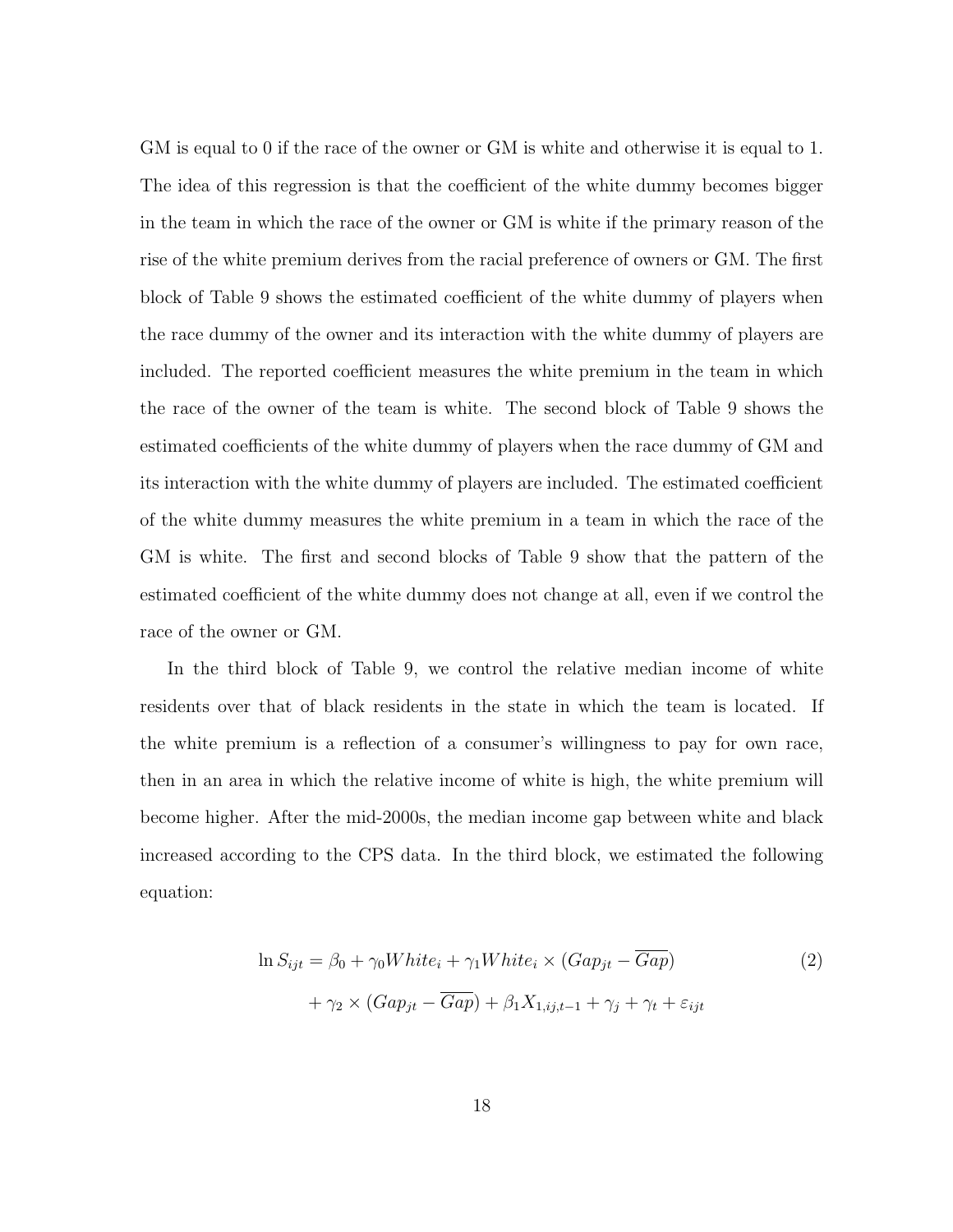GM is equal to 0 if the race of the owner or GM is white and otherwise it is equal to 1. The idea of this regression is that the coefficient of the white dummy becomes bigger in the team in which the race of the owner or GM is white if the primary reason of the rise of the white premium derives from the racial preference of owners or GM. The first block of Table 9 shows the estimated coefficient of the white dummy of players when the race dummy of the owner and its interaction with the white dummy of players are included. The reported coefficient measures the white premium in the team in which the race of the owner of the team is white. The second block of Table 9 shows the estimated coefficients of the white dummy of players when the race dummy of GM and its interaction with the white dummy of players are included. The estimated coefficient of the white dummy measures the white premium in a team in which the race of the GM is white. The first and second blocks of Table 9 show that the pattern of the estimated coefficient of the white dummy does not change at all, even if we control the race of the owner or GM.

In the third block of Table 9, we control the relative median income of white residents over that of black residents in the state in which the team is located. If the white premium is a reflection of a consumer's willingness to pay for own race, then in an area in which the relative income of white is high, the white premium will become higher. After the mid-2000s, the median income gap between white and black increased according to the CPS data. In the third block, we estimated the following equation:

$$\ln S_{ijt} = \beta_0 + \gamma_0 White_i + \gamma_1 White_i \times (Gap_{jt} - \overline{Gap}) + \gamma_2 \times (Gap_{jt} - \overline{Gap}) + \beta_1 X_{1,ij,t-1} + \gamma_j + \gamma_t + \varepsilon_{ijt} \tag{2}$$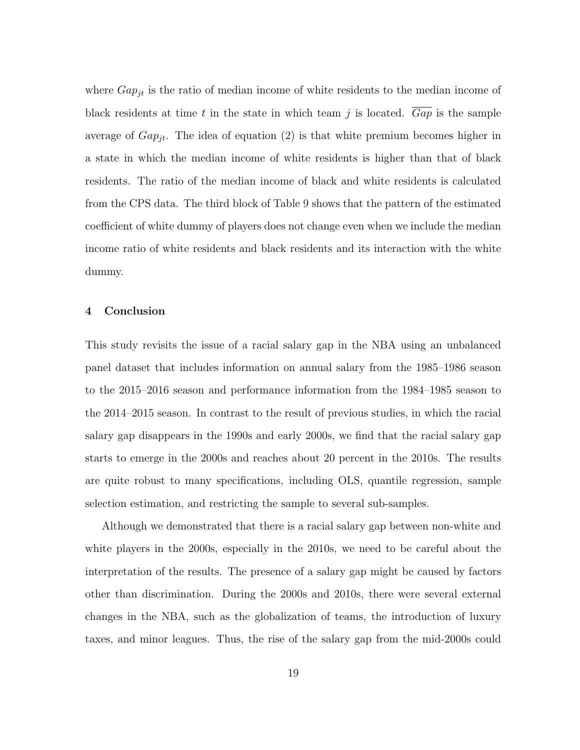where $Gap_{jt}$ is the ratio of median income of white residents to the median income of black residents at time $t$ in the state in which team $j$ is located. $\overline{Gap}$ is the sample average of $Gap_{jt}$. The idea of equation (2) is that white premium becomes higher in a state in which the median income of white residents is higher than that of black residents. The ratio of the median income of black and white residents is calculated from the CPS data. The third block of Table 9 shows that the pattern of the estimated coefficient of white dummy of players does not change even when we include the median income ratio of white residents and black residents and its interaction with the white dummy.

## 4 Conclusion

This study revisits the issue of a racial salary gap in the NBA using an unbalanced panel dataset that includes information on annual salary from the 1985–1986 season to the 2015–2016 season and performance information from the 1984–1985 season to the 2014–2015 season. In contrast to the result of previous studies, in which the racial salary gap disappears in the 1990s and early 2000s, we find that the racial salary gap starts to emerge in the 2000s and reaches about 20 percent in the 2010s. The results are quite robust to many specifications, including OLS, quantile regression, sample selection estimation, and restricting the sample to several sub-samples.

Although we demonstrated that there is a racial salary gap between non-white and white players in the 2000s, especially in the 2010s, we need to be careful about the interpretation of the results. The presence of a salary gap might be caused by factors other than discrimination. During the 2000s and 2010s, there were several external changes in the NBA, such as the globalization of teams, the introduction of luxury taxes, and minor leagues. Thus, the rise of the salary gap from the mid-2000s could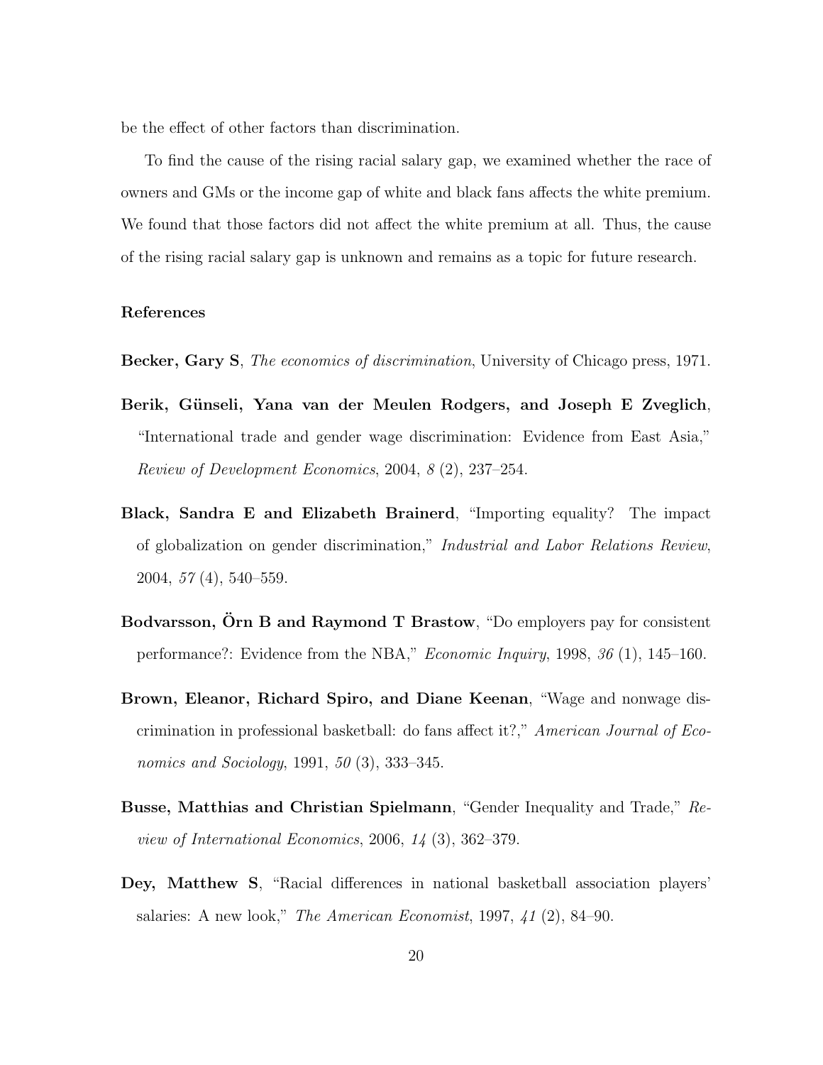be the effect of other factors than discrimination.

To find the cause of the rising racial salary gap, we examined whether the race of owners and GMs or the income gap of white and black fans affects the white premium. We found that those factors did not affect the white premium at all. Thus, the cause of the rising racial salary gap is unknown and remains as a topic for future research.

**References**

**Becker, Gary S**, *The economics of discrimination*, University of Chicago press, 1971.

**Berik, Günseli, Yana van der Meulen Rodgers, and Joseph E Zveglich**, "International trade and gender wage discrimination: Evidence from East Asia," *Review of Development Economics*, 2004, *8* (2), 237–254.

**Black, Sandra E and Elizabeth Brainerd**, "Importing equality? The impact of globalization on gender discrimination," *Industrial and Labor Relations Review*, 2004, *57* (4), 540–559.

**Bodvarsson, Örn B and Raymond T Brastow**, "Do employers pay for consistent performance?: Evidence from the NBA," *Economic Inquiry*, 1998, *36* (1), 145–160.

**Brown, Eleanor, Richard Spiro, and Diane Keenan**, "Wage and nonwage discrimination in professional basketball: do fans affect it?," *American Journal of Economics and Sociology*, 1991, *50* (3), 333–345.

**Busse, Matthias and Christian Spielmann**, "Gender Inequality and Trade," *Review of International Economics*, 2006, *14* (3), 362–379.

**Dey, Matthew S**, "Racial differences in national basketball association players' salaries: A new look," *The American Economist*, 1997, *41* (2), 84–90.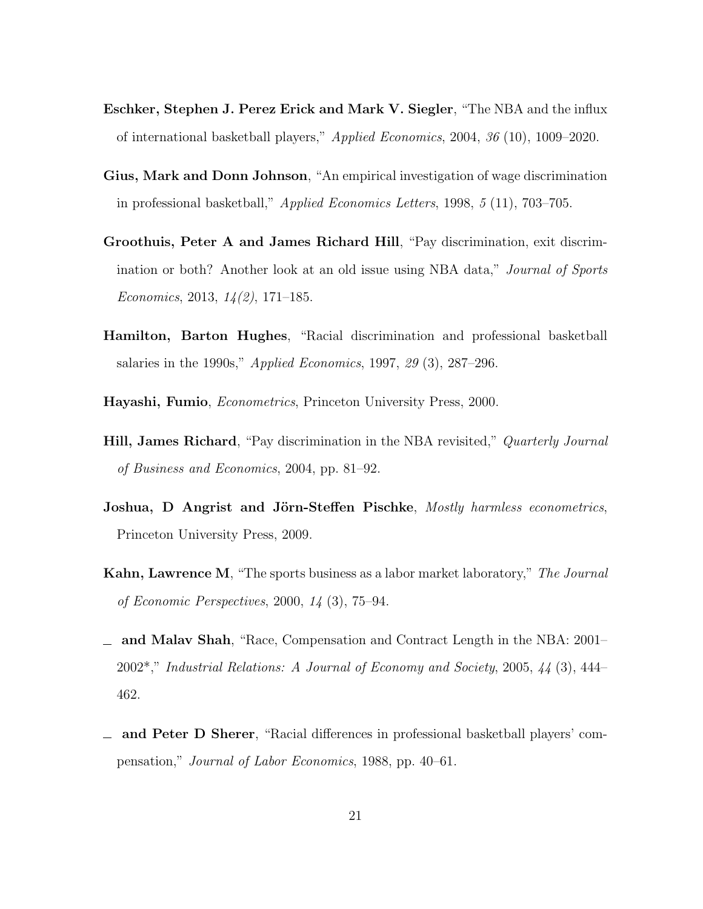**Eschker, Stephen J. Perez Erick and Mark V. Siegler**, "The NBA and the influx of international basketball players," *Applied Economics*, 2004, *36* (10), 1009–2020.

**Gius, Mark and Donn Johnson**, "An empirical investigation of wage discrimination in professional basketball," *Applied Economics Letters*, 1998, *5* (11), 703–705.

**Groothuis, Peter A and James Richard Hill**, "Pay discrimination, exit discrimination or both? Another look at an old issue using NBA data," *Journal of Sports Economics*, 2013, *14(2)*, 171–185.

**Hamilton, Barton Hughes**, "Racial discrimination and professional basketball salaries in the 1990s," *Applied Economics*, 1997, *29* (3), 287–296.

**Hayashi, Fumio**, *Econometrics*, Princeton University Press, 2000.

**Hill, James Richard**, "Pay discrimination in the NBA revisited," *Quarterly Journal of Business and Economics*, 2004, pp. 81–92.

**Joshua, D Angrist and Jörn-Steffen Pischke**, *Mostly harmless econometrics*, Princeton University Press, 2009.

**Kahn, Lawrence M**, "The sports business as a labor market laboratory," *The Journal of Economic Perspectives*, 2000, *14* (3), 75–94.

_ **and Malav Shah**, "Race, Compensation and Contract Length in the NBA: 2001–2002*," *Industrial Relations: A Journal of Economy and Society*, 2005, *44* (3), 444–462.

_ **and Peter D Sherer**, "Racial differences in professional basketball players' compensation," *Journal of Labor Economics*, 1988, pp. 40–61.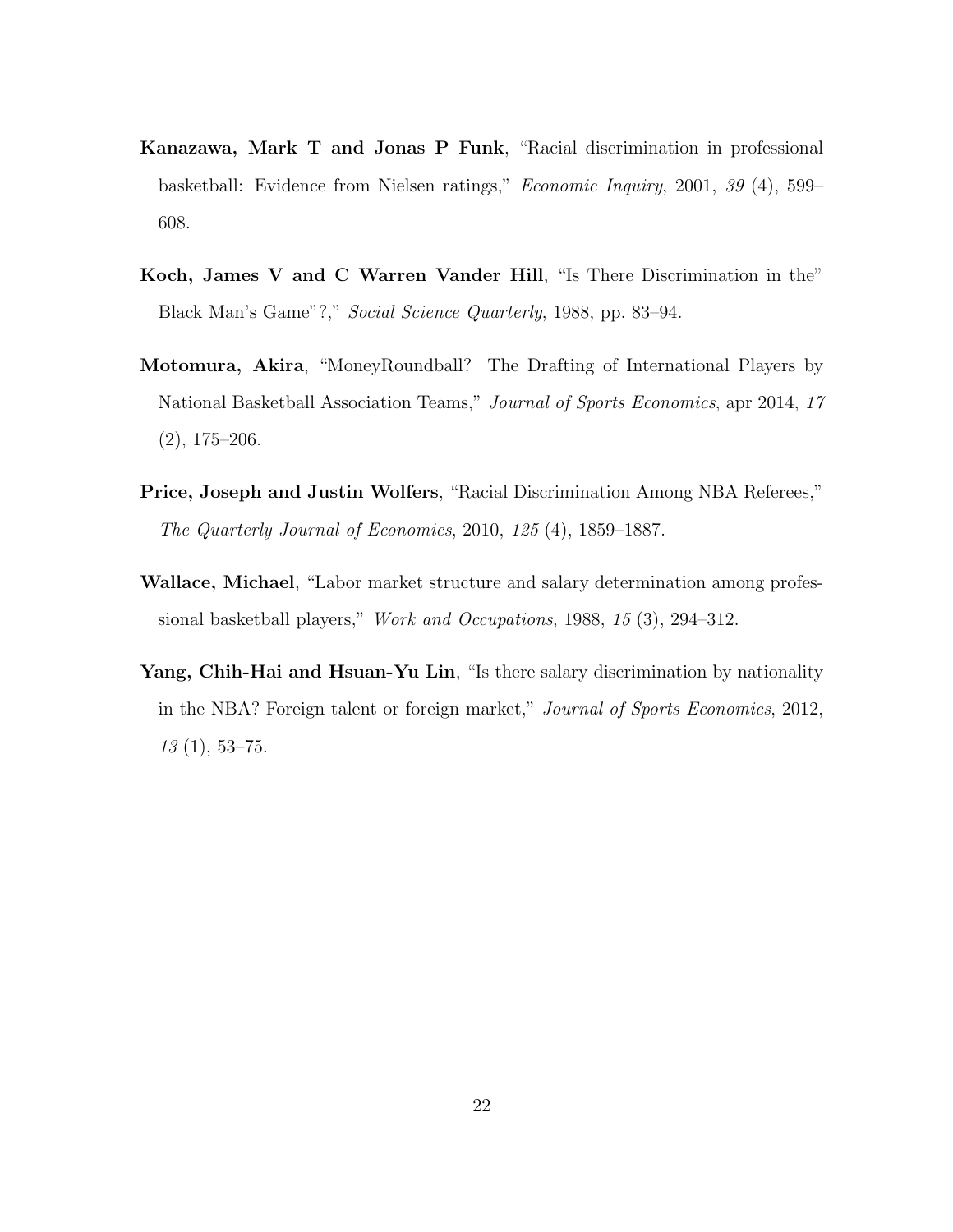**Kanazawa, Mark T and Jonas P Funk**, "Racial discrimination in professional basketball: Evidence from Nielsen ratings," *Economic Inquiry*, 2001, *39* (4), 599–608.

**Koch, James V and C Warren Vander Hill**, "Is There Discrimination in the" Black Man's Game"?," *Social Science Quarterly*, 1988, pp. 83–94.

**Motomura, Akira**, "MoneyRoundball? The Drafting of International Players by National Basketball Association Teams," *Journal of Sports Economics*, apr 2014, *17* (2), 175–206.

**Price, Joseph and Justin Wolfers**, "Racial Discrimination Among NBA Referees," *The Quarterly Journal of Economics*, 2010, *125* (4), 1859–1887.

**Wallace, Michael**, "Labor market structure and salary determination among professional basketball players," *Work and Occupations*, 1988, *15* (3), 294–312.

**Yang, Chih-Hai and Hsuan-Yu Lin**, "Is there salary discrimination by nationality in the NBA? Foreign talent or foreign market," *Journal of Sports Economics*, 2012, *13* (1), 53–75.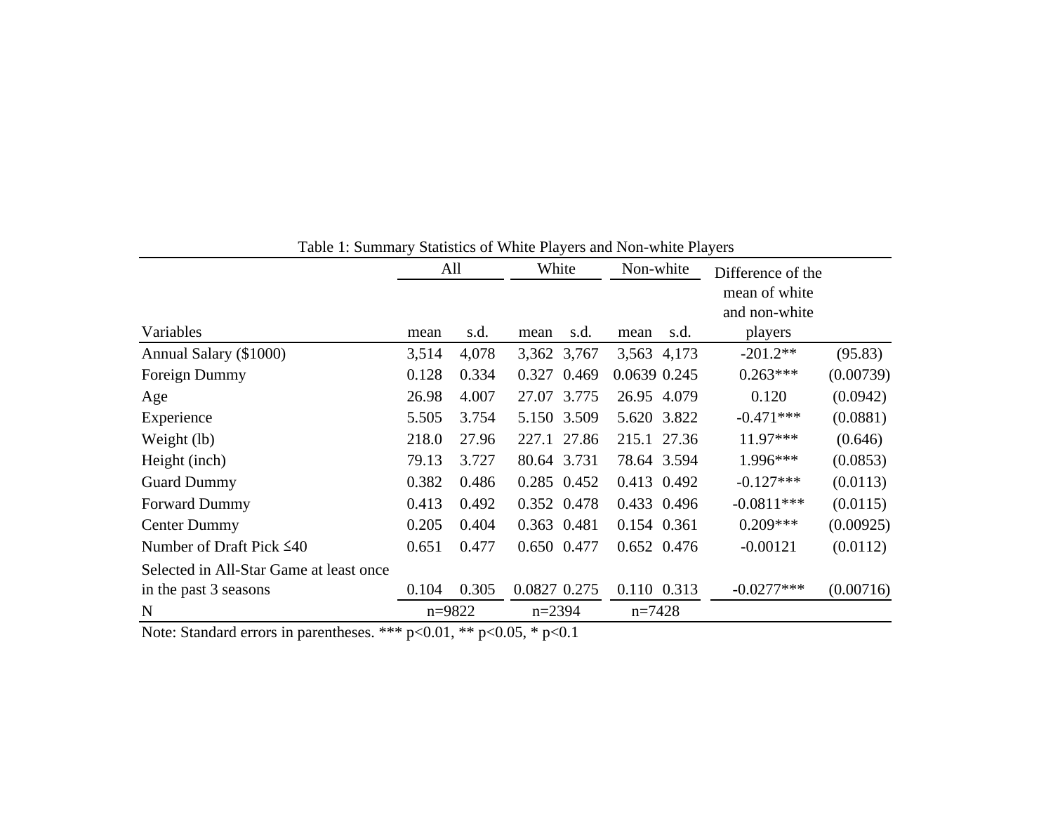Table 1: Summary Statistics of White Players and Non-white Players

| | All | | White | | Non-white | | Difference of the mean of white and non-white players | |
|---|---|---|---|---|---|---|---|---|
| Variables | mean | s.d. | mean | s.d. | mean | s.d. | | |
| Annual Salary ($1000) | 3,514 | 4,078 | 3,362 | 3,767 | 3,563 | 4,173 | -201.2** | (95.83) |
| Foreign Dummy | 0.128 | 0.334 | 0.327 | 0.469 | 0.0639 | 0.245 | 0.263*** | (0.00739) |
| Age | 26.98 | 4.007 | 27.07 | 3.775 | 26.95 | 4.079 | 0.120 | (0.0942) |
| Experience | 5.505 | 3.754 | 5.150 | 3.509 | 5.620 | 3.822 | -0.471*** | (0.0881) |
| Weight (lb) | 218.0 | 27.96 | 227.1 | 27.86 | 215.1 | 27.36 | 11.97*** | (0.646) |
| Height (inch) | 79.13 | 3.727 | 80.64 | 3.731 | 78.64 | 3.594 | 1.996*** | (0.0853) |
| Guard Dummy | 0.382 | 0.486 | 0.285 | 0.452 | 0.413 | 0.492 | -0.127*** | (0.0113) |
| Forward Dummy | 0.413 | 0.492 | 0.352 | 0.478 | 0.433 | 0.496 | -0.0811*** | (0.0115) |
| Center Dummy | 0.205 | 0.404 | 0.363 | 0.481 | 0.154 | 0.361 | 0.209*** | (0.00925) |
| Number of Draft Pick ≤40 | 0.651 | 0.477 | 0.650 | 0.477 | 0.652 | 0.476 | -0.00121 | (0.0112) |
| Selected in All-Star Game at least once in the past 3 seasons | 0.104 | 0.305 | 0.0827 | 0.275 | 0.110 | 0.313 | -0.0277*** | (0.00716) |
| N | n=9822 | | n=2394 | | n=7428 | | | |

Note: Standard errors in parentheses. *** p<0.01, ** p<0.05, * p<0.1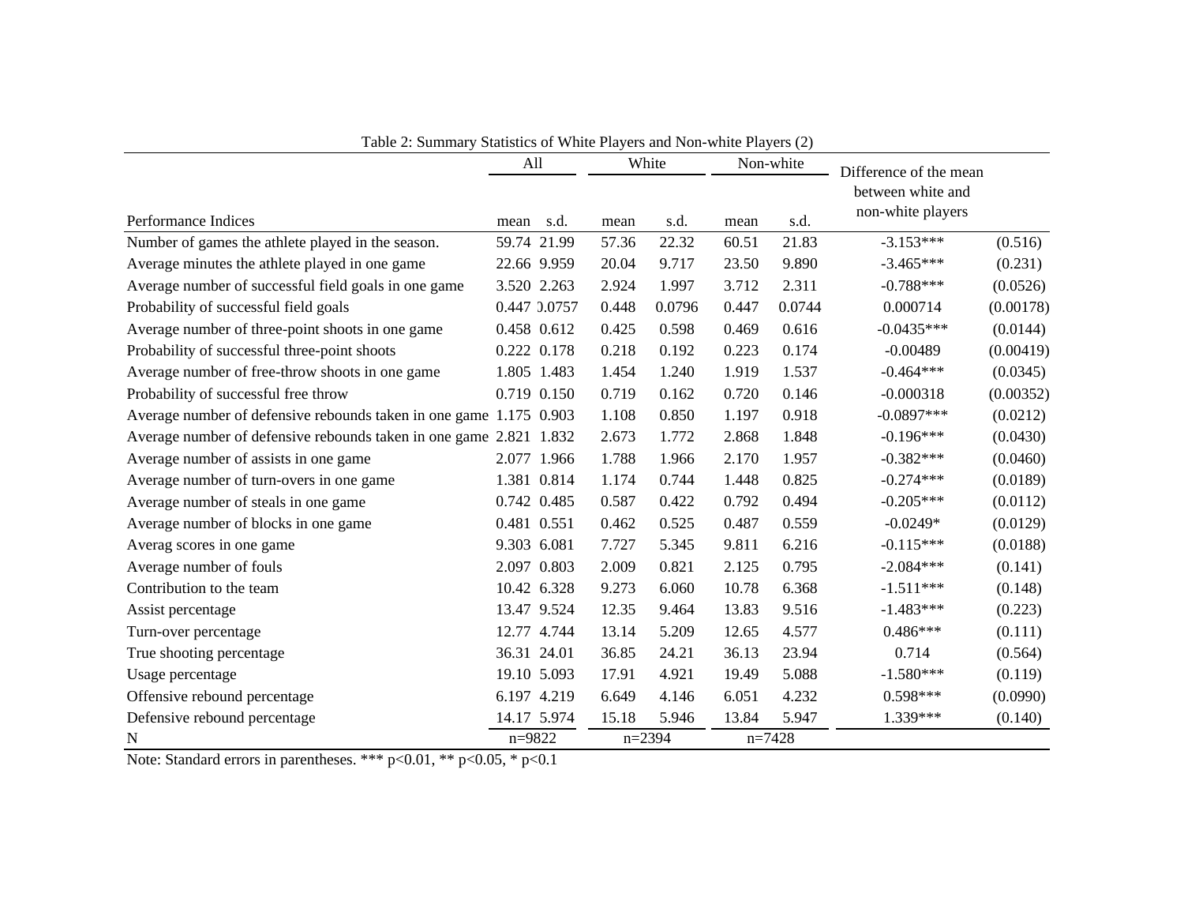Table 2: Summary Statistics of White Players and Non-white Players (2)

| Performance Indices | All | | White | | Non-white | | Difference of the mean between white and non-white players | |
|---|---|---|---|---|---|---|---|---|
| | mean | s.d. | mean | s.d. | mean | s.d. | | |
| Number of games the athlete played in the season. | 59.74 | 21.99 | 57.36 | 22.32 | 60.51 | 21.83 | -3.153*** | (0.516) |
| Average minutes the athlete played in one game | 22.66 | 9.959 | 20.04 | 9.717 | 23.50 | 9.890 | -3.465*** | (0.231) |
| Average number of successful field goals in one game | 3.520 | 2.263 | 2.924 | 1.997 | 3.712 | 2.311 | -0.788*** | (0.0526) |
| Probability of successful field goals | 0.447 | 0.0757 | 0.448 | 0.0796 | 0.447 | 0.0744 | 0.000714 | (0.00178) |
| Average number of three-point shoots in one game | 0.458 | 0.612 | 0.425 | 0.598 | 0.469 | 0.616 | -0.0435*** | (0.0144) |
| Probability of successful three-point shoots | 0.222 | 0.178 | 0.218 | 0.192 | 0.223 | 0.174 | -0.00489 | (0.00419) |
| Average number of free-throw shoots in one game | 1.805 | 1.483 | 1.454 | 1.240 | 1.919 | 1.537 | -0.464*** | (0.0345) |
| Probability of successful free throw | 0.719 | 0.150 | 0.719 | 0.162 | 0.720 | 0.146 | -0.000318 | (0.00352) |
| Average number of defensive rebounds taken in one game | 1.175 | 0.903 | 1.108 | 0.850 | 1.197 | 0.918 | -0.0897*** | (0.0212) |
| Average number of defensive rebounds taken in one game | 2.821 | 1.832 | 2.673 | 1.772 | 2.868 | 1.848 | -0.196*** | (0.0430) |
| Average number of assists in one game | 2.077 | 1.966 | 1.788 | 1.966 | 2.170 | 1.957 | -0.382*** | (0.0460) |
| Average number of turn-overs in one game | 1.381 | 0.814 | 1.174 | 0.744 | 1.448 | 0.825 | -0.274*** | (0.0189) |
| Average number of steals in one game | 0.742 | 0.485 | 0.587 | 0.422 | 0.792 | 0.494 | -0.205*** | (0.0112) |
| Average number of blocks in one game | 0.481 | 0.551 | 0.462 | 0.525 | 0.487 | 0.559 | -0.0249* | (0.0129) |
| Averag scores in one game | 9.303 | 6.081 | 7.727 | 5.345 | 9.811 | 6.216 | -0.115*** | (0.0188) |
| Average number of fouls | 2.097 | 0.803 | 2.009 | 0.821 | 2.125 | 0.795 | -2.084*** | (0.141) |
| Contribution to the team | 10.42 | 6.328 | 9.273 | 6.060 | 10.78 | 6.368 | -1.511*** | (0.148) |
| Assist percentage | 13.47 | 9.524 | 12.35 | 9.464 | 13.83 | 9.516 | -1.483*** | (0.223) |
| Turn-over percentage | 12.77 | 4.744 | 13.14 | 5.209 | 12.65 | 4.577 | 0.486*** | (0.111) |
| True shooting percentage | 36.31 | 24.01 | 36.85 | 24.21 | 36.13 | 23.94 | 0.714 | (0.564) |
| Usage percentage | 19.10 | 5.093 | 17.91 | 4.921 | 19.49 | 5.088 | -1.580*** | (0.119) |
| Offensive rebound percentage | 6.197 | 4.219 | 6.649 | 4.146 | 6.051 | 4.232 | 0.598*** | (0.0990) |
| Defensive rebound percentage | 14.17 | 5.974 | 15.18 | 5.946 | 13.84 | 5.947 | 1.339*** | (0.140) |
| N | n=9822 | | n=2394 | | n=7428 | | | |

Note: Standard errors in parentheses. *** p<0.01, ** p<0.05, * p<0.1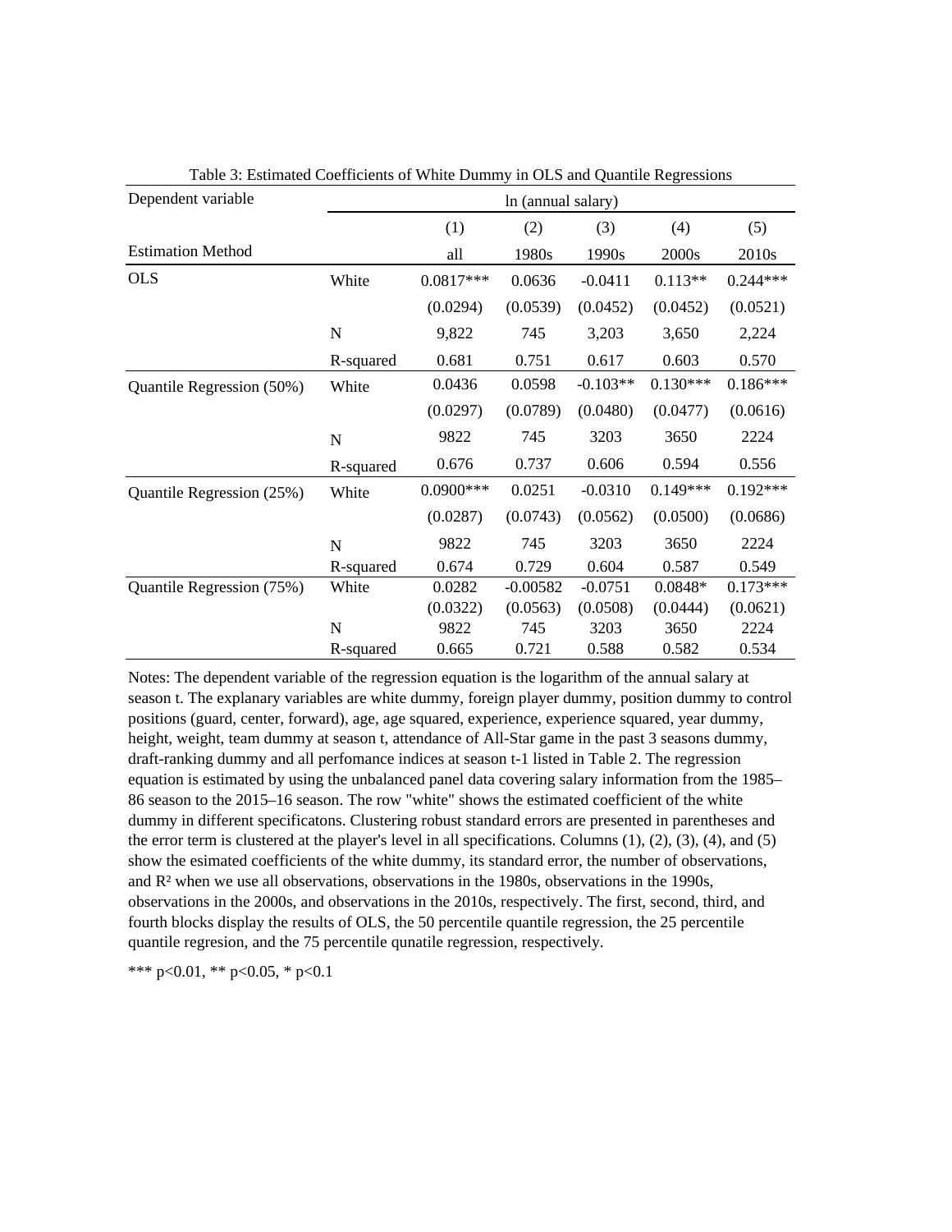Table 3: Estimated Coefficients of White Dummy in OLS and Quantile Regressions

| Dependent variable | | ln (annual salary) | | | | |
|---|---|---|---|---|---|---|
| | | (1) | (2) | (3) | (4) | (5) |
| Estimation Method | | all | 1980s | 1990s | 2000s | 2010s |
| OLS | White | 0.0817*** | 0.0636 | -0.0411 | 0.113** | 0.244*** |
| | | (0.0294) | (0.0539) | (0.0452) | (0.0452) | (0.0521) |
| | N | 9,822 | 745 | 3,203 | 3,650 | 2,224 |
| | R-squared | 0.681 | 0.751 | 0.617 | 0.603 | 0.570 |
| Quantile Regression (50%) | White | 0.0436 | 0.0598 | -0.103** | 0.130*** | 0.186*** |
| | | (0.0297) | (0.0789) | (0.0480) | (0.0477) | (0.0616) |
| | N | 9822 | 745 | 3203 | 3650 | 2224 |
| | R-squared | 0.676 | 0.737 | 0.606 | 0.594 | 0.556 |
| Quantile Regression (25%) | White | 0.0900*** | 0.0251 | -0.0310 | 0.149*** | 0.192*** |
| | | (0.0287) | (0.0743) | (0.0562) | (0.0500) | (0.0686) |
| | N | 9822 | 745 | 3203 | 3650 | 2224 |
| | R-squared | 0.674 | 0.729 | 0.604 | 0.587 | 0.549 |
| Quantile Regression (75%) | White | 0.0282 | -0.00582 | -0.0751 | 0.0848* | 0.173*** |
| | | (0.0322) | (0.0563) | (0.0508) | (0.0444) | (0.0621) |
| | N | 9822 | 745 | 3203 | 3650 | 2224 |
| | R-squared | 0.665 | 0.721 | 0.588 | 0.582 | 0.534 |

Notes: The dependent variable of the regression equation is the logarithm of the annual salary at season t. The explanary variables are white dummy, foreign player dummy, position dummy to control positions (guard, center, forward), age, age squared, experience, experience squared, year dummy, height, weight, team dummy at season t, attendance of All-Star game in the past 3 seasons dummy, draft-ranking dummy and all perfomance indices at season t-1 listed in Table 2. The regression equation is estimated by using the unbalanced panel data covering salary information from the 1985–86 season to the 2015–16 season. The row "white" shows the estimated coefficient of the white dummy in different specificatons. Clustering robust standard errors are presented in parentheses and the error term is clustered at the player's level in all specifications. Columns (1), (2), (3), (4), and (5) show the esimated coefficients of the white dummy, its standard error, the number of observations, and $R^2$ when we use all observations, observations in the 1980s, observations in the 1990s, observations in the 2000s, and observations in the 2010s, respectively. The first, second, third, and fourth blocks display the results of OLS, the 50 percentile quantile regression, the 25 percentile quantile regresion, and the 75 percentile qunatile regression, respectively.

*** $p<0.01$, ** $p<0.05$, * $p<0.1$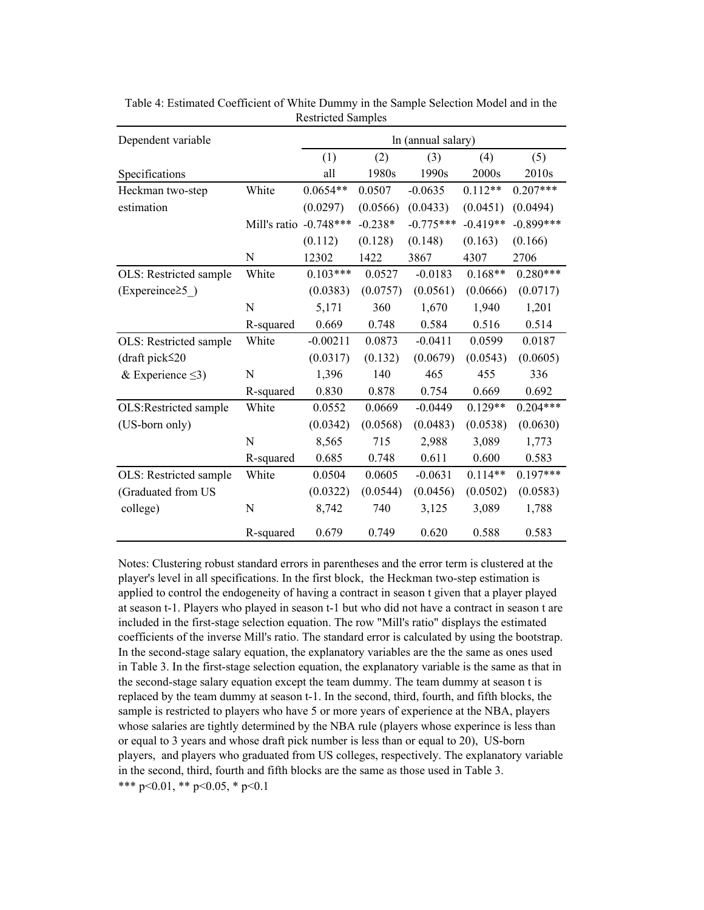Table 4: Estimated Coefficient of White Dummy in the Sample Selection Model and in the Restricted Samples

| Dependent variable | | ln (annual salary) | | | | |
|---|---|---|---|---|---|---|
| | | (1) | (2) | (3) | (4) | (5) |
| Specifications | | all | 1980s | 1990s | 2000s | 2010s |
| Heckman two-step | White | 0.0654** | 0.0507 | -0.0635 | 0.112** | 0.207*** |
| estimation | | (0.0297) | (0.0566) | (0.0433) | (0.0451) | (0.0494) |
| | Mill's ratio | -0.748*** | -0.238* | -0.775*** | -0.419** | -0.899*** |
| | | (0.112) | (0.128) | (0.148) | (0.163) | (0.166) |
| | N | 12302 | 1422 | 3867 | 4307 | 2706 |
| OLS: Restricted sample | White | 0.103*** | 0.0527 | -0.0183 | 0.168** | 0.280*** |
| (Expereince≥5_) | | (0.0383) | (0.0757) | (0.0561) | (0.0666) | (0.0717) |
| | N | 5,171 | 360 | 1,670 | 1,940 | 1,201 |
| | R-squared | 0.669 | 0.748 | 0.584 | 0.516 | 0.514 |
| OLS: Restricted sample | White | -0.00211 | 0.0873 | -0.0411 | 0.0599 | 0.0187 |
| (draft pick≤20 | | (0.0317) | (0.132) | (0.0679) | (0.0543) | (0.0605) |
| & Experience ≤3) | N | 1,396 | 140 | 465 | 455 | 336 |
| | R-squared | 0.830 | 0.878 | 0.754 | 0.669 | 0.692 |
| OLS:Restricted sample | White | 0.0552 | 0.0669 | -0.0449 | 0.129** | 0.204*** |
| (US-born only) | | (0.0342) | (0.0568) | (0.0483) | (0.0538) | (0.0630) |
| | N | 8,565 | 715 | 2,988 | 3,089 | 1,773 |
| | R-squared | 0.685 | 0.748 | 0.611 | 0.600 | 0.583 |
| OLS: Restricted sample | White | 0.0504 | 0.0605 | -0.0631 | 0.114** | 0.197*** |
| (Graduated from US | | (0.0322) | (0.0544) | (0.0456) | (0.0502) | (0.0583) |
| college) | N | 8,742 | 740 | 3,125 | 3,089 | 1,788 |
| | R-squared | 0.679 | 0.749 | 0.620 | 0.588 | 0.583 |

Notes: Clustering robust standard errors in parentheses and the error term is clustered at the player's level in all specifications. In the first block, the Heckman two-step estimation is applied to control the endogeneity of having a contract in season t given that a player played at season t-1. Players who played in season t-1 but who did not have a contract in season t are included in the first-stage selection equation. The row "Mill's ratio" displays the estimated coefficients of the inverse Mill's ratio. The standard error is calculated by using the bootstrap. In the second-stage salary equation, the explanatory variables are the the same as ones used in Table 3. In the first-stage selection equation, the explanatory variable is the same as that in the second-stage salary equation except the team dummy. The team dummy at season t is replaced by the team dummy at season t-1. In the second, third, fourth, and fifth blocks, the sample is restricted to players who have 5 or more years of experience at the NBA, players whose salaries are tightly determined by the NBA rule (players whose experince is less than or equal to 3 years and whose draft pick number is less than or equal to 20), US-born players, and players who graduated from US colleges, respectively. The explanatory variable in the second, third, fourth and fifth blocks are the same as those used in Table 3.
*** p<0.01, ** p<0.05, * p<0.1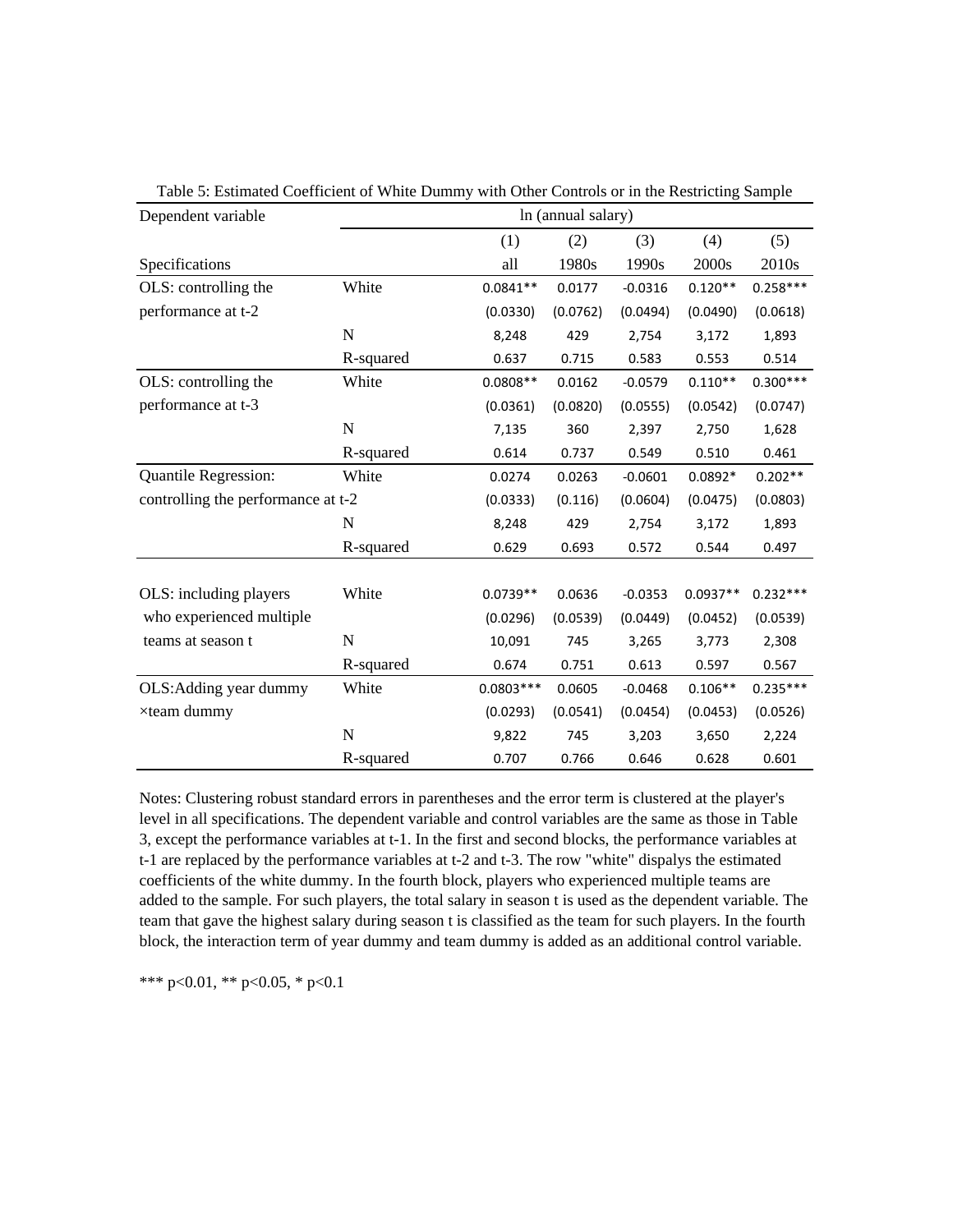Table 5: Estimated Coefficient of White Dummy with Other Controls or in the Restricting Sample

| Dependent variable | | ln (annual salary) | | | | |
|---|---|---|---|---|---|---|
| | | (1) | (2) | (3) | (4) | (5) |
| Specifications | | all | 1980s | 1990s | 2000s | 2010s |
| OLS: controlling the performance at t-2 | White | 0.0841** | 0.0177 | -0.0316 | 0.120** | 0.258*** |
| | | (0.0330) | (0.0762) | (0.0494) | (0.0490) | (0.0618) |
| | N | 8,248 | 429 | 2,754 | 3,172 | 1,893 |
| | R-squared | 0.637 | 0.715 | 0.583 | 0.553 | 0.514 |
| OLS: controlling the performance at t-3 | White | 0.0808** | 0.0162 | -0.0579 | 0.110** | 0.300*** |
| | | (0.0361) | (0.0820) | (0.0555) | (0.0542) | (0.0747) |
| | N | 7,135 | 360 | 2,397 | 2,750 | 1,628 |
| | R-squared | 0.614 | 0.737 | 0.549 | 0.510 | 0.461 |
| Quantile Regression: controlling the performance at t-2 | White | 0.0274 | 0.0263 | -0.0601 | 0.0892* | 0.202** |
| | | (0.0333) | (0.116) | (0.0604) | (0.0475) | (0.0803) |
| | N | 8,248 | 429 | 2,754 | 3,172 | 1,893 |
| | R-squared | 0.629 | 0.693 | 0.572 | 0.544 | 0.497 |
| OLS: including players who experienced multiple teams at season t | White | 0.0739** | 0.0636 | -0.0353 | 0.0937** | 0.232*** |
| | | (0.0296) | (0.0539) | (0.0449) | (0.0452) | (0.0539) |
| | N | 10,091 | 745 | 3,265 | 3,773 | 2,308 |
| | R-squared | 0.674 | 0.751 | 0.613 | 0.597 | 0.567 |
| OLS:Adding year dummy ×team dummy | White | 0.0803*** | 0.0605 | -0.0468 | 0.106** | 0.235*** |
| | | (0.0293) | (0.0541) | (0.0454) | (0.0453) | (0.0526) |
| | N | 9,822 | 745 | 3,203 | 3,650 | 2,224 |
| | R-squared | 0.707 | 0.766 | 0.646 | 0.628 | 0.601 |

Notes: Clustering robust standard errors in parentheses and the error term is clustered at the player's level in all specifications. The dependent variable and control variables are the same as those in Table 3, except the performance variables at t-1. In the first and second blocks, the performance variables at t-1 are replaced by the performance variables at t-2 and t-3. The row "white" dispalys the estimated coefficients of the white dummy. In the fourth block, players who experienced multiple teams are added to the sample. For such players, the total salary in season t is used as the dependent variable. The team that gave the highest salary during season t is classified as the team for such players. In the fourth block, the interaction term of year dummy and team dummy is added as an additional control variable.

*** p<0.01, ** p<0.05, * p<0.1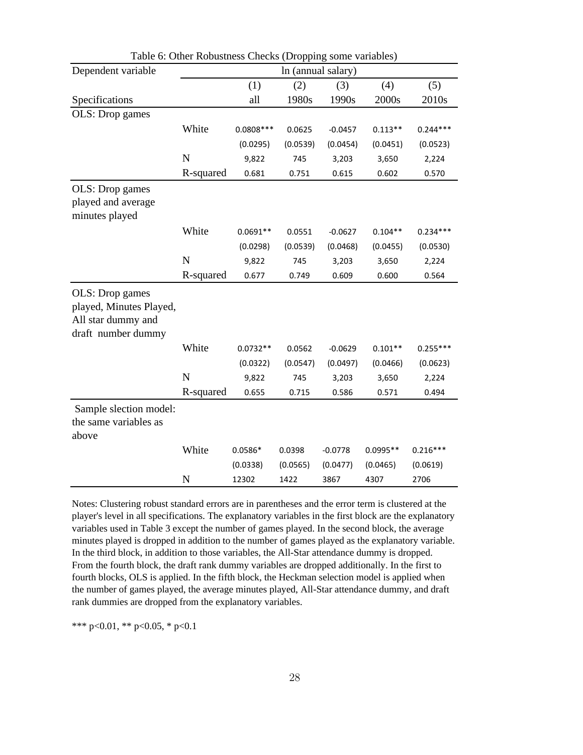Table 6: Other Robustness Checks (Dropping some variables)

| Dependent variable | | ln (annual salary) | | | | |
|---|---|---|---|---|---|---|
| | | (1) | (2) | (3) | (4) | (5) |
| Specifications | | all | 1980s | 1990s | 2000s | 2010s |
| OLS: Drop games | | | | | | |
| | White | 0.0808*** | 0.0625 | -0.0457 | 0.113** | 0.244*** |
| | | (0.0295) | (0.0539) | (0.0454) | (0.0451) | (0.0523) |
| | N | 9,822 | 745 | 3,203 | 3,650 | 2,224 |
| | R-squared | 0.681 | 0.751 | 0.615 | 0.602 | 0.570 |
| OLS: Drop games played and average minutes played | | | | | | |
| | White | 0.0691** | 0.0551 | -0.0627 | 0.104** | 0.234*** |
| | | (0.0298) | (0.0539) | (0.0468) | (0.0455) | (0.0530) |
| | N | 9,822 | 745 | 3,203 | 3,650 | 2,224 |
| | R-squared | 0.677 | 0.749 | 0.609 | 0.600 | 0.564 |
| OLS: Drop games played, Minutes Played, All star dummy and draft number dummy | | | | | | |
| | White | 0.0732** | 0.0562 | -0.0629 | 0.101** | 0.255*** |
| | | (0.0322) | (0.0547) | (0.0497) | (0.0466) | (0.0623) |
| | N | 9,822 | 745 | 3,203 | 3,650 | 2,224 |
| | R-squared | 0.655 | 0.715 | 0.586 | 0.571 | 0.494 |
| Sample slection model: the same variables as above | | | | | | |
| | White | 0.0586* | 0.0398 | -0.0778 | 0.0995** | 0.216*** |
| | | (0.0338) | (0.0565) | (0.0477) | (0.0465) | (0.0619) |
| | N | 12302 | 1422 | 3867 | 4307 | 2706 |

Notes: Clustering robust standard errors are in parentheses and the error term is clustered at the player's level in all specifications. The explanatory variables in the first block are the explanatory variables used in Table 3 except the number of games played. In the second block, the average minutes played is dropped in addition to the number of games played as the explanatory variable. In the third block, in addition to those variables, the All-Star attendance dummy is dropped. From the fourth block, the draft rank dummy variables are dropped additionally. In the first to fourth blocks, OLS is applied. In the fifth block, the Heckman selection model is applied when the number of games played, the average minutes played, All-Star attendance dummy, and draft rank dummies are dropped from the explanatory variables.

*** p<0.01, ** p<0.05, * p<0.1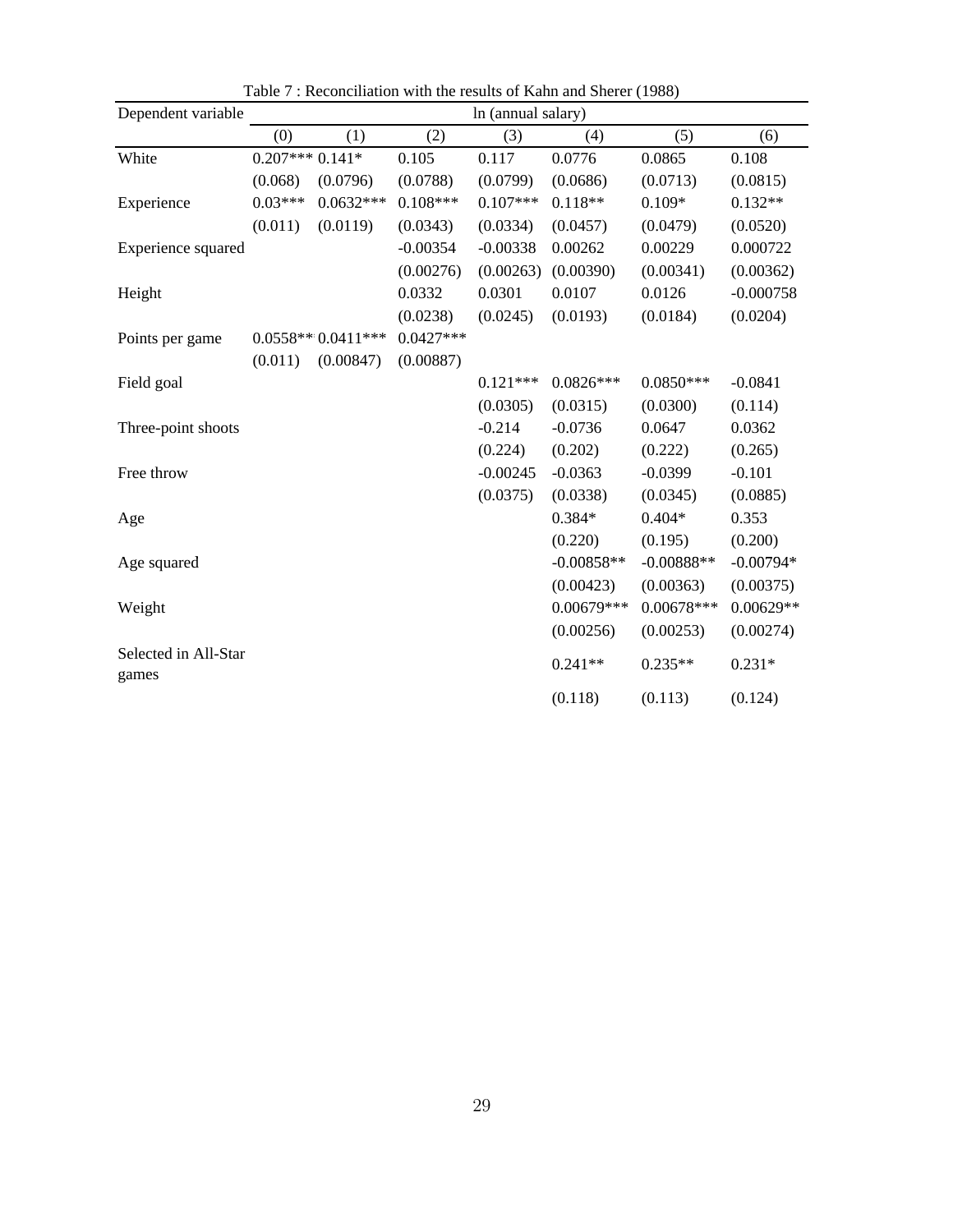Table 7 : Reconciliation with the results of Kahn and Sherer (1988)

| Dependent variable | ln (annual salary) | | | | | | |
|---|---|---|---|---|---|---|---|
| | (0) | (1) | (2) | (3) | (4) | (5) | (6) |
| White | 0.207*** | 0.141* | 0.105 | 0.117 | 0.0776 | 0.0865 | 0.108 |
| | (0.068) | (0.0796) | (0.0788) | (0.0799) | (0.0686) | (0.0713) | (0.0815) |
| Experience | 0.03*** | 0.0632*** | 0.108*** | 0.107*** | 0.118** | 0.109* | 0.132** |
| | (0.011) | (0.0119) | (0.0343) | (0.0334) | (0.0457) | (0.0479) | (0.0520) |
| Experience squared | | | -0.00354 | -0.00338 | 0.00262 | 0.00229 | 0.000722 |
| | | | (0.00276) | (0.00263) | (0.00390) | (0.00341) | (0.00362) |
| Height | | | 0.0332 | 0.0301 | 0.0107 | 0.0126 | -0.000758 |
| | | | (0.0238) | (0.0245) | (0.0193) | (0.0184) | (0.0204) |
| Points per game | 0.0558*** | 0.0411*** | 0.0427*** | | | | |
| | (0.011) | (0.00847) | (0.00887) | | | | |
| Field goal | | | | 0.121*** | 0.0826*** | 0.0850*** | -0.0841 |
| | | | | (0.0305) | (0.0315) | (0.0300) | (0.114) |
| Three-point shoots | | | | -0.214 | -0.0736 | 0.0647 | 0.0362 |
| | | | | (0.224) | (0.202) | (0.222) | (0.265) |
| Free throw | | | | -0.00245 | -0.0363 | -0.0399 | -0.101 |
| | | | | (0.0375) | (0.0338) | (0.0345) | (0.0885) |
| Age | | | | | 0.384* | 0.404* | 0.353 |
| | | | | | (0.220) | (0.195) | (0.200) |
| Age squared | | | | | -0.00858** | -0.00888** | -0.00794* |
| | | | | | (0.00423) | (0.00363) | (0.00375) |
| Weight | | | | | 0.00679*** | 0.00678*** | 0.00629** |
| | | | | | (0.00256) | (0.00253) | (0.00274) |
| Selected in All-Star games | | | | | 0.241** | 0.235** | 0.231* |
| | | | | | (0.118) | (0.113) | (0.124) |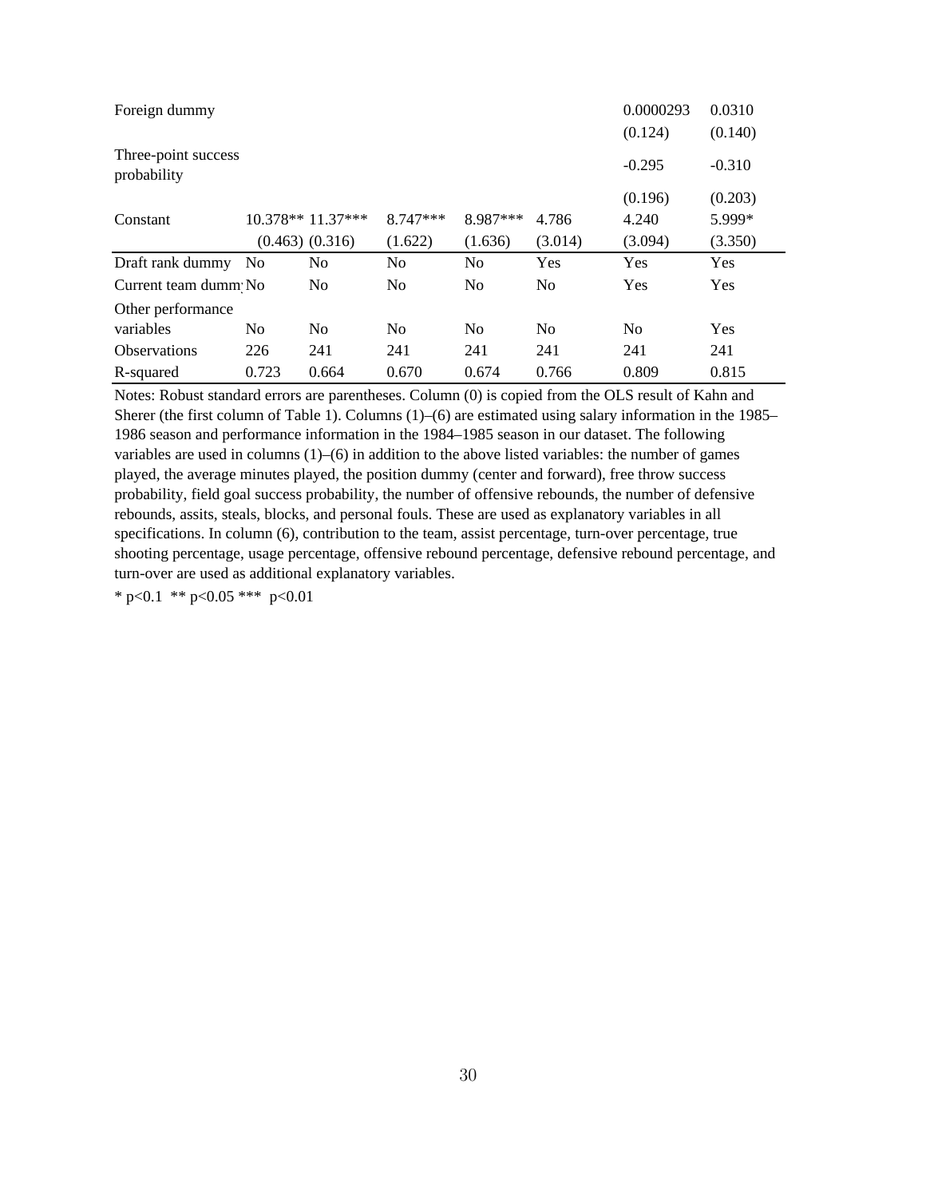| | (0) | (1) | (2) | (3) | (4) | (5) | (6) |
|---|---|---|---|---|---|---|---|
| Foreign dummy | | | | | | 0.0000293 | 0.0310 |
| | | | | | | (0.124) | (0.140) |
| Three-point success probability | | | | | | -0.295 | -0.310 |
| | | | | | | (0.196) | (0.203) |
| Constant | 10.378** | 11.37*** | 8.747*** | 8.987*** | 4.786 | 4.240 | 5.999* |
| | (0.463) | (0.316) | (1.622) | (1.636) | (3.014) | (3.094) | (3.350) |
| Draft rank dummy | No | No | No | No | Yes | Yes | Yes |
| Current team dummy | No | No | No | No | No | Yes | Yes |
| Other performance variables | No | No | No | No | No | No | Yes |
| Observations | 226 | 241 | 241 | 241 | 241 | 241 | 241 |
| R-squared | 0.723 | 0.664 | 0.670 | 0.674 | 0.766 | 0.809 | 0.815 |

Notes: Robust standard errors are parentheses. Column (0) is copied from the OLS result of Kahn and Sherer (the first column of Table 1). Columns (1)–(6) are estimated using salary information in the 1985–1986 season and performance information in the 1984–1985 season in our dataset. The following variables are used in columns (1)–(6) in addition to the above listed variables: the number of games played, the average minutes played, the position dummy (center and forward), free throw success probability, field goal success probability, the number of offensive rebounds, the number of defensive rebounds, assits, steals, blocks, and personal fouls. These are used as explanatory variables in all specifications. In column (6), contribution to the team, assist percentage, turn-over percentage, true shooting percentage, usage percentage, offensive rebound percentage, defensive rebound percentage, and turn-over are used as additional explanatory variables.

* p<0.1 ** p<0.05 *** p<0.01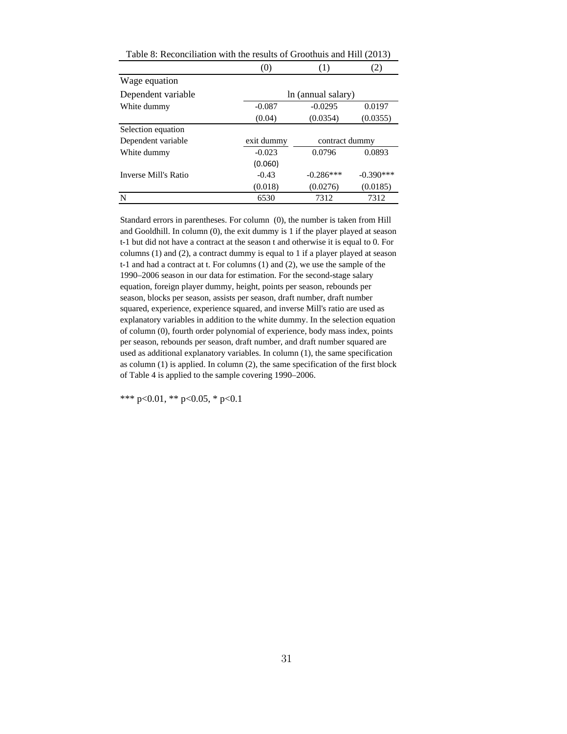Table 8: Reconciliation with the results of Groothuis and Hill (2013)

| | (0) | (1) | (2) |
|---|---|---|---|
| Wage equation | | | |
| Dependent variable | ln (annual salary) | | |
| White dummy | -0.087 | -0.0295 | 0.0197 |
| | (0.04) | (0.0354) | (0.0355) |
| Selection equation | | | |
| Dependent variable | exit dummy | contract dummy | |
| White dummy | -0.023 | 0.0796 | 0.0893 |
| | (0.060) | | |
| Inverse Mill's Ratio | -0.43 | -0.286*** | -0.390*** |
| | (0.018) | (0.0276) | (0.0185) |
| N | 6530 | 7312 | 7312 |

Standard errors in parentheses. For column (0), the number is taken from Hill and Gooldhill. In column (0), the exit dummy is 1 if the player played at season t-1 but did not have a contract at the season t and otherwise it is equal to 0. For columns (1) and (2), a contract dummy is equal to 1 if a player played at season t-1 and had a contract at t. For columns (1) and (2), we use the sample of the 1990–2006 season in our data for estimation. For the second-stage salary equation, foreign player dummy, height, points per season, rebounds per season, blocks per season, assists per season, draft number, draft number squared, experience, experience squared, and inverse Mill's ratio are used as explanatory variables in addition to the white dummy. In the selection equation of column (0), fourth order polynomial of experience, body mass index, points per season, rebounds per season, draft number, and draft number squared are used as additional explanatory variables. In column (1), the same specification as column (1) is applied. In column (2), the same specification of the first block of Table 4 is applied to the sample covering 1990–2006.

*** p<0.01, ** p<0.05, * p<0.1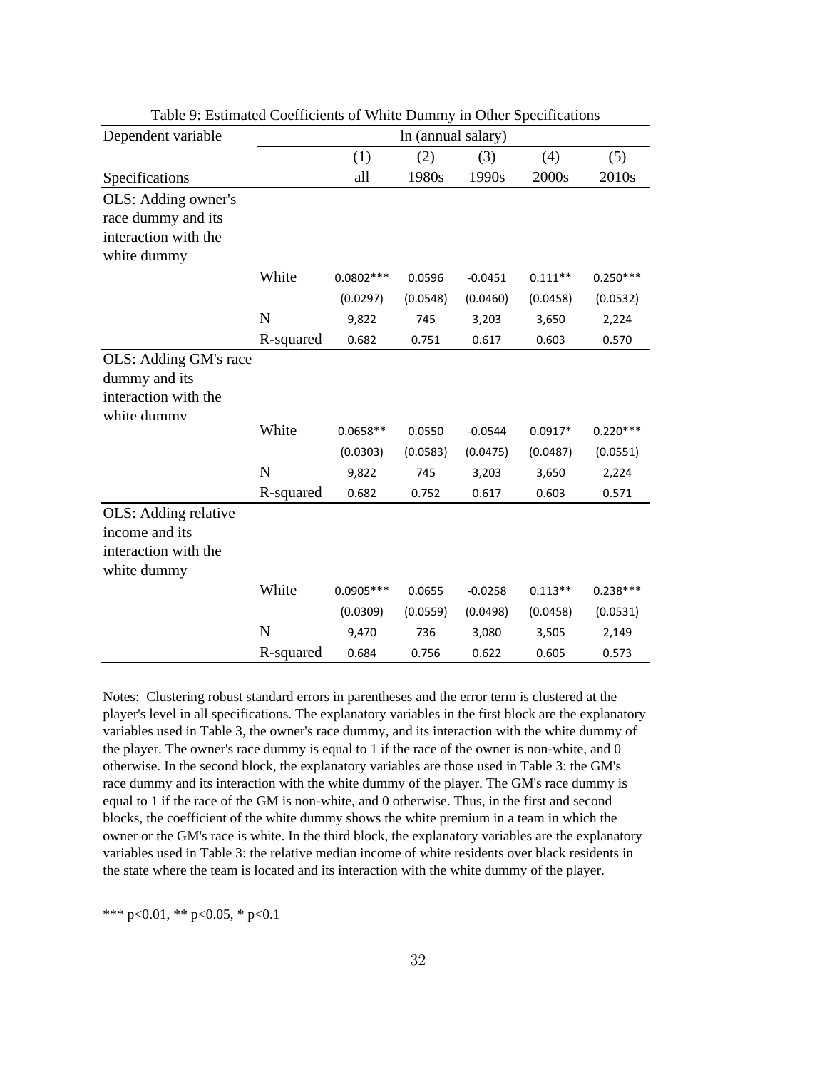Table 9: Estimated Coefficients of White Dummy in Other Specifications

| Dependent variable | | ln (annual salary) | | | | |
|---|---|---|---|---|---|---|
| | | (1) | (2) | (3) | (4) | (5) |
| Specifications | | all | 1980s | 1990s | 2000s | 2010s |
| OLS: Adding owner's race dummy and its interaction with the white dummy | | | | | | |
| | White | 0.0802*** | 0.0596 | -0.0451 | 0.111** | 0.250*** |
| | | (0.0297) | (0.0548) | (0.0460) | (0.0458) | (0.0532) |
| | N | 9,822 | 745 | 3,203 | 3,650 | 2,224 |
| | R-squared | 0.682 | 0.751 | 0.617 | 0.603 | 0.570 |
| OLS: Adding GM's race dummy and its interaction with the white dummy | | | | | | |
| | White | 0.0658** | 0.0550 | -0.0544 | 0.0917* | 0.220*** |
| | | (0.0303) | (0.0583) | (0.0475) | (0.0487) | (0.0551) |
| | N | 9,822 | 745 | 3,203 | 3,650 | 2,224 |
| | R-squared | 0.682 | 0.752 | 0.617 | 0.603 | 0.571 |
| OLS: Adding relative income and its interaction with the white dummy | | | | | | |
| | White | 0.0905*** | 0.0655 | -0.0258 | 0.113** | 0.238*** |
| | | (0.0309) | (0.0559) | (0.0498) | (0.0458) | (0.0531) |
| | N | 9,470 | 736 | 3,080 | 3,505 | 2,149 |
| | R-squared | 0.684 | 0.756 | 0.622 | 0.605 | 0.573 |

Notes: Clustering robust standard errors in parentheses and the error term is clustered at the player's level in all specifications. The explanatory variables in the first block are the explanatory variables used in Table 3, the owner's race dummy, and its interaction with the white dummy of the player. The owner's race dummy is equal to 1 if the race of the owner is non-white, and 0 otherwise. In the second block, the explanatory variables are those used in Table 3: the GM's race dummy and its interaction with the white dummy of the player. The GM's race dummy is equal to 1 if the race of the GM is non-white, and 0 otherwise. Thus, in the first and second blocks, the coefficient of the white dummy shows the white premium in a team in which the owner or the GM's race is white. In the third block, the explanatory variables are the explanatory variables used in Table 3: the relative median income of white residents over black residents in the state where the team is located and its interaction with the white dummy of the player.

*** p<0.01, ** p<0.05, * p<0.1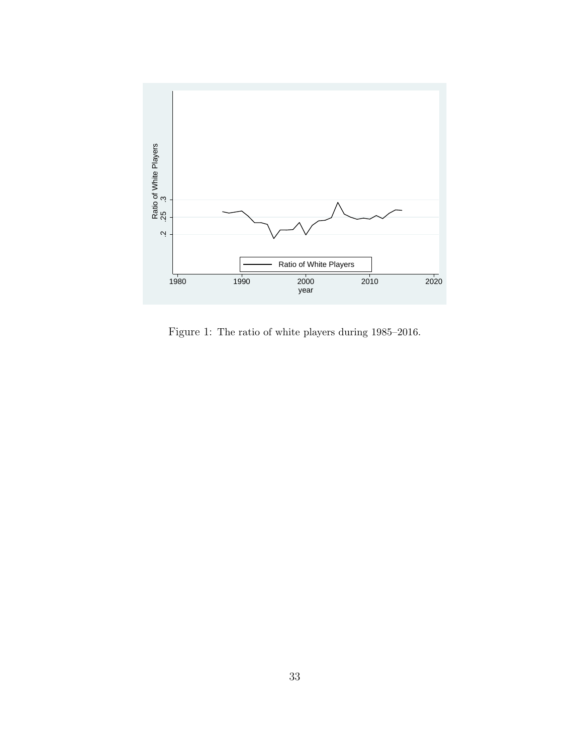Figure 1: The ratio of white players during 1985–2016.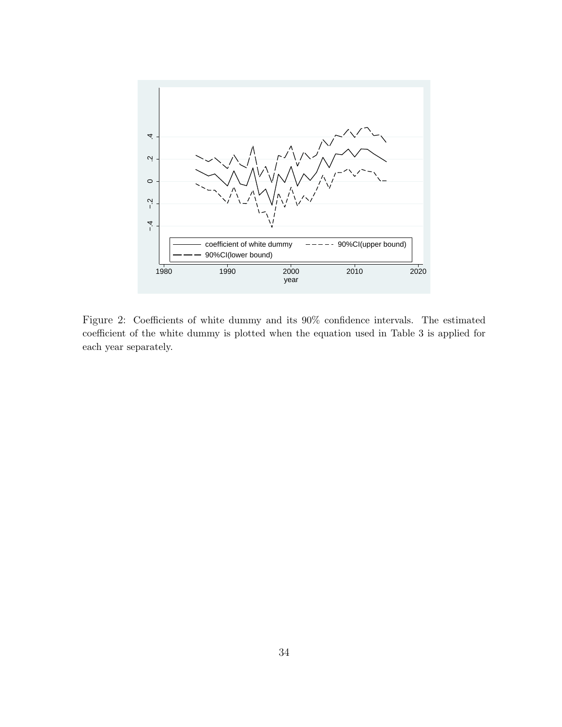Figure 2: Coefficients of white dummy and its 90% confidence intervals. The estimated coefficient of the white dummy is plotted when the equation used in Table 3 is applied for each year separately.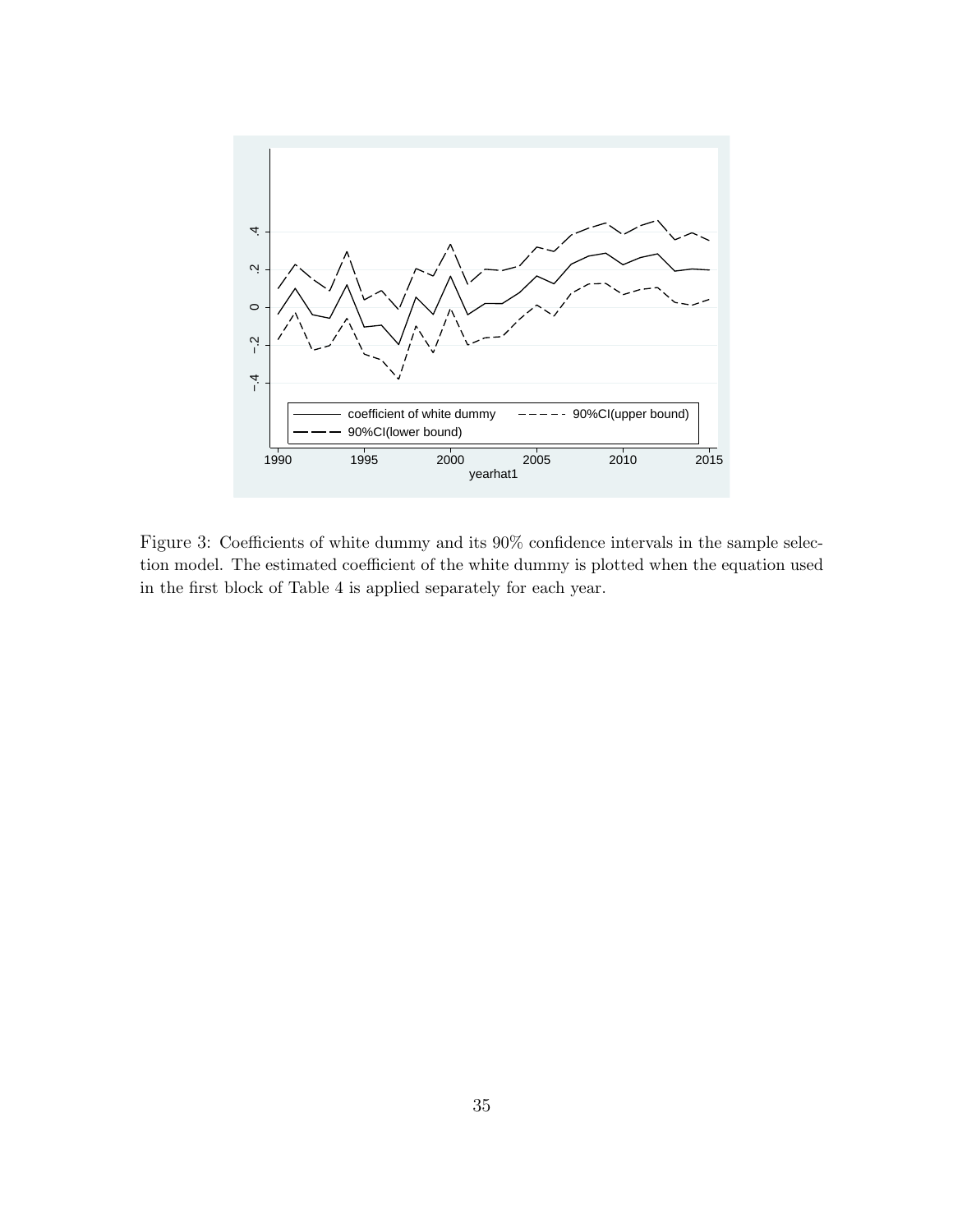Figure 3: Coefficients of white dummy and its 90% confidence intervals in the sample selection model. The estimated coefficient of the white dummy is plotted when the equation used in the first block of Table 4 is applied separately for each year.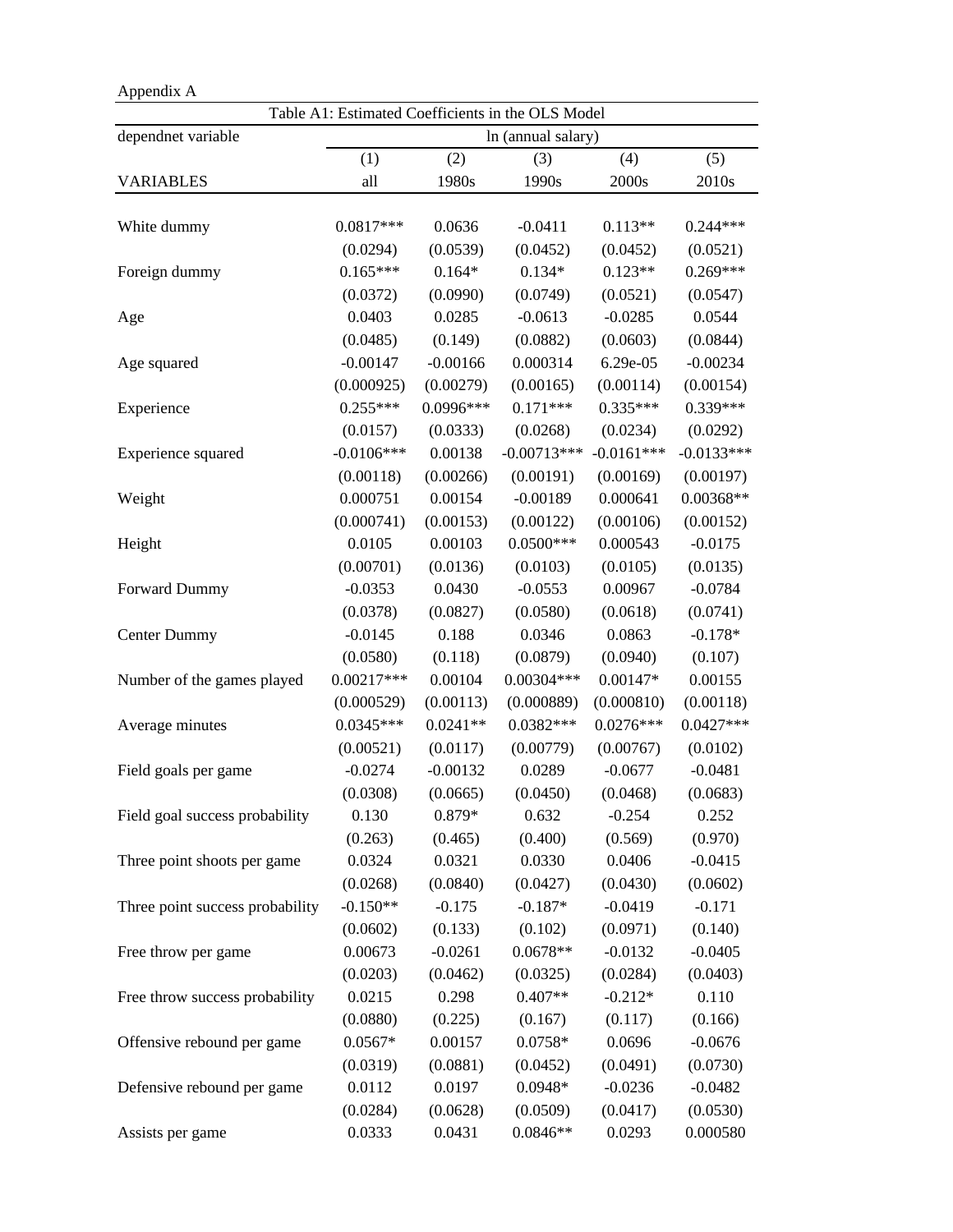Appendix A

Table A1: Estimated Coefficients in the OLS Model

| dependnet variable | ln (annual salary) | | | | |
|---|---|---|---|---|---|
| | (1) | (2) | (3) | (4) | (5) |
| VARIABLES | all | 1980s | 1990s | 2000s | 2010s |
| White dummy | 0.0817*** | 0.0636 | -0.0411 | 0.113** | 0.244*** |
| | (0.0294) | (0.0539) | (0.0452) | (0.0452) | (0.0521) |
| Foreign dummy | 0.165*** | 0.164* | 0.134* | 0.123** | 0.269*** |
| | (0.0372) | (0.0990) | (0.0749) | (0.0521) | (0.0547) |
| Age | 0.0403 | 0.0285 | -0.0613 | -0.0285 | 0.0544 |
| | (0.0485) | (0.149) | (0.0882) | (0.0603) | (0.0844) |
| Age squared | -0.00147 | -0.00166 | 0.000314 | 6.29e-05 | -0.00234 |
| | (0.000925) | (0.00279) | (0.00165) | (0.00114) | (0.00154) |
| Experience | 0.255*** | 0.0996*** | 0.171*** | 0.335*** | 0.339*** |
| | (0.0157) | (0.0333) | (0.0268) | (0.0234) | (0.0292) |
| Experience squared | -0.0106*** | 0.00138 | -0.00713*** | -0.0161*** | -0.0133*** |
| | (0.00118) | (0.00266) | (0.00191) | (0.00169) | (0.00197) |
| Weight | 0.000751 | 0.00154 | -0.00189 | 0.000641 | 0.00368** |
| | (0.000741) | (0.00153) | (0.00122) | (0.00106) | (0.00152) |
| Height | 0.0105 | 0.00103 | 0.0500*** | 0.000543 | -0.0175 |
| | (0.00701) | (0.0136) | (0.0103) | (0.0105) | (0.0135) |
| Forward Dummy | -0.0353 | 0.0430 | -0.0553 | 0.00967 | -0.0784 |
| | (0.0378) | (0.0827) | (0.0580) | (0.0618) | (0.0741) |
| Center Dummy | -0.0145 | 0.188 | 0.0346 | 0.0863 | -0.178* |
| | (0.0580) | (0.118) | (0.0879) | (0.0940) | (0.107) |
| Number of the games played | 0.00217*** | 0.00104 | 0.00304*** | 0.00147* | 0.00155 |
| | (0.000529) | (0.00113) | (0.000889) | (0.000810) | (0.00118) |
| Average minutes | 0.0345*** | 0.0241** | 0.0382*** | 0.0276*** | 0.0427*** |
| | (0.00521) | (0.0117) | (0.00779) | (0.00767) | (0.0102) |
| Field goals per game | -0.0274 | -0.00132 | 0.0289 | -0.0677 | -0.0481 |
| | (0.0308) | (0.0665) | (0.0450) | (0.0468) | (0.0683) |
| Field goal success probability | 0.130 | 0.879* | 0.632 | -0.254 | 0.252 |
| | (0.263) | (0.465) | (0.400) | (0.569) | (0.970) |
| Three point shoots per game | 0.0324 | 0.0321 | 0.0330 | 0.0406 | -0.0415 |
| | (0.0268) | (0.0840) | (0.0427) | (0.0430) | (0.0602) |
| Three point success probability | -0.150** | -0.175 | -0.187* | -0.0419 | -0.171 |
| | (0.0602) | (0.133) | (0.102) | (0.0971) | (0.140) |
| Free throw per game | 0.00673 | -0.0261 | 0.0678** | -0.0132 | -0.0405 |
| | (0.0203) | (0.0462) | (0.0325) | (0.0284) | (0.0403) |
| Free throw success probability | 0.0215 | 0.298 | 0.407** | -0.212* | 0.110 |
| | (0.0880) | (0.225) | (0.167) | (0.117) | (0.166) |
| Offensive rebound per game | 0.0567* | 0.00157 | 0.0758* | 0.0696 | -0.0676 |
| | (0.0319) | (0.0881) | (0.0452) | (0.0491) | (0.0730) |
| Defensive rebound per game | 0.0112 | 0.0197 | 0.0948* | -0.0236 | -0.0482 |
| | (0.0284) | (0.0628) | (0.0509) | (0.0417) | (0.0530) |
| Assists per game | 0.0333 | 0.0431 | 0.0846** | 0.0293 | 0.000580 |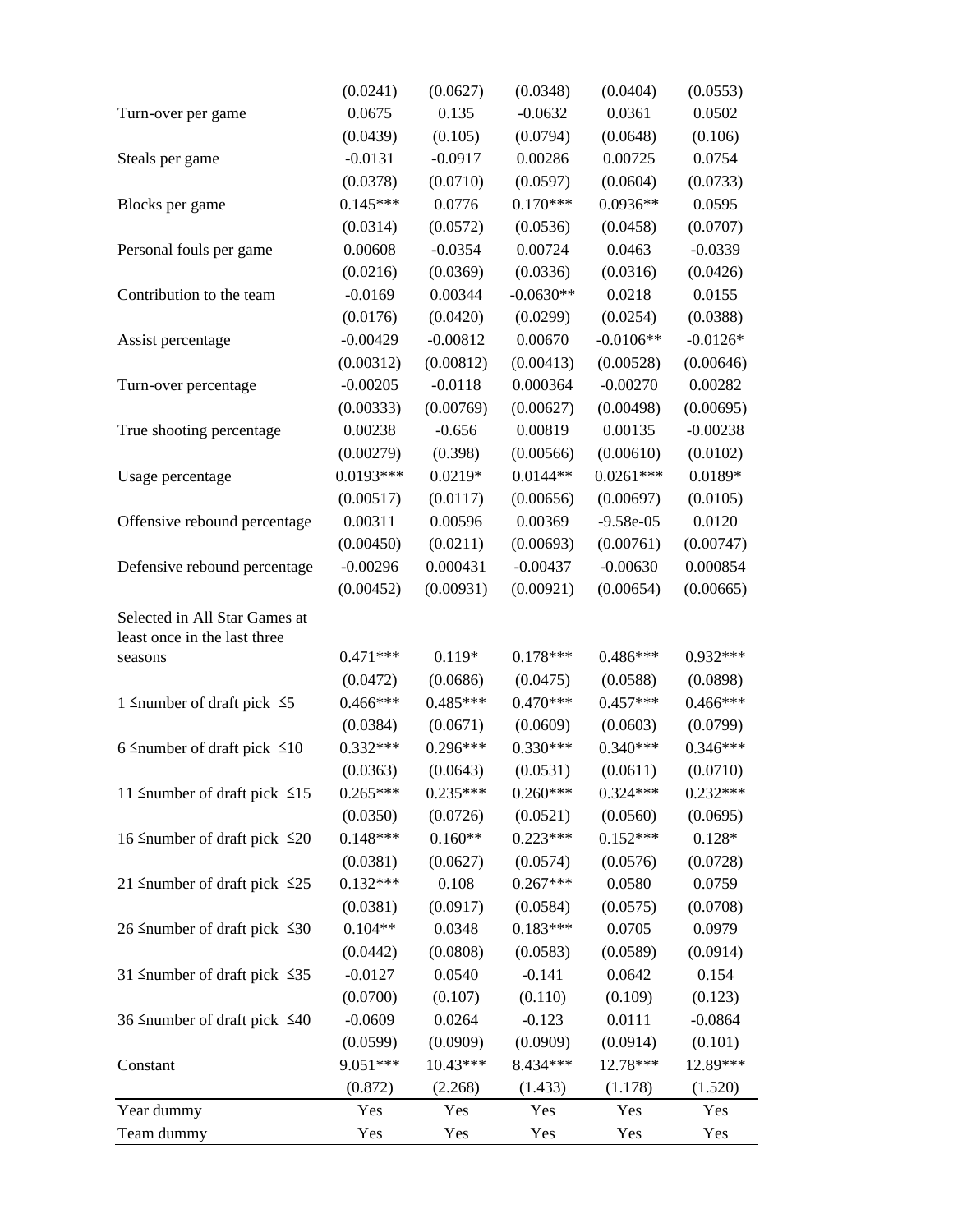| | | | | | |
|---|---|---|---|---|---|
| | (0.0241) | (0.0627) | (0.0348) | (0.0404) | (0.0553) |
| Turn-over per game | 0.0675 | 0.135 | -0.0632 | 0.0361 | 0.0502 |
| | (0.0439) | (0.105) | (0.0794) | (0.0648) | (0.106) |
| Steals per game | -0.0131 | -0.0917 | 0.00286 | 0.00725 | 0.0754 |
| | (0.0378) | (0.0710) | (0.0597) | (0.0604) | (0.0733) |
| Blocks per game | 0.145*** | 0.0776 | 0.170*** | 0.0936** | 0.0595 |
| | (0.0314) | (0.0572) | (0.0536) | (0.0458) | (0.0707) |
| Personal fouls per game | 0.00608 | -0.0354 | 0.00724 | 0.0463 | -0.0339 |
| | (0.0216) | (0.0369) | (0.0336) | (0.0316) | (0.0426) |
| Contribution to the team | -0.0169 | 0.00344 | -0.0630** | 0.0218 | 0.0155 |
| | (0.0176) | (0.0420) | (0.0299) | (0.0254) | (0.0388) |
| Assist percentage | -0.00429 | -0.00812 | 0.00670 | -0.0106** | -0.0126* |
| | (0.00312) | (0.00812) | (0.00413) | (0.00528) | (0.00646) |
| Turn-over percentage | -0.00205 | -0.0118 | 0.000364 | -0.00270 | 0.00282 |
| | (0.00333) | (0.00769) | (0.00627) | (0.00498) | (0.00695) |
| True shooting percentage | 0.00238 | -0.656 | 0.00819 | 0.00135 | -0.00238 |
| | (0.00279) | (0.398) | (0.00566) | (0.00610) | (0.0102) |
| Usage percentage | 0.0193*** | 0.0219* | 0.0144** | 0.0261*** | 0.0189* |
| | (0.00517) | (0.0117) | (0.00656) | (0.00697) | (0.0105) |
| Offensive rebound percentage | 0.00311 | 0.00596 | 0.00369 | -9.58e-05 | 0.0120 |
| | (0.00450) | (0.0211) | (0.00693) | (0.00761) | (0.00747) |
| Defensive rebound percentage | -0.00296 | 0.000431 | -0.00437 | -0.00630 | 0.000854 |
| | (0.00452) | (0.00931) | (0.00921) | (0.00654) | (0.00665) |
| Selected in All Star Games at least once in the last three seasons | 0.471*** | 0.119* | 0.178*** | 0.486*** | 0.932*** |
| | (0.0472) | (0.0686) | (0.0475) | (0.0588) | (0.0898) |
| 1 ≤number of draft pick ≤5 | 0.466*** | 0.485*** | 0.470*** | 0.457*** | 0.466*** |
| | (0.0384) | (0.0671) | (0.0609) | (0.0603) | (0.0799) |
| 6 ≤number of draft pick ≤10 | 0.332*** | 0.296*** | 0.330*** | 0.340*** | 0.346*** |
| | (0.0363) | (0.0643) | (0.0531) | (0.0611) | (0.0710) |
| 11 ≤number of draft pick ≤15 | 0.265*** | 0.235*** | 0.260*** | 0.324*** | 0.232*** |
| | (0.0350) | (0.0726) | (0.0521) | (0.0560) | (0.0695) |
| 16 ≤number of draft pick ≤20 | 0.148*** | 0.160** | 0.223*** | 0.152*** | 0.128* |
| | (0.0381) | (0.0627) | (0.0574) | (0.0576) | (0.0728) |
| 21 ≤number of draft pick ≤25 | 0.132*** | 0.108 | 0.267*** | 0.0580 | 0.0759 |
| | (0.0381) | (0.0917) | (0.0584) | (0.0575) | (0.0708) |
| 26 ≤number of draft pick ≤30 | 0.104** | 0.0348 | 0.183*** | 0.0705 | 0.0979 |
| | (0.0442) | (0.0808) | (0.0583) | (0.0589) | (0.0914) |
| 31 ≤number of draft pick ≤35 | -0.0127 | 0.0540 | -0.141 | 0.0642 | 0.154 |
| | (0.0700) | (0.107) | (0.110) | (0.109) | (0.123) |
| 36 ≤number of draft pick ≤40 | -0.0609 | 0.0264 | -0.123 | 0.0111 | -0.0864 |
| | (0.0599) | (0.0909) | (0.0909) | (0.0914) | (0.101) |
| Constant | 9.051*** | 10.43*** | 8.434*** | 12.78*** | 12.89*** |
| | (0.872) | (2.268) | (1.433) | (1.178) | (1.520) |
| Year dummy | Yes | Yes | Yes | Yes | Yes |
| Team dummy | Yes | Yes | Yes | Yes | Yes |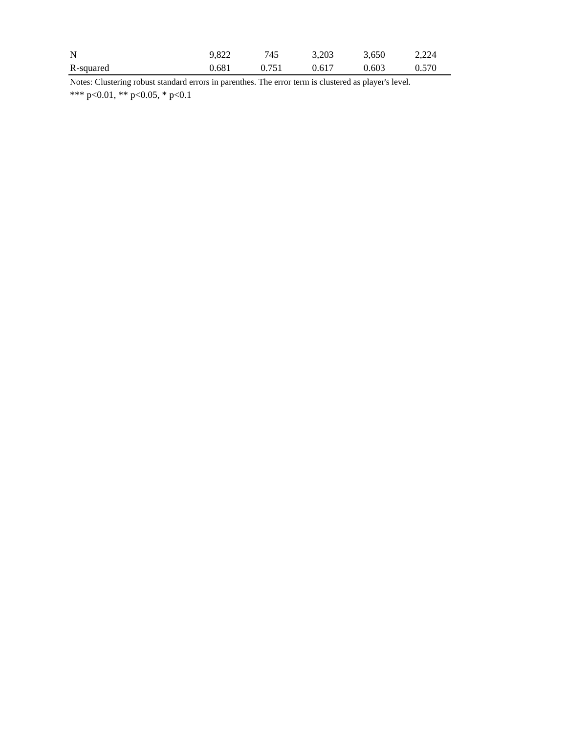| | | | | | |
|---|---|---|---|---|---|
| N | 9,822 | 745 | 3,203 | 3,650 | 2,224 |
| R-squared | 0.681 | 0.751 | 0.617 | 0.603 | 0.570 |

Notes: Clustering robust standard errors in parenthes. The error term is clustered as player's level.

*** p<0.01, ** p<0.05, * p<0.1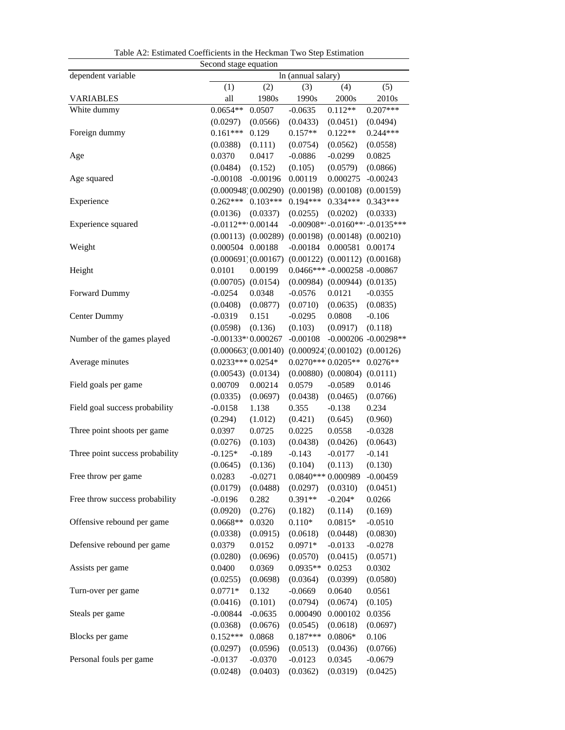Table A2: Estimated Coefficients in the Heckman Two Step Estimation

Second stage equation

| dependent variable | ln (annual salary) | | | | |
|---|---|---|---|---|---|
| | (1) | (2) | (3) | (4) | (5) |
| VARIABLES | all | 1980s | 1990s | 2000s | 2010s |
| White dummy | 0.0654** | 0.0507 | -0.0635 | 0.112** | 0.207*** |
| | (0.0297) | (0.0566) | (0.0433) | (0.0451) | (0.0494) |
| Foreign dummy | 0.161*** | 0.129 | 0.157** | 0.122** | 0.244*** |
| | (0.0388) | (0.111) | (0.0754) | (0.0562) | (0.0558) |
| Age | 0.0370 | 0.0417 | -0.0886 | -0.0299 | 0.0825 |
| | (0.0484) | (0.152) | (0.105) | (0.0579) | (0.0866) |
| Age squared | -0.00108 | -0.00196 | 0.00119 | 0.000275 | -0.00243 |
| | (0.000948) | (0.00290) | (0.00198) | (0.00108) | (0.00159) |
| Experience | 0.262*** | 0.103*** | 0.194*** | 0.334*** | 0.343*** |
| | (0.0136) | (0.0337) | (0.0255) | (0.0202) | (0.0333) |
| Experience squared | -0.0112*** | 0.00144 | -0.00908*** | -0.0160*** | -0.0135*** |
| | (0.00113) | (0.00289) | (0.00198) | (0.00148) | (0.00210) |
| Weight | 0.000504 | 0.00188 | -0.00184 | 0.000581 | 0.00174 |
| | (0.000691) | (0.00167) | (0.00122) | (0.00112) | (0.00168) |
| Height | 0.0101 | 0.00199 | 0.0466*** | -0.000258 | -0.00867 |
| | (0.00705) | (0.0154) | (0.00984) | (0.00944) | (0.0135) |
| Forward Dummy | -0.0254 | 0.0348 | -0.0576 | 0.0121 | -0.0355 |
| | (0.0408) | (0.0877) | (0.0710) | (0.0635) | (0.0835) |
| Center Dummy | -0.0319 | 0.151 | -0.0295 | 0.0808 | -0.106 |
| | (0.0598) | (0.136) | (0.103) | (0.0917) | (0.118) |
| Number of the games played | -0.00133** | 0.000267 | -0.00108 | -0.000206 | -0.00298** |
| | (0.000663) | (0.00140) | (0.000924) | (0.00102) | (0.00126) |
| Average minutes | 0.0233*** | 0.0254* | 0.0270*** | 0.0205** | 0.0276** |
| | (0.00543) | (0.0134) | (0.00880) | (0.00804) | (0.0111) |
| Field goals per game | 0.00709 | 0.00214 | 0.0579 | -0.0589 | 0.0146 |
| | (0.0335) | (0.0697) | (0.0438) | (0.0465) | (0.0766) |
| Field goal success probability | -0.0158 | 1.138 | 0.355 | -0.138 | 0.234 |
| | (0.294) | (1.012) | (0.421) | (0.645) | (0.960) |
| Three point shoots per game | 0.0397 | 0.0725 | 0.0225 | 0.0558 | -0.0328 |
| | (0.0276) | (0.103) | (0.0438) | (0.0426) | (0.0643) |
| Three point success probability | -0.125* | -0.189 | -0.143 | -0.0177 | -0.141 |
| | (0.0645) | (0.136) | (0.104) | (0.113) | (0.130) |
| Free throw per game | 0.0283 | -0.0271 | 0.0840*** | 0.000989 | -0.00459 |
| | (0.0179) | (0.0488) | (0.0297) | (0.0310) | (0.0451) |
| Free throw success probability | -0.0196 | 0.282 | 0.391** | -0.204* | 0.0266 |
| | (0.0920) | (0.276) | (0.182) | (0.114) | (0.169) |
| Offensive rebound per game | 0.0668** | 0.0320 | 0.110* | 0.0815* | -0.0510 |
| | (0.0338) | (0.0915) | (0.0618) | (0.0448) | (0.0830) |
| Defensive rebound per game | 0.0379 | 0.0152 | 0.0971* | -0.0133 | -0.0278 |
| | (0.0280) | (0.0696) | (0.0570) | (0.0415) | (0.0571) |
| Assists per game | 0.0400 | 0.0369 | 0.0935** | 0.0253 | 0.0302 |
| | (0.0255) | (0.0698) | (0.0364) | (0.0399) | (0.0580) |
| Turn-over per game | 0.0771* | 0.132 | -0.0669 | 0.0640 | 0.0561 |
| | (0.0416) | (0.101) | (0.0794) | (0.0674) | (0.105) |
| Steals per game | -0.00844 | -0.0635 | 0.000490 | 0.000102 | 0.0356 |
| | (0.0368) | (0.0676) | (0.0545) | (0.0618) | (0.0697) |
| Blocks per game | 0.152*** | 0.0868 | 0.187*** | 0.0806* | 0.106 |
| | (0.0297) | (0.0596) | (0.0513) | (0.0436) | (0.0766) |
| Personal fouls per game | -0.0137 | -0.0370 | -0.0123 | 0.0345 | -0.0679 |
| | (0.0248) | (0.0403) | (0.0362) | (0.0319) | (0.0425) |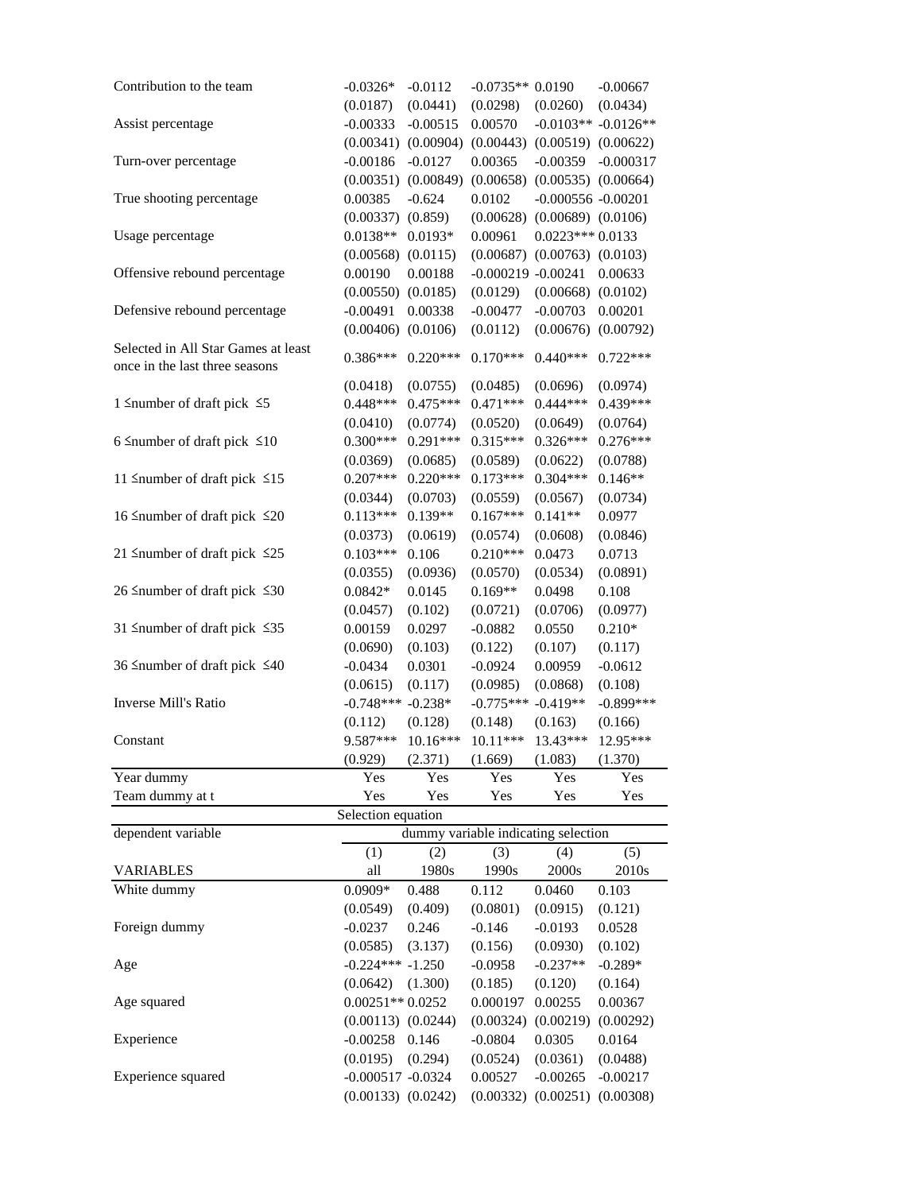| | | | | | |
|---|---|---|---|---|---|
| Contribution to the team | -0.0326* | -0.0112 | -0.0735** | 0.0190 | -0.00667 |
| | (0.0187) | (0.0441) | (0.0298) | (0.0260) | (0.0434) |
| Assist percentage | -0.00333 | -0.00515 | 0.00570 | -0.0103** | -0.0126** |
| | (0.00341) | (0.00904) | (0.00443) | (0.00519) | (0.00622) |
| Turn-over percentage | -0.00186 | -0.0127 | 0.00365 | -0.00359 | -0.000317 |
| | (0.00351) | (0.00849) | (0.00658) | (0.00535) | (0.00664) |
| True shooting percentage | 0.00385 | -0.624 | 0.0102 | -0.000556 | -0.00201 |
| | (0.00337) | (0.859) | (0.00628) | (0.00689) | (0.0106) |
| Usage percentage | 0.0138** | 0.0193* | 0.00961 | 0.0223*** | 0.0133 |
| | (0.00568) | (0.0115) | (0.00687) | (0.00763) | (0.0103) |
| Offensive rebound percentage | 0.00190 | 0.00188 | -0.000219 | -0.00241 | 0.00633 |
| | (0.00550) | (0.0185) | (0.0129) | (0.00668) | (0.0102) |
| Defensive rebound percentage | -0.00491 | 0.00338 | -0.00477 | -0.00703 | 0.00201 |
| | (0.00406) | (0.0106) | (0.0112) | (0.00676) | (0.00792) |
| Selected in All Star Games at least once in the last three seasons | 0.386*** | 0.220*** | 0.170*** | 0.440*** | 0.722*** |
| | (0.0418) | (0.0755) | (0.0485) | (0.0696) | (0.0974) |
| 1 ≤number of draft pick ≤5 | 0.448*** | 0.475*** | 0.471*** | 0.444*** | 0.439*** |
| | (0.0410) | (0.0774) | (0.0520) | (0.0649) | (0.0764) |
| 6 ≤number of draft pick ≤10 | 0.300*** | 0.291*** | 0.315*** | 0.326*** | 0.276*** |
| | (0.0369) | (0.0685) | (0.0589) | (0.0622) | (0.0788) |
| 11 ≤number of draft pick ≤15 | 0.207*** | 0.220*** | 0.173*** | 0.304*** | 0.146** |
| | (0.0344) | (0.0703) | (0.0559) | (0.0567) | (0.0734) |
| 16 ≤number of draft pick ≤20 | 0.113*** | 0.139** | 0.167*** | 0.141** | 0.0977 |
| | (0.0373) | (0.0619) | (0.0574) | (0.0608) | (0.0846) |
| 21 ≤number of draft pick ≤25 | 0.103*** | 0.106 | 0.210*** | 0.0473 | 0.0713 |
| | (0.0355) | (0.0936) | (0.0570) | (0.0534) | (0.0891) |
| 26 ≤number of draft pick ≤30 | 0.0842* | 0.0145 | 0.169** | 0.0498 | 0.108 |
| | (0.0457) | (0.102) | (0.0721) | (0.0706) | (0.0977) |
| 31 ≤number of draft pick ≤35 | 0.00159 | 0.0297 | -0.0882 | 0.0550 | 0.210* |
| | (0.0690) | (0.103) | (0.122) | (0.107) | (0.117) |
| 36 ≤number of draft pick ≤40 | -0.0434 | 0.0301 | -0.0924 | 0.00959 | -0.0612 |
| | (0.0615) | (0.117) | (0.0985) | (0.0868) | (0.108) |
| Inverse Mill's Ratio | -0.748*** | -0.238* | -0.775*** | -0.419** | -0.899*** |
| | (0.112) | (0.128) | (0.148) | (0.163) | (0.166) |
| Constant | 9.587*** | 10.16*** | 10.11*** | 13.43*** | 12.95*** |
| | (0.929) | (2.371) | (1.669) | (1.083) | (1.370) |
| Year dummy | Yes | Yes | Yes | Yes | Yes |
| Team dummy at t | Yes | Yes | Yes | Yes | Yes |

Selection equation

| dependent variable | dummy variable indicating selection | | | | |
|---|---|---|---|---|---|
| | (1) | (2) | (3) | (4) | (5) |
| VARIABLES | all | 1980s | 1990s | 2000s | 2010s |
| White dummy | 0.0909* | 0.488 | 0.112 | 0.0460 | 0.103 |
| | (0.0549) | (0.409) | (0.0801) | (0.0915) | (0.121) |
| Foreign dummy | -0.0237 | 0.246 | -0.146 | -0.0193 | 0.0528 |
| | (0.0585) | (3.137) | (0.156) | (0.0930) | (0.102) |
| Age | -0.224*** | -1.250 | -0.0958 | -0.237** | -0.289* |
| | (0.0642) | (1.300) | (0.185) | (0.120) | (0.164) |
| Age squared | 0.00251** | 0.0252 | 0.000197 | 0.00255 | 0.00367 |
| | (0.00113) | (0.0244) | (0.00324) | (0.00219) | (0.00292) |
| Experience | -0.00258 | 0.146 | -0.0804 | 0.0305 | 0.0164 |
| | (0.0195) | (0.294) | (0.0524) | (0.0361) | (0.0488) |
| Experience squared | -0.000517 | -0.0324 | 0.00527 | -0.00265 | -0.00217 |
| | (0.00133) | (0.0242) | (0.00332) | (0.00251) | (0.00308) |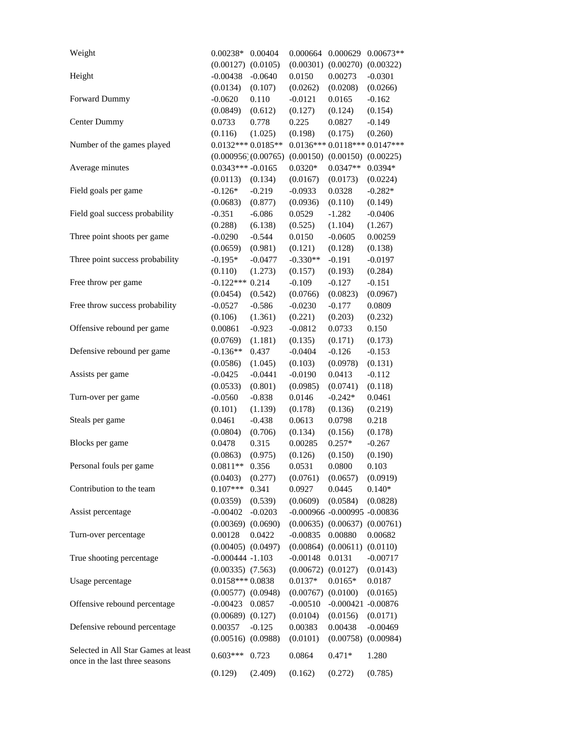| | | | | | |
|---|---|---|---|---|---|
| Weight | 0.00238* | 0.00404 | 0.000664 | 0.000629 | 0.00673** |
| | (0.00127) | (0.0105) | (0.00301) | (0.00270) | (0.00322) |
| Height | -0.00438 | -0.0640 | 0.0150 | 0.00273 | -0.0301 |
| | (0.0134) | (0.107) | (0.0262) | (0.0208) | (0.0266) |
| Forward Dummy | -0.0620 | 0.110 | -0.0121 | 0.0165 | -0.162 |
| | (0.0849) | (0.612) | (0.127) | (0.124) | (0.154) |
| Center Dummy | 0.0733 | 0.778 | 0.225 | 0.0827 | -0.149 |
| | (0.116) | (1.025) | (0.198) | (0.175) | (0.260) |
| Number of the games played | 0.0132*** | 0.0185** | 0.0136*** | 0.0118*** | 0.0147*** |
| | (0.000956) | (0.00765) | (0.00150) | (0.00150) | (0.00225) |
| Average minutes | 0.0343*** | -0.0165 | 0.0320* | 0.0347** | 0.0394* |
| | (0.0113) | (0.134) | (0.0167) | (0.0173) | (0.0224) |
| Field goals per game | -0.126* | -0.219 | -0.0933 | 0.0328 | -0.282* |
| | (0.0683) | (0.877) | (0.0936) | (0.110) | (0.149) |
| Field goal success probability | -0.351 | -6.086 | 0.0529 | -1.282 | -0.0406 |
| | (0.288) | (6.138) | (0.525) | (1.104) | (1.267) |
| Three point shoots per game | -0.0290 | -0.544 | 0.0150 | -0.0605 | 0.00259 |
| | (0.0659) | (0.981) | (0.121) | (0.128) | (0.138) |
| Three point success probability | -0.195* | -0.0477 | -0.330** | -0.191 | -0.0197 |
| | (0.110) | (1.273) | (0.157) | (0.193) | (0.284) |
| Free throw per game | -0.122*** | 0.214 | -0.109 | -0.127 | -0.151 |
| | (0.0454) | (0.542) | (0.0766) | (0.0823) | (0.0967) |
| Free throw success probability | -0.0527 | -0.586 | -0.0230 | -0.177 | 0.0809 |
| | (0.106) | (1.361) | (0.221) | (0.203) | (0.232) |
| Offensive rebound per game | 0.00861 | -0.923 | -0.0812 | 0.0733 | 0.150 |
| | (0.0769) | (1.181) | (0.135) | (0.171) | (0.173) |
| Defensive rebound per game | -0.136** | 0.437 | -0.0404 | -0.126 | -0.153 |
| | (0.0586) | (1.045) | (0.103) | (0.0978) | (0.131) |
| Assists per game | -0.0425 | -0.0441 | -0.0190 | 0.0413 | -0.112 |
| | (0.0533) | (0.801) | (0.0985) | (0.0741) | (0.118) |
| Turn-over per game | -0.0560 | -0.838 | 0.0146 | -0.242* | 0.0461 |
| | (0.101) | (1.139) | (0.178) | (0.136) | (0.219) |
| Steals per game | 0.0461 | -0.438 | 0.0613 | 0.0798 | 0.218 |
| | (0.0804) | (0.706) | (0.134) | (0.156) | (0.178) |
| Blocks per game | 0.0478 | 0.315 | 0.00285 | 0.257* | -0.267 |
| | (0.0863) | (0.975) | (0.126) | (0.150) | (0.190) |
| Personal fouls per game | 0.0811** | 0.356 | 0.0531 | 0.0800 | 0.103 |
| | (0.0403) | (0.277) | (0.0761) | (0.0657) | (0.0919) |
| Contribution to the team | 0.107*** | 0.341 | 0.0927 | 0.0445 | 0.140* |
| | (0.0359) | (0.539) | (0.0609) | (0.0584) | (0.0828) |
| Assist percentage | -0.00402 | -0.0203 | -0.000966 | -0.000995 | -0.00836 |
| | (0.00369) | (0.0690) | (0.00635) | (0.00637) | (0.00761) |
| Turn-over percentage | 0.00128 | 0.0422 | -0.00835 | 0.00880 | 0.00682 |
| | (0.00405) | (0.0497) | (0.00864) | (0.00611) | (0.0110) |
| True shooting percentage | -0.000444 | -1.103 | -0.00148 | 0.0131 | -0.00717 |
| | (0.00335) | (7.563) | (0.00672) | (0.0127) | (0.0143) |
| Usage percentage | 0.0158*** | 0.0838 | 0.0137* | 0.0165* | 0.0187 |
| | (0.00577) | (0.0948) | (0.00767) | (0.0100) | (0.0165) |
| Offensive rebound percentage | -0.00423 | 0.0857 | -0.00510 | -0.000421 | -0.00876 |
| | (0.00689) | (0.127) | (0.0104) | (0.0156) | (0.0171) |
| Defensive rebound percentage | 0.00357 | -0.125 | 0.00383 | 0.00438 | -0.00469 |
| | (0.00516) | (0.0988) | (0.0101) | (0.00758) | (0.00984) |
| Selected in All Star Games at least once in the last three seasons | 0.603*** | 0.723 | 0.0864 | 0.471* | 1.280 |
| | (0.129) | (2.409) | (0.162) | (0.272) | (0.785) |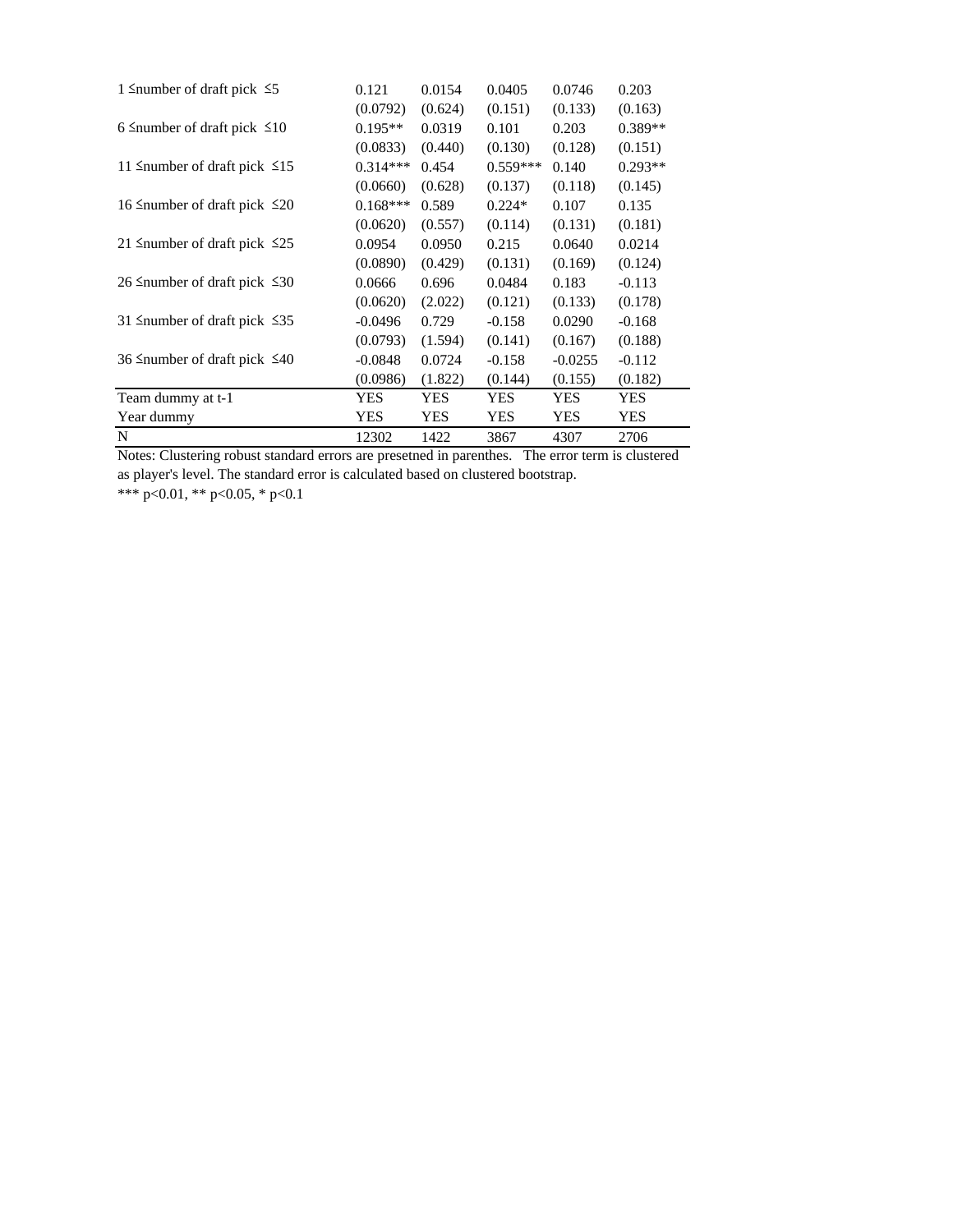| | | | | | |
|---|---|---|---|---|---|
| 1 ≤number of draft pick ≤5 | 0.121 | 0.0154 | 0.0405 | 0.0746 | 0.203 |
| | (0.0792) | (0.624) | (0.151) | (0.133) | (0.163) |
| 6 ≤number of draft pick ≤10 | 0.195** | 0.0319 | 0.101 | 0.203 | 0.389** |
| | (0.0833) | (0.440) | (0.130) | (0.128) | (0.151) |
| 11 ≤number of draft pick ≤15 | 0.314*** | 0.454 | 0.559*** | 0.140 | 0.293** |
| | (0.0660) | (0.628) | (0.137) | (0.118) | (0.145) |
| 16 ≤number of draft pick ≤20 | 0.168*** | 0.589 | 0.224* | 0.107 | 0.135 |
| | (0.0620) | (0.557) | (0.114) | (0.131) | (0.181) |
| 21 ≤number of draft pick ≤25 | 0.0954 | 0.0950 | 0.215 | 0.0640 | 0.0214 |
| | (0.0890) | (0.429) | (0.131) | (0.169) | (0.124) |
| 26 ≤number of draft pick ≤30 | 0.0666 | 0.696 | 0.0484 | 0.183 | -0.113 |
| | (0.0620) | (2.022) | (0.121) | (0.133) | (0.178) |
| 31 ≤number of draft pick ≤35 | -0.0496 | 0.729 | -0.158 | 0.0290 | -0.168 |
| | (0.0793) | (1.594) | (0.141) | (0.167) | (0.188) |
| 36 ≤number of draft pick ≤40 | -0.0848 | 0.0724 | -0.158 | -0.0255 | -0.112 |
| | (0.0986) | (1.822) | (0.144) | (0.155) | (0.182) |
| Team dummy at t-1 | YES | YES | YES | YES | YES |
| Year dummy | YES | YES | YES | YES | YES |
| N | 12302 | 1422 | 3867 | 4307 | 2706 |

Notes: Clustering robust standard errors are presetned in parenthes. The error term is clustered as player's level. The standard error is calculated based on clustered bootstrap.

*** p<0.01, ** p<0.05, * p<0.1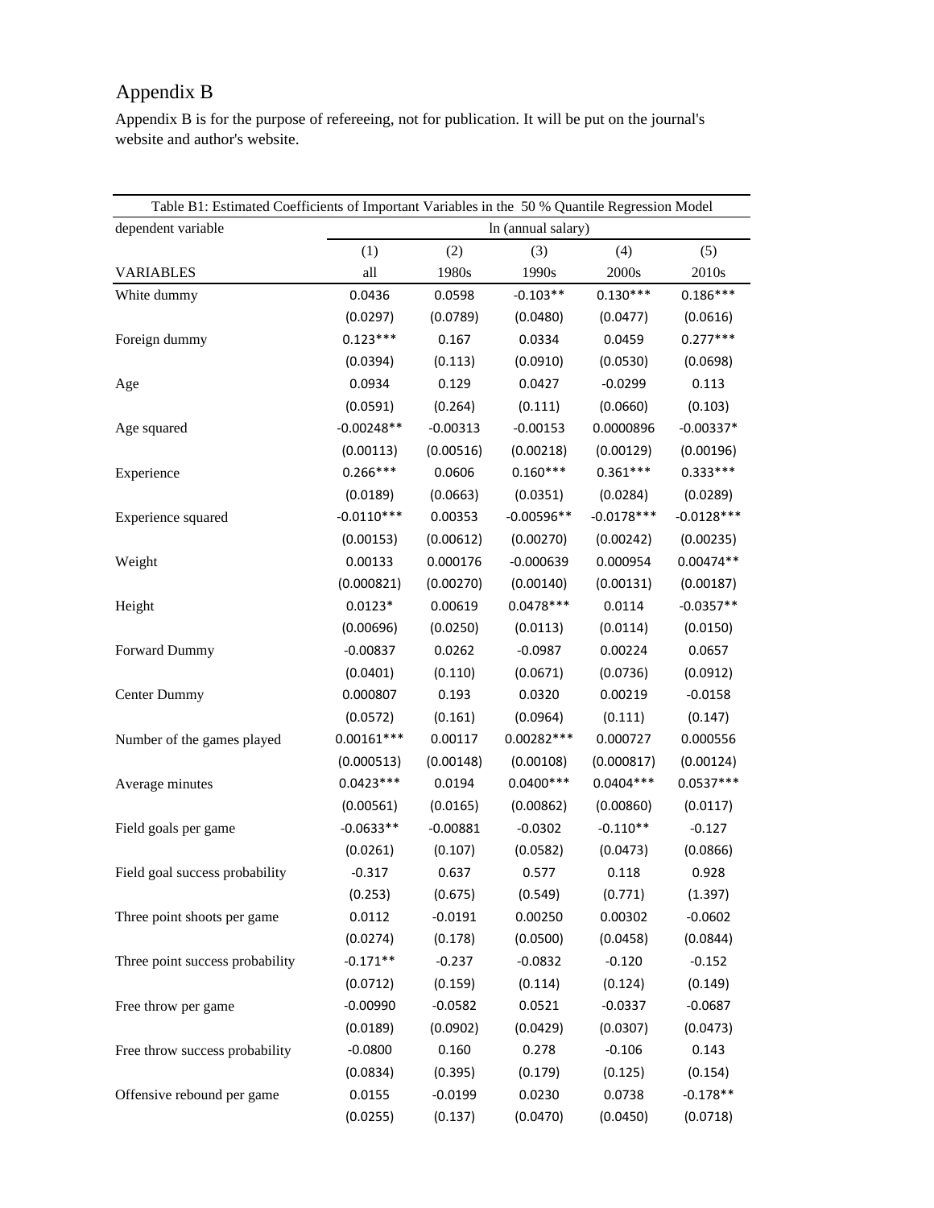# Appendix B

Appendix B is for the purpose of refereeing, not for publication. It will be put on the journal's website and author's website.

Table B1: Estimated Coefficients of Important Variables in the 50 % Quantile Regression Model

| dependent variable | ln (annual salary) | | | | |
|---|---|---|---|---|---|
| | (1) | (2) | (3) | (4) | (5) |
| VARIABLES | all | 1980s | 1990s | 2000s | 2010s |
| White dummy | 0.0436 | 0.0598 | -0.103** | 0.130*** | 0.186*** |
| | (0.0297) | (0.0789) | (0.0480) | (0.0477) | (0.0616) |
| Foreign dummy | 0.123*** | 0.167 | 0.0334 | 0.0459 | 0.277*** |
| | (0.0394) | (0.113) | (0.0910) | (0.0530) | (0.0698) |
| Age | 0.0934 | 0.129 | 0.0427 | -0.0299 | 0.113 |
| | (0.0591) | (0.264) | (0.111) | (0.0660) | (0.103) |
| Age squared | -0.00248** | -0.00313 | -0.00153 | 0.0000896 | -0.00337* |
| | (0.00113) | (0.00516) | (0.00218) | (0.00129) | (0.00196) |
| Experience | 0.266*** | 0.0606 | 0.160*** | 0.361*** | 0.333*** |
| | (0.0189) | (0.0663) | (0.0351) | (0.0284) | (0.0289) |
| Experience squared | -0.0110*** | 0.00353 | -0.00596** | -0.0178*** | -0.0128*** |
| | (0.00153) | (0.00612) | (0.00270) | (0.00242) | (0.00235) |
| Weight | 0.00133 | 0.000176 | -0.000639 | 0.000954 | 0.00474** |
| | (0.000821) | (0.00270) | (0.00140) | (0.00131) | (0.00187) |
| Height | 0.0123* | 0.00619 | 0.0478*** | 0.0114 | -0.0357** |
| | (0.00696) | (0.0250) | (0.0113) | (0.0114) | (0.0150) |
| Forward Dummy | -0.00837 | 0.0262 | -0.0987 | 0.00224 | 0.0657 |
| | (0.0401) | (0.110) | (0.0671) | (0.0736) | (0.0912) |
| Center Dummy | 0.000807 | 0.193 | 0.0320 | 0.00219 | -0.0158 |
| | (0.0572) | (0.161) | (0.0964) | (0.111) | (0.147) |
| Number of the games played | 0.00161*** | 0.00117 | 0.00282*** | 0.000727 | 0.000556 |
| | (0.000513) | (0.00148) | (0.00108) | (0.000817) | (0.00124) |
| Average minutes | 0.0423*** | 0.0194 | 0.0400*** | 0.0404*** | 0.0537*** |
| | (0.00561) | (0.0165) | (0.00862) | (0.00860) | (0.0117) |
| Field goals per game | -0.0633** | -0.00881 | -0.0302 | -0.110** | -0.127 |
| | (0.0261) | (0.107) | (0.0582) | (0.0473) | (0.0866) |
| Field goal success probability | -0.317 | 0.637 | 0.577 | 0.118 | 0.928 |
| | (0.253) | (0.675) | (0.549) | (0.771) | (1.397) |
| Three point shoots per game | 0.0112 | -0.0191 | 0.00250 | 0.00302 | -0.0602 |
| | (0.0274) | (0.178) | (0.0500) | (0.0458) | (0.0844) |
| Three point success probability | -0.171** | -0.237 | -0.0832 | -0.120 | -0.152 |
| | (0.0712) | (0.159) | (0.114) | (0.124) | (0.149) |
| Free throw per game | -0.00990 | -0.0582 | 0.0521 | -0.0337 | -0.0687 |
| | (0.0189) | (0.0902) | (0.0429) | (0.0307) | (0.0473) |
| Free throw success probability | -0.0800 | 0.160 | 0.278 | -0.106 | 0.143 |
| | (0.0834) | (0.395) | (0.179) | (0.125) | (0.154) |
| Offensive rebound per game | 0.0155 | -0.0199 | 0.0230 | 0.0738 | -0.178** |
| | (0.0255) | (0.137) | (0.0470) | (0.0450) | (0.0718) |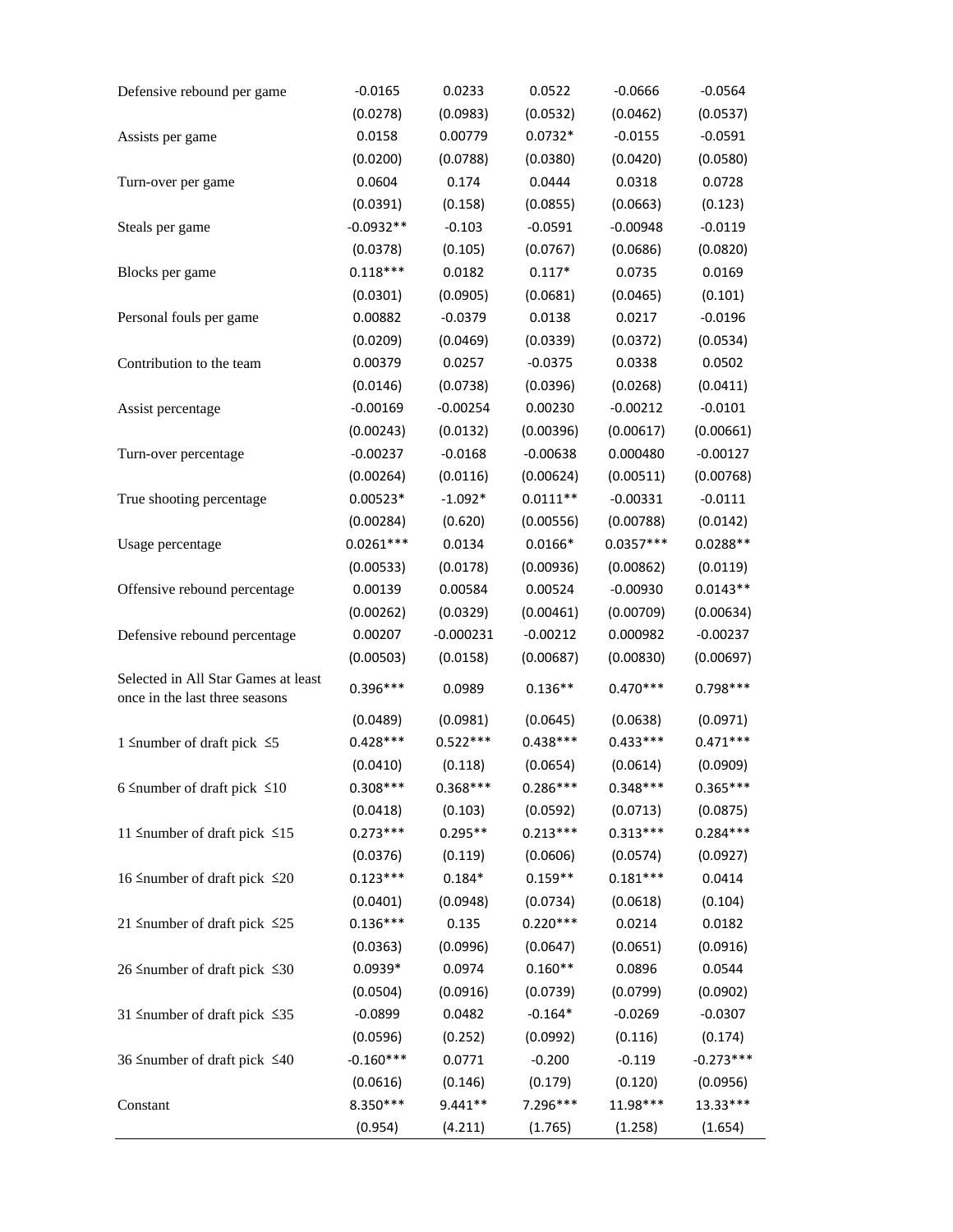| | | | | | |
|---|---|---|---|---|---|
| Defensive rebound per game | -0.0165 | 0.0233 | 0.0522 | -0.0666 | -0.0564 |
| | (0.0278) | (0.0983) | (0.0532) | (0.0462) | (0.0537) |
| Assists per game | 0.0158 | 0.00779 | 0.0732* | -0.0155 | -0.0591 |
| | (0.0200) | (0.0788) | (0.0380) | (0.0420) | (0.0580) |
| Turn-over per game | 0.0604 | 0.174 | 0.0444 | 0.0318 | 0.0728 |
| | (0.0391) | (0.158) | (0.0855) | (0.0663) | (0.123) |
| Steals per game | -0.0932** | -0.103 | -0.0591 | -0.00948 | -0.0119 |
| | (0.0378) | (0.105) | (0.0767) | (0.0686) | (0.0820) |
| Blocks per game | 0.118*** | 0.0182 | 0.117* | 0.0735 | 0.0169 |
| | (0.0301) | (0.0905) | (0.0681) | (0.0465) | (0.101) |
| Personal fouls per game | 0.00882 | -0.0379 | 0.0138 | 0.0217 | -0.0196 |
| | (0.0209) | (0.0469) | (0.0339) | (0.0372) | (0.0534) |
| Contribution to the team | 0.00379 | 0.0257 | -0.0375 | 0.0338 | 0.0502 |
| | (0.0146) | (0.0738) | (0.0396) | (0.0268) | (0.0411) |
| Assist percentage | -0.00169 | -0.00254 | 0.00230 | -0.00212 | -0.0101 |
| | (0.00243) | (0.0132) | (0.00396) | (0.00617) | (0.00661) |
| Turn-over percentage | -0.00237 | -0.0168 | -0.00638 | 0.000480 | -0.00127 |
| | (0.00264) | (0.0116) | (0.00624) | (0.00511) | (0.00768) |
| True shooting percentage | 0.00523* | -1.092* | 0.0111** | -0.00331 | -0.0111 |
| | (0.00284) | (0.620) | (0.00556) | (0.00788) | (0.0142) |
| Usage percentage | 0.0261*** | 0.0134 | 0.0166* | 0.0357*** | 0.0288** |
| | (0.00533) | (0.0178) | (0.00936) | (0.00862) | (0.0119) |
| Offensive rebound percentage | 0.00139 | 0.00584 | 0.00524 | -0.00930 | 0.0143** |
| | (0.00262) | (0.0329) | (0.00461) | (0.00709) | (0.00634) |
| Defensive rebound percentage | 0.00207 | -0.000231 | -0.00212 | 0.000982 | -0.00237 |
| | (0.00503) | (0.0158) | (0.00687) | (0.00830) | (0.00697) |
| Selected in All Star Games at least once in the last three seasons | 0.396*** | 0.0989 | 0.136** | 0.470*** | 0.798*** |
| | (0.0489) | (0.0981) | (0.0645) | (0.0638) | (0.0971) |
| 1 ≤number of draft pick ≤5 | 0.428*** | 0.522*** | 0.438*** | 0.433*** | 0.471*** |
| | (0.0410) | (0.118) | (0.0654) | (0.0614) | (0.0909) |
| 6 ≤number of draft pick ≤10 | 0.308*** | 0.368*** | 0.286*** | 0.348*** | 0.365*** |
| | (0.0418) | (0.103) | (0.0592) | (0.0713) | (0.0875) |
| 11 ≤number of draft pick ≤15 | 0.273*** | 0.295** | 0.213*** | 0.313*** | 0.284*** |
| | (0.0376) | (0.119) | (0.0606) | (0.0574) | (0.0927) |
| 16 ≤number of draft pick ≤20 | 0.123*** | 0.184* | 0.159** | 0.181*** | 0.0414 |
| | (0.0401) | (0.0948) | (0.0734) | (0.0618) | (0.104) |
| 21 ≤number of draft pick ≤25 | 0.136*** | 0.135 | 0.220*** | 0.0214 | 0.0182 |
| | (0.0363) | (0.0996) | (0.0647) | (0.0651) | (0.0916) |
| 26 ≤number of draft pick ≤30 | 0.0939* | 0.0974 | 0.160** | 0.0896 | 0.0544 |
| | (0.0504) | (0.0916) | (0.0739) | (0.0799) | (0.0902) |
| 31 ≤number of draft pick ≤35 | -0.0899 | 0.0482 | -0.164* | -0.0269 | -0.0307 |
| | (0.0596) | (0.252) | (0.0992) | (0.116) | (0.174) |
| 36 ≤number of draft pick ≤40 | -0.160*** | 0.0771 | -0.200 | -0.119 | -0.273*** |
| | (0.0616) | (0.146) | (0.179) | (0.120) | (0.0956) |
| Constant | 8.350*** | 9.441** | 7.296*** | 11.98*** | 13.33*** |
| | (0.954) | (4.211) | (1.765) | (1.258) | (1.654) |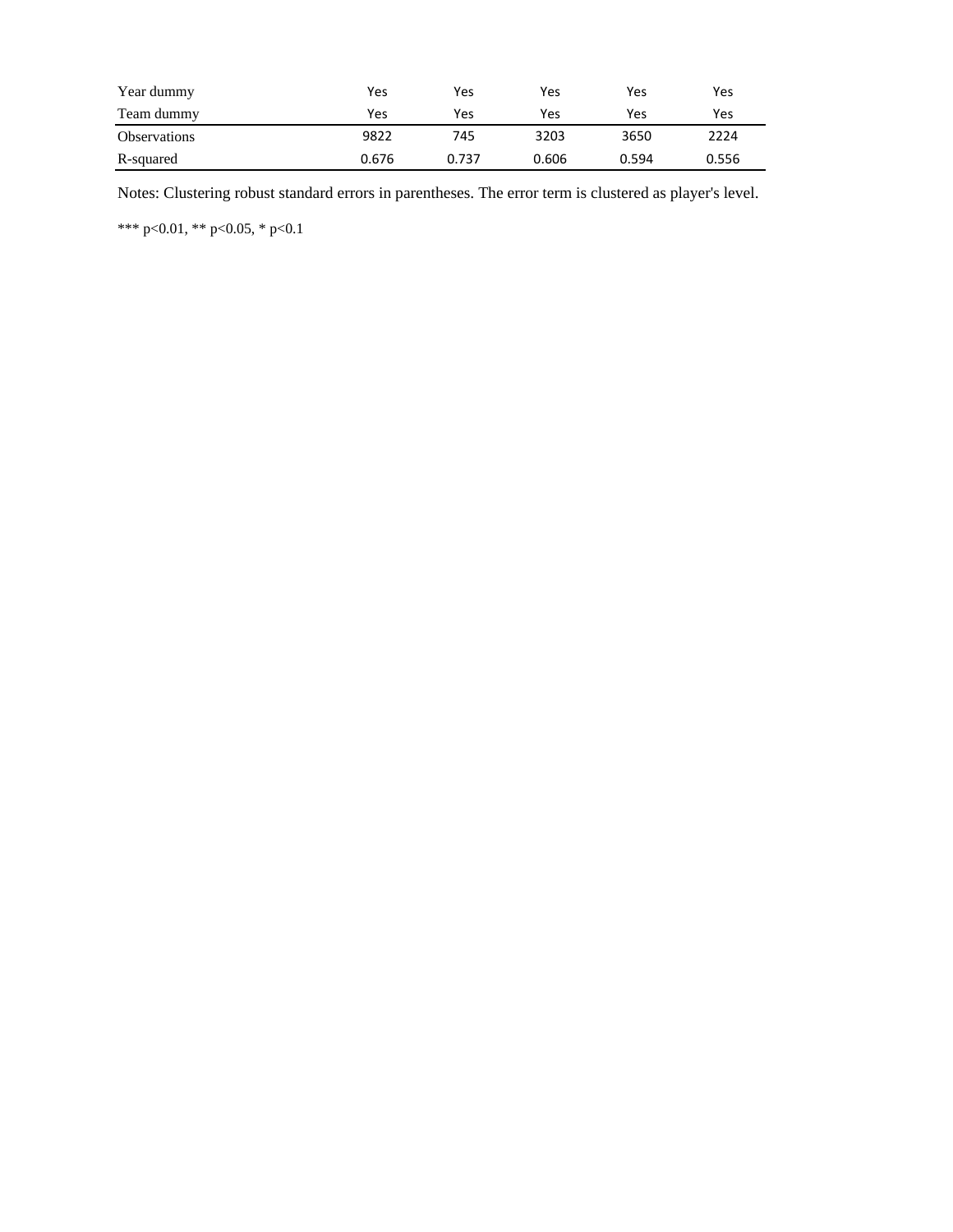| | | | | | |
|---|---|---|---|---|---|
| Year dummy | Yes | Yes | Yes | Yes | Yes |
| Team dummy | Yes | Yes | Yes | Yes | Yes |
| Observations | 9822 | 745 | 3203 | 3650 | 2224 |
| R-squared | 0.676 | 0.737 | 0.606 | 0.594 | 0.556 |

Notes: Clustering robust standard errors in parentheses. The error term is clustered as player's level.

*** p<0.01, ** p<0.05, * p<0.1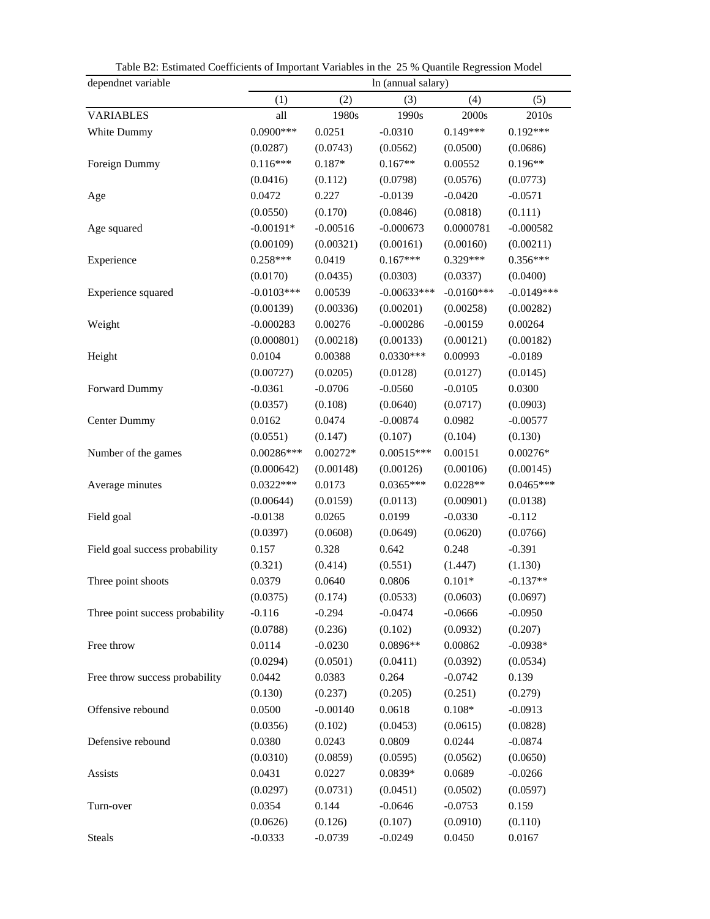Table B2: Estimated Coefficients of Important Variables in the 25 % Quantile Regression Model

| dependnet variable | ln (annual salary) | | | | |
|---|---|---|---|---|---|
| | (1) | (2) | (3) | (4) | (5) |
| VARIABLES | all | 1980s | 1990s | 2000s | 2010s |
| White Dummy | 0.0900*** | 0.0251 | -0.0310 | 0.149*** | 0.192*** |
| | (0.0287) | (0.0743) | (0.0562) | (0.0500) | (0.0686) |
| Foreign Dummy | 0.116*** | 0.187* | 0.167** | 0.00552 | 0.196** |
| | (0.0416) | (0.112) | (0.0798) | (0.0576) | (0.0773) |
| Age | 0.0472 | 0.227 | -0.0139 | -0.0420 | -0.0571 |
| | (0.0550) | (0.170) | (0.0846) | (0.0818) | (0.111) |
| Age squared | -0.00191* | -0.00516 | -0.000673 | 0.0000781 | -0.000582 |
| | (0.00109) | (0.00321) | (0.00161) | (0.00160) | (0.00211) |
| Experience | 0.258*** | 0.0419 | 0.167*** | 0.329*** | 0.356*** |
| | (0.0170) | (0.0435) | (0.0303) | (0.0337) | (0.0400) |
| Experience squared | -0.0103*** | 0.00539 | -0.00633*** | -0.0160*** | -0.0149*** |
| | (0.00139) | (0.00336) | (0.00201) | (0.00258) | (0.00282) |
| Weight | -0.000283 | 0.00276 | -0.000286 | -0.00159 | 0.00264 |
| | (0.000801) | (0.00218) | (0.00133) | (0.00121) | (0.00182) |
| Height | 0.0104 | 0.00388 | 0.0330*** | 0.00993 | -0.0189 |
| | (0.00727) | (0.0205) | (0.0128) | (0.0127) | (0.0145) |
| Forward Dummy | -0.0361 | -0.0706 | -0.0560 | -0.0105 | 0.0300 |
| | (0.0357) | (0.108) | (0.0640) | (0.0717) | (0.0903) |
| Center Dummy | 0.0162 | 0.0474 | -0.00874 | 0.0982 | -0.00577 |
| | (0.0551) | (0.147) | (0.107) | (0.104) | (0.130) |
| Number of the games | 0.00286*** | 0.00272* | 0.00515*** | 0.00151 | 0.00276* |
| | (0.000642) | (0.00148) | (0.00126) | (0.00106) | (0.00145) |
| Average minutes | 0.0322*** | 0.0173 | 0.0365*** | 0.0228** | 0.0465*** |
| | (0.00644) | (0.0159) | (0.0113) | (0.00901) | (0.0138) |
| Field goal | -0.0138 | 0.0265 | 0.0199 | -0.0330 | -0.112 |
| | (0.0397) | (0.0608) | (0.0649) | (0.0620) | (0.0766) |
| Field goal success probability | 0.157 | 0.328 | 0.642 | 0.248 | -0.391 |
| | (0.321) | (0.414) | (0.551) | (1.447) | (1.130) |
| Three point shoots | 0.0379 | 0.0640 | 0.0806 | 0.101* | -0.137** |
| | (0.0375) | (0.174) | (0.0533) | (0.0603) | (0.0697) |
| Three point success probability | -0.116 | -0.294 | -0.0474 | -0.0666 | -0.0950 |
| | (0.0788) | (0.236) | (0.102) | (0.0932) | (0.207) |
| Free throw | 0.0114 | -0.0230 | 0.0896** | 0.00862 | -0.0938* |
| | (0.0294) | (0.0501) | (0.0411) | (0.0392) | (0.0534) |
| Free throw success probability | 0.0442 | 0.0383 | 0.264 | -0.0742 | 0.139 |
| | (0.130) | (0.237) | (0.205) | (0.251) | (0.279) |
| Offensive rebound | 0.0500 | -0.00140 | 0.0618 | 0.108* | -0.0913 |
| | (0.0356) | (0.102) | (0.0453) | (0.0615) | (0.0828) |
| Defensive rebound | 0.0380 | 0.0243 | 0.0809 | 0.0244 | -0.0874 |
| | (0.0310) | (0.0859) | (0.0595) | (0.0562) | (0.0650) |
| Assists | 0.0431 | 0.0227 | 0.0839* | 0.0689 | -0.0266 |
| | (0.0297) | (0.0731) | (0.0451) | (0.0502) | (0.0597) |
| Turn-over | 0.0354 | 0.144 | -0.0646 | -0.0753 | 0.159 |
| | (0.0626) | (0.126) | (0.107) | (0.0910) | (0.110) |
| Steals | -0.0333 | -0.0739 | -0.0249 | 0.0450 | 0.0167 |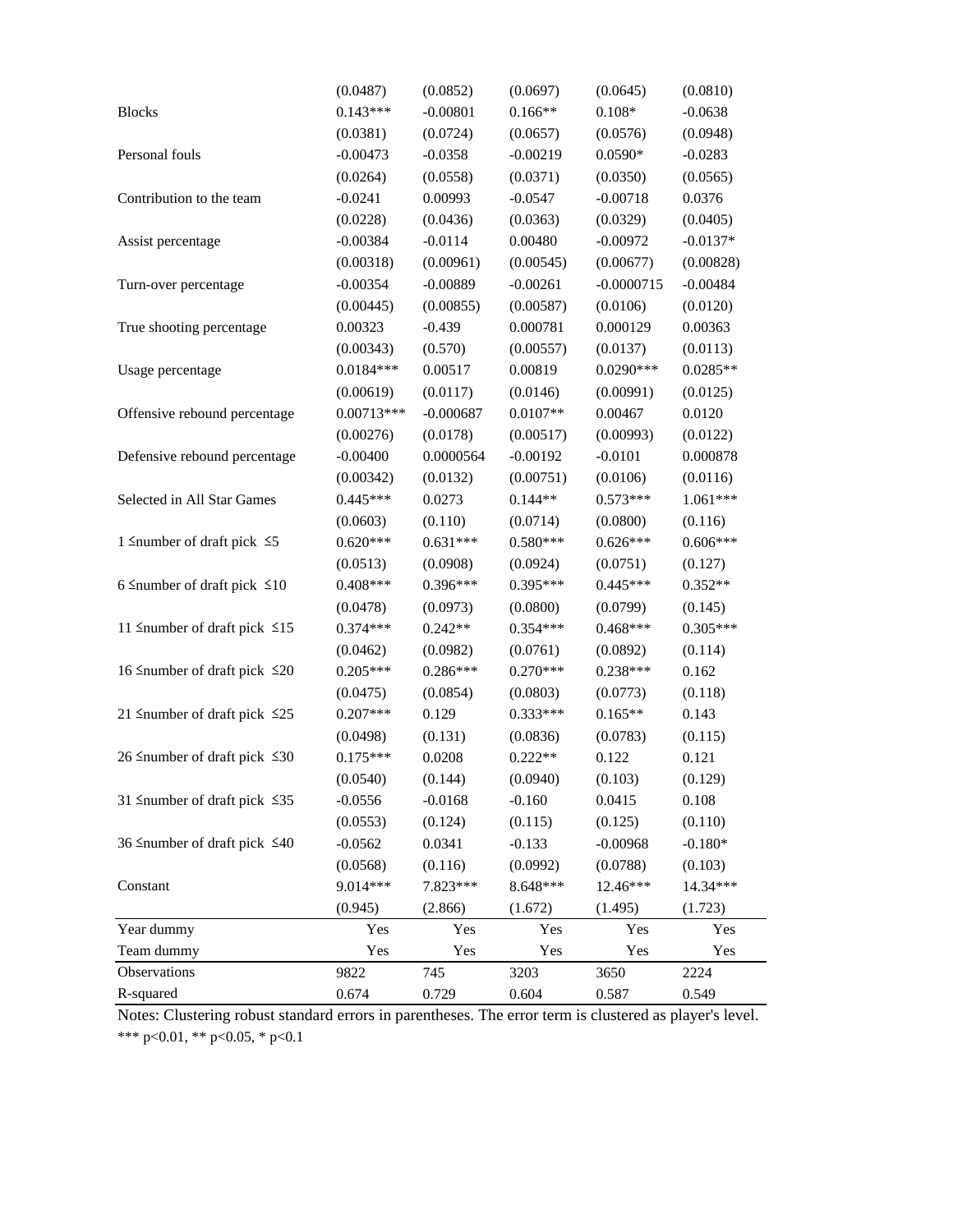| | | | | | |
|---|---|---|---|---|---|
| | (0.0487) | (0.0852) | (0.0697) | (0.0645) | (0.0810) |
| Blocks | 0.143*** | -0.00801 | 0.166** | 0.108* | -0.0638 |
| | (0.0381) | (0.0724) | (0.0657) | (0.0576) | (0.0948) |
| Personal fouls | -0.00473 | -0.0358 | -0.00219 | 0.0590* | -0.0283 |
| | (0.0264) | (0.0558) | (0.0371) | (0.0350) | (0.0565) |
| Contribution to the team | -0.0241 | 0.00993 | -0.0547 | -0.00718 | 0.0376 |
| | (0.0228) | (0.0436) | (0.0363) | (0.0329) | (0.0405) |
| Assist percentage | -0.00384 | -0.0114 | 0.00480 | -0.00972 | -0.0137* |
| | (0.00318) | (0.00961) | (0.00545) | (0.00677) | (0.00828) |
| Turn-over percentage | -0.00354 | -0.00889 | -0.00261 | -0.0000715 | -0.00484 |
| | (0.00445) | (0.00855) | (0.00587) | (0.0106) | (0.0120) |
| True shooting percentage | 0.00323 | -0.439 | 0.000781 | 0.000129 | 0.00363 |
| | (0.00343) | (0.570) | (0.00557) | (0.0137) | (0.0113) |
| Usage percentage | 0.0184*** | 0.00517 | 0.00819 | 0.0290*** | 0.0285** |
| | (0.00619) | (0.0117) | (0.0146) | (0.00991) | (0.0125) |
| Offensive rebound percentage | 0.00713*** | -0.000687 | 0.0107** | 0.00467 | 0.0120 |
| | (0.00276) | (0.0178) | (0.00517) | (0.00993) | (0.0122) |
| Defensive rebound percentage | -0.00400 | 0.0000564 | -0.00192 | -0.0101 | 0.000878 |
| | (0.00342) | (0.0132) | (0.00751) | (0.0106) | (0.0116) |
| Selected in All Star Games | 0.445*** | 0.0273 | 0.144** | 0.573*** | 1.061*** |
| | (0.0603) | (0.110) | (0.0714) | (0.0800) | (0.116) |
| 1 ≤number of draft pick ≤5 | 0.620*** | 0.631*** | 0.580*** | 0.626*** | 0.606*** |
| | (0.0513) | (0.0908) | (0.0924) | (0.0751) | (0.127) |
| 6 ≤number of draft pick ≤10 | 0.408*** | 0.396*** | 0.395*** | 0.445*** | 0.352** |
| | (0.0478) | (0.0973) | (0.0800) | (0.0799) | (0.145) |
| 11 ≤number of draft pick ≤15 | 0.374*** | 0.242** | 0.354*** | 0.468*** | 0.305*** |
| | (0.0462) | (0.0982) | (0.0761) | (0.0892) | (0.114) |
| 16 ≤number of draft pick ≤20 | 0.205*** | 0.286*** | 0.270*** | 0.238*** | 0.162 |
| | (0.0475) | (0.0854) | (0.0803) | (0.0773) | (0.118) |
| 21 ≤number of draft pick ≤25 | 0.207*** | 0.129 | 0.333*** | 0.165** | 0.143 |
| | (0.0498) | (0.131) | (0.0836) | (0.0783) | (0.115) |
| 26 ≤number of draft pick ≤30 | 0.175*** | 0.0208 | 0.222** | 0.122 | 0.121 |
| | (0.0540) | (0.144) | (0.0940) | (0.103) | (0.129) |
| 31 ≤number of draft pick ≤35 | -0.0556 | -0.0168 | -0.160 | 0.0415 | 0.108 |
| | (0.0553) | (0.124) | (0.115) | (0.125) | (0.110) |
| 36 ≤number of draft pick ≤40 | -0.0562 | 0.0341 | -0.133 | -0.00968 | -0.180* |
| | (0.0568) | (0.116) | (0.0992) | (0.0788) | (0.103) |
| Constant | 9.014*** | 7.823*** | 8.648*** | 12.46*** | 14.34*** |
| | (0.945) | (2.866) | (1.672) | (1.495) | (1.723) |
| Year dummy | Yes | Yes | Yes | Yes | Yes |
| Team dummy | Yes | Yes | Yes | Yes | Yes |
| Observations | 9822 | 745 | 3203 | 3650 | 2224 |
| R-squared | 0.674 | 0.729 | 0.604 | 0.587 | 0.549 |

Notes: Clustering robust standard errors in parentheses. The error term is clustered as player's level.
*** p<0.01, ** p<0.05, * p<0.1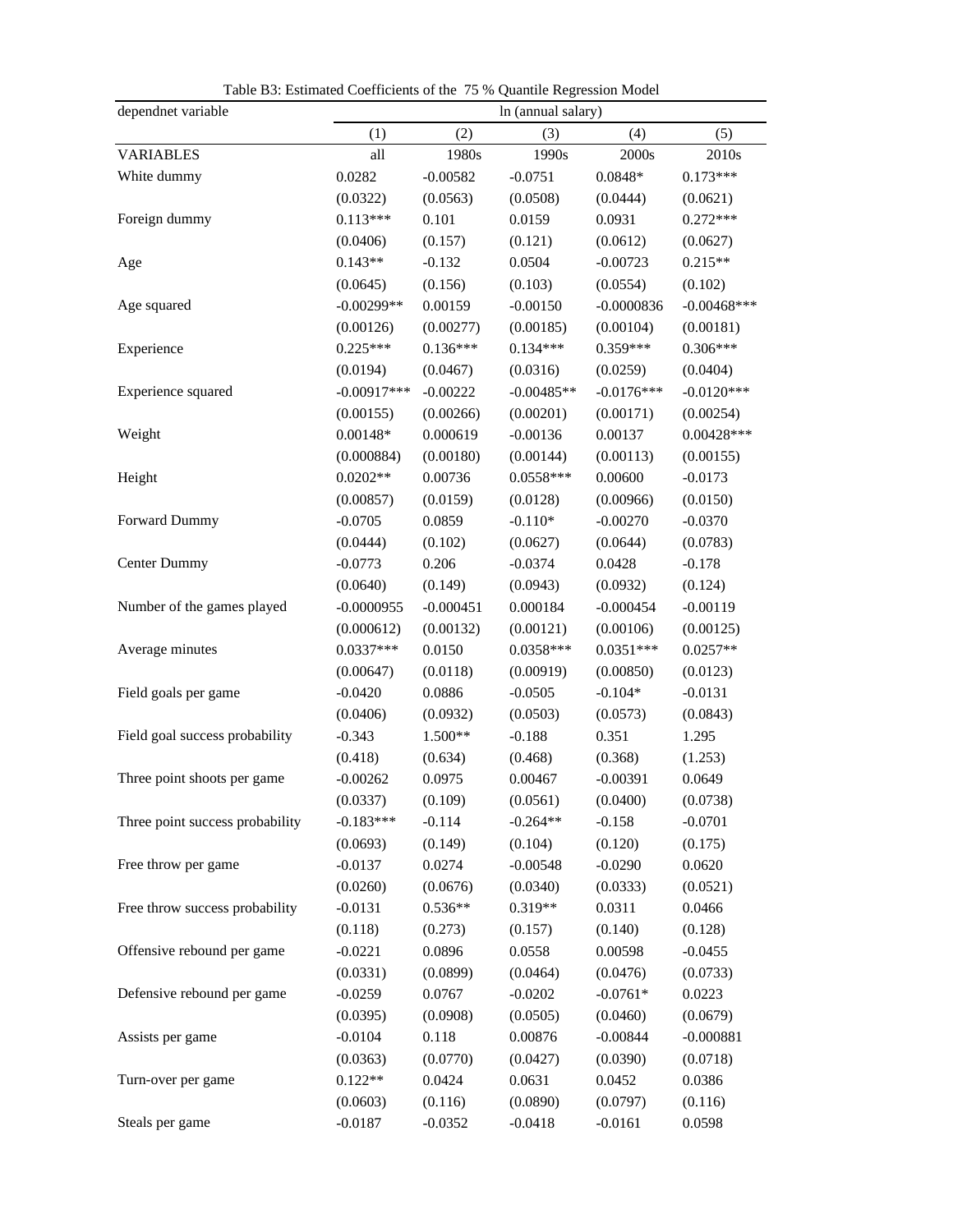Table B3: Estimated Coefficients of the 75 % Quantile Regression Model

| dependnet variable | ln (annual salary) | | | | |
|---|---|---|---|---|---|
| | (1) | (2) | (3) | (4) | (5) |
| VARIABLES | all | 1980s | 1990s | 2000s | 2010s |
| White dummy | 0.0282 | -0.00582 | -0.0751 | 0.0848* | 0.173*** |
| | (0.0322) | (0.0563) | (0.0508) | (0.0444) | (0.0621) |
| Foreign dummy | 0.113*** | 0.101 | 0.0159 | 0.0931 | 0.272*** |
| | (0.0406) | (0.157) | (0.121) | (0.0612) | (0.0627) |
| Age | 0.143** | -0.132 | 0.0504 | -0.00723 | 0.215** |
| | (0.0645) | (0.156) | (0.103) | (0.0554) | (0.102) |
| Age squared | -0.00299** | 0.00159 | -0.00150 | -0.0000836 | -0.00468*** |
| | (0.00126) | (0.00277) | (0.00185) | (0.00104) | (0.00181) |
| Experience | 0.225*** | 0.136*** | 0.134*** | 0.359*** | 0.306*** |
| | (0.0194) | (0.0467) | (0.0316) | (0.0259) | (0.0404) |
| Experience squared | -0.00917*** | -0.00222 | -0.00485** | -0.0176*** | -0.0120*** |
| | (0.00155) | (0.00266) | (0.00201) | (0.00171) | (0.00254) |
| Weight | 0.00148* | 0.000619 | -0.00136 | 0.00137 | 0.00428*** |
| | (0.000884) | (0.00180) | (0.00144) | (0.00113) | (0.00155) |
| Height | 0.0202** | 0.00736 | 0.0558*** | 0.00600 | -0.0173 |
| | (0.00857) | (0.0159) | (0.0128) | (0.00966) | (0.0150) |
| Forward Dummy | -0.0705 | 0.0859 | -0.110* | -0.00270 | -0.0370 |
| | (0.0444) | (0.102) | (0.0627) | (0.0644) | (0.0783) |
| Center Dummy | -0.0773 | 0.206 | -0.0374 | 0.0428 | -0.178 |
| | (0.0640) | (0.149) | (0.0943) | (0.0932) | (0.124) |
| Number of the games played | -0.0000955 | -0.000451 | 0.000184 | -0.000454 | -0.00119 |
| | (0.000612) | (0.00132) | (0.00121) | (0.00106) | (0.00125) |
| Average minutes | 0.0337*** | 0.0150 | 0.0358*** | 0.0351*** | 0.0257** |
| | (0.00647) | (0.0118) | (0.00919) | (0.00850) | (0.0123) |
| Field goals per game | -0.0420 | 0.0886 | -0.0505 | -0.104* | -0.0131 |
| | (0.0406) | (0.0932) | (0.0503) | (0.0573) | (0.0843) |
| Field goal success probability | -0.343 | 1.500** | -0.188 | 0.351 | 1.295 |
| | (0.418) | (0.634) | (0.468) | (0.368) | (1.253) |
| Three point shoots per game | -0.00262 | 0.0975 | 0.00467 | -0.00391 | 0.0649 |
| | (0.0337) | (0.109) | (0.0561) | (0.0400) | (0.0738) |
| Three point success probability | -0.183*** | -0.114 | -0.264** | -0.158 | -0.0701 |
| | (0.0693) | (0.149) | (0.104) | (0.120) | (0.175) |
| Free throw per game | -0.0137 | 0.0274 | -0.00548 | -0.0290 | 0.0620 |
| | (0.0260) | (0.0676) | (0.0340) | (0.0333) | (0.0521) |
| Free throw success probability | -0.0131 | 0.536** | 0.319** | 0.0311 | 0.0466 |
| | (0.118) | (0.273) | (0.157) | (0.140) | (0.128) |
| Offensive rebound per game | -0.0221 | 0.0896 | 0.0558 | 0.00598 | -0.0455 |
| | (0.0331) | (0.0899) | (0.0464) | (0.0476) | (0.0733) |
| Defensive rebound per game | -0.0259 | 0.0767 | -0.0202 | -0.0761* | 0.0223 |
| | (0.0395) | (0.0908) | (0.0505) | (0.0460) | (0.0679) |
| Assists per game | -0.0104 | 0.118 | 0.00876 | -0.00844 | -0.000881 |
| | (0.0363) | (0.0770) | (0.0427) | (0.0390) | (0.0718) |
| Turn-over per game | 0.122** | 0.0424 | 0.0631 | 0.0452 | 0.0386 |
| | (0.0603) | (0.116) | (0.0890) | (0.0797) | (0.116) |
| Steals per game | -0.0187 | -0.0352 | -0.0418 | -0.0161 | 0.0598 |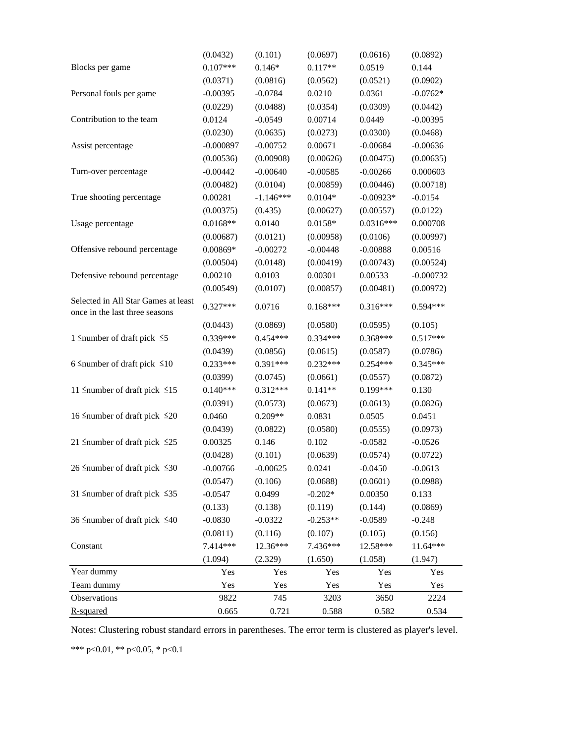| | | | | | |
|---|---|---|---|---|---|
| | (0.0432) | (0.101) | (0.0697) | (0.0616) | (0.0892) |
| Blocks per game | 0.107*** | 0.146* | 0.117** | 0.0519 | 0.144 |
| | (0.0371) | (0.0816) | (0.0562) | (0.0521) | (0.0902) |
| Personal fouls per game | -0.00395 | -0.0784 | 0.0210 | 0.0361 | -0.0762* |
| | (0.0229) | (0.0488) | (0.0354) | (0.0309) | (0.0442) |
| Contribution to the team | 0.0124 | -0.0549 | 0.00714 | 0.0449 | -0.00395 |
| | (0.0230) | (0.0635) | (0.0273) | (0.0300) | (0.0468) |
| Assist percentage | -0.000897 | -0.00752 | 0.00671 | -0.00684 | -0.00636 |
| | (0.00536) | (0.00908) | (0.00626) | (0.00475) | (0.00635) |
| Turn-over percentage | -0.00442 | -0.00640 | -0.00585 | -0.00266 | 0.000603 |
| | (0.00482) | (0.0104) | (0.00859) | (0.00446) | (0.00718) |
| True shooting percentage | 0.00281 | -1.146*** | 0.0104* | -0.00923* | -0.0154 |
| | (0.00375) | (0.435) | (0.00627) | (0.00557) | (0.0122) |
| Usage percentage | 0.0168** | 0.0140 | 0.0158* | 0.0316*** | 0.000708 |
| | (0.00687) | (0.0121) | (0.00958) | (0.0106) | (0.00997) |
| Offensive rebound percentage | 0.00869* | -0.00272 | -0.00448 | -0.00888 | 0.00516 |
| | (0.00504) | (0.0148) | (0.00419) | (0.00743) | (0.00524) |
| Defensive rebound percentage | 0.00210 | 0.0103 | 0.00301 | 0.00533 | -0.000732 |
| | (0.00549) | (0.0107) | (0.00857) | (0.00481) | (0.00972) |
| Selected in All Star Games at least once in the last three seasons | 0.327*** | 0.0716 | 0.168*** | 0.316*** | 0.594*** |
| | (0.0443) | (0.0869) | (0.0580) | (0.0595) | (0.105) |
| 1 ≤number of draft pick ≤5 | 0.339*** | 0.454*** | 0.334*** | 0.368*** | 0.517*** |
| | (0.0439) | (0.0856) | (0.0615) | (0.0587) | (0.0786) |
| 6 ≤number of draft pick ≤10 | 0.233*** | 0.391*** | 0.232*** | 0.254*** | 0.345*** |
| | (0.0399) | (0.0745) | (0.0661) | (0.0557) | (0.0872) |
| 11 ≤number of draft pick ≤15 | 0.140*** | 0.312*** | 0.141** | 0.199*** | 0.130 |
| | (0.0391) | (0.0573) | (0.0673) | (0.0613) | (0.0826) |
| 16 ≤number of draft pick ≤20 | 0.0460 | 0.209** | 0.0831 | 0.0505 | 0.0451 |
| | (0.0439) | (0.0822) | (0.0580) | (0.0555) | (0.0973) |
| 21 ≤number of draft pick ≤25 | 0.00325 | 0.146 | 0.102 | -0.0582 | -0.0526 |
| | (0.0428) | (0.101) | (0.0639) | (0.0574) | (0.0722) |
| 26 ≤number of draft pick ≤30 | -0.00766 | -0.00625 | 0.0241 | -0.0450 | -0.0613 |
| | (0.0547) | (0.106) | (0.0688) | (0.0601) | (0.0988) |
| 31 ≤number of draft pick ≤35 | -0.0547 | 0.0499 | -0.202* | 0.00350 | 0.133 |
| | (0.133) | (0.138) | (0.119) | (0.144) | (0.0869) |
| 36 ≤number of draft pick ≤40 | -0.0830 | -0.0322 | -0.253** | -0.0589 | -0.248 |
| | (0.0811) | (0.116) | (0.107) | (0.105) | (0.156) |
| Constant | 7.414*** | 12.36*** | 7.436*** | 12.58*** | 11.64*** |
| | (1.094) | (2.329) | (1.650) | (1.058) | (1.947) |
| Year dummy | Yes | Yes | Yes | Yes | Yes |
| Team dummy | Yes | Yes | Yes | Yes | Yes |
| Observations | 9822 | 745 | 3203 | 3650 | 2224 |
| R-squared | 0.665 | 0.721 | 0.588 | 0.582 | 0.534 |

Notes: Clustering robust standard errors in parentheses. The error term is clustered as player's level.

*** p<0.01, ** p<0.05, * p<0.1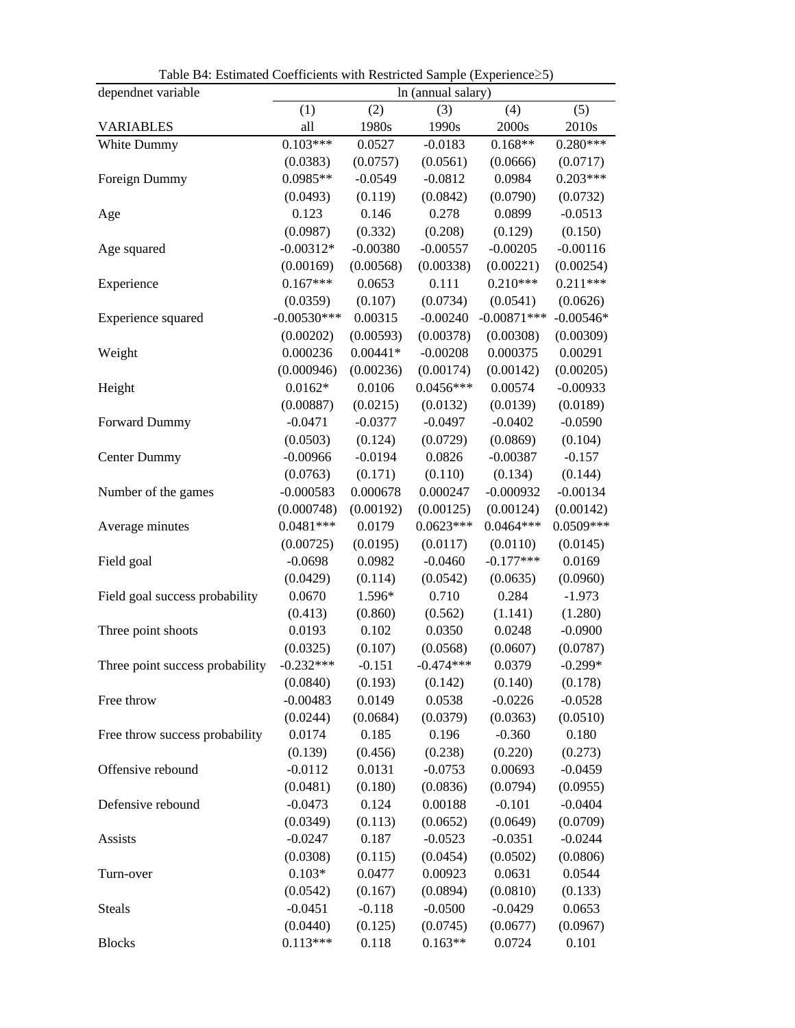Table B4: Estimated Coefficients with Restricted Sample (Experience≥5)

| dependnet variable | ln (annual salary) | | | | |
|---|---|---|---|---|---|
| | (1) | (2) | (3) | (4) | (5) |
| VARIABLES | all | 1980s | 1990s | 2000s | 2010s |
| White Dummy | 0.103*** | 0.0527 | -0.0183 | 0.168** | 0.280*** |
| | (0.0383) | (0.0757) | (0.0561) | (0.0666) | (0.0717) |
| Foreign Dummy | 0.0985** | -0.0549 | -0.0812 | 0.0984 | 0.203*** |
| | (0.0493) | (0.119) | (0.0842) | (0.0790) | (0.0732) |
| Age | 0.123 | 0.146 | 0.278 | 0.0899 | -0.0513 |
| | (0.0987) | (0.332) | (0.208) | (0.129) | (0.150) |
| Age squared | -0.00312* | -0.00380 | -0.00557 | -0.00205 | -0.00116 |
| | (0.00169) | (0.00568) | (0.00338) | (0.00221) | (0.00254) |
| Experience | 0.167*** | 0.0653 | 0.111 | 0.210*** | 0.211*** |
| | (0.0359) | (0.107) | (0.0734) | (0.0541) | (0.0626) |
| Experience squared | -0.00530*** | 0.00315 | -0.00240 | -0.00871*** | -0.00546* |
| | (0.00202) | (0.00593) | (0.00378) | (0.00308) | (0.00309) |
| Weight | 0.000236 | 0.00441* | -0.00208 | 0.000375 | 0.00291 |
| | (0.000946) | (0.00236) | (0.00174) | (0.00142) | (0.00205) |
| Height | 0.0162* | 0.0106 | 0.0456*** | 0.00574 | -0.00933 |
| | (0.00887) | (0.0215) | (0.0132) | (0.0139) | (0.0189) |
| Forward Dummy | -0.0471 | -0.0377 | -0.0497 | -0.0402 | -0.0590 |
| | (0.0503) | (0.124) | (0.0729) | (0.0869) | (0.104) |
| Center Dummy | -0.00966 | -0.0194 | 0.0826 | -0.00387 | -0.157 |
| | (0.0763) | (0.171) | (0.110) | (0.134) | (0.144) |
| Number of the games | -0.000583 | 0.000678 | 0.000247 | -0.000932 | -0.00134 |
| | (0.000748) | (0.00192) | (0.00125) | (0.00124) | (0.00142) |
| Average minutes | 0.0481*** | 0.0179 | 0.0623*** | 0.0464*** | 0.0509*** |
| | (0.00725) | (0.0195) | (0.0117) | (0.0110) | (0.0145) |
| Field goal | -0.0698 | 0.0982 | -0.0460 | -0.177*** | 0.0169 |
| | (0.0429) | (0.114) | (0.0542) | (0.0635) | (0.0960) |
| Field goal success probability | 0.0670 | 1.596* | 0.710 | 0.284 | -1.973 |
| | (0.413) | (0.860) | (0.562) | (1.141) | (1.280) |
| Three point shoots | 0.0193 | 0.102 | 0.0350 | 0.0248 | -0.0900 |
| | (0.0325) | (0.107) | (0.0568) | (0.0607) | (0.0787) |
| Three point success probability | -0.232*** | -0.151 | -0.474*** | 0.0379 | -0.299* |
| | (0.0840) | (0.193) | (0.142) | (0.140) | (0.178) |
| Free throw | -0.00483 | 0.0149 | 0.0538 | -0.0226 | -0.0528 |
| | (0.0244) | (0.0684) | (0.0379) | (0.0363) | (0.0510) |
| Free throw success probability | 0.0174 | 0.185 | 0.196 | -0.360 | 0.180 |
| | (0.139) | (0.456) | (0.238) | (0.220) | (0.273) |
| Offensive rebound | -0.0112 | 0.0131 | -0.0753 | 0.00693 | -0.0459 |
| | (0.0481) | (0.180) | (0.0836) | (0.0794) | (0.0955) |
| Defensive rebound | -0.0473 | 0.124 | 0.00188 | -0.101 | -0.0404 |
| | (0.0349) | (0.113) | (0.0652) | (0.0649) | (0.0709) |
| Assists | -0.0247 | 0.187 | -0.0523 | -0.0351 | -0.0244 |
| | (0.0308) | (0.115) | (0.0454) | (0.0502) | (0.0806) |
| Turn-over | 0.103* | 0.0477 | 0.00923 | 0.0631 | 0.0544 |
| | (0.0542) | (0.167) | (0.0894) | (0.0810) | (0.133) |
| Steals | -0.0451 | -0.118 | -0.0500 | -0.0429 | 0.0653 |
| | (0.0440) | (0.125) | (0.0745) | (0.0677) | (0.0967) |
| Blocks | 0.113*** | 0.118 | 0.163** | 0.0724 | 0.101 |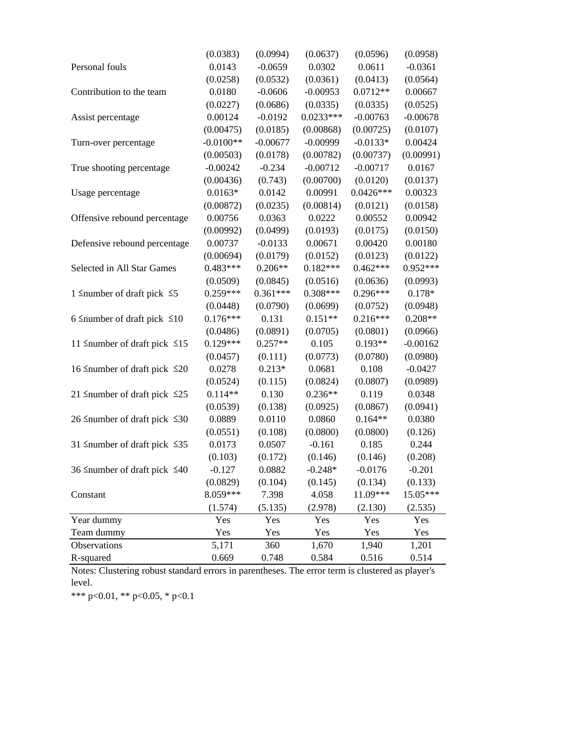| | | | | | |
|---|---|---|---|---|---|
| | (0.0383) | (0.0994) | (0.0637) | (0.0596) | (0.0958) |
| Personal fouls | 0.0143 | -0.0659 | 0.0302 | 0.0611 | -0.0361 |
| | (0.0258) | (0.0532) | (0.0361) | (0.0413) | (0.0564) |
| Contribution to the team | 0.0180 | -0.0606 | -0.00953 | 0.0712** | 0.00667 |
| | (0.0227) | (0.0686) | (0.0335) | (0.0335) | (0.0525) |
| Assist percentage | 0.00124 | -0.0192 | 0.0233*** | -0.00763 | -0.00678 |
| | (0.00475) | (0.0185) | (0.00868) | (0.00725) | (0.0107) |
| Turn-over percentage | -0.0100** | -0.00677 | -0.00999 | -0.0133* | 0.00424 |
| | (0.00503) | (0.0178) | (0.00782) | (0.00737) | (0.00991) |
| True shooting percentage | -0.00242 | -0.234 | -0.00712 | -0.00717 | 0.0167 |
| | (0.00436) | (0.743) | (0.00700) | (0.0120) | (0.0137) |
| Usage percentage | 0.0163* | 0.0142 | 0.00991 | 0.0426*** | 0.00323 |
| | (0.00872) | (0.0235) | (0.00814) | (0.0121) | (0.0158) |
| Offensive rebound percentage | 0.00756 | 0.0363 | 0.0222 | 0.00552 | 0.00942 |
| | (0.00992) | (0.0499) | (0.0193) | (0.0175) | (0.0150) |
| Defensive rebound percentage | 0.00737 | -0.0133 | 0.00671 | 0.00420 | 0.00180 |
| | (0.00694) | (0.0179) | (0.0152) | (0.0123) | (0.0122) |
| Selected in All Star Games | 0.483*** | 0.206** | 0.182*** | 0.462*** | 0.952*** |
| | (0.0509) | (0.0845) | (0.0516) | (0.0636) | (0.0993) |
| 1 ≤number of draft pick ≤5 | 0.259*** | 0.361*** | 0.308*** | 0.296*** | 0.178* |
| | (0.0448) | (0.0790) | (0.0699) | (0.0752) | (0.0948) |
| 6 ≤number of draft pick ≤10 | 0.176*** | 0.131 | 0.151** | 0.216*** | 0.208** |
| | (0.0486) | (0.0891) | (0.0705) | (0.0801) | (0.0966) |
| 11 ≤number of draft pick ≤15 | 0.129*** | 0.257** | 0.105 | 0.193** | -0.00162 |
| | (0.0457) | (0.111) | (0.0773) | (0.0780) | (0.0980) |
| 16 ≤number of draft pick ≤20 | 0.0278 | 0.213* | 0.0681 | 0.108 | -0.0427 |
| | (0.0524) | (0.115) | (0.0824) | (0.0807) | (0.0989) |
| 21 ≤number of draft pick ≤25 | 0.114** | 0.130 | 0.236** | 0.119 | 0.0348 |
| | (0.0539) | (0.138) | (0.0925) | (0.0867) | (0.0941) |
| 26 ≤number of draft pick ≤30 | 0.0889 | 0.0110 | 0.0860 | 0.164** | 0.0380 |
| | (0.0551) | (0.108) | (0.0800) | (0.0800) | (0.126) |
| 31 ≤number of draft pick ≤35 | 0.0173 | 0.0507 | -0.161 | 0.185 | 0.244 |
| | (0.103) | (0.172) | (0.146) | (0.146) | (0.208) |
| 36 ≤number of draft pick ≤40 | -0.127 | 0.0882 | -0.248* | -0.0176 | -0.201 |
| | (0.0829) | (0.104) | (0.145) | (0.134) | (0.133) |
| Constant | 8.059*** | 7.398 | 4.058 | 11.09*** | 15.05*** |
| | (1.574) | (5.135) | (2.978) | (2.130) | (2.535) |
| Year dummy | Yes | Yes | Yes | Yes | Yes |
| Team dummy | Yes | Yes | Yes | Yes | Yes |
| Observations | 5,171 | 360 | 1,670 | 1,940 | 1,201 |
| R-squared | 0.669 | 0.748 | 0.584 | 0.516 | 0.514 |

Notes: Clustering robust standard errors in parentheses. The error term is clustered as player's level.

*** p<0.01, ** p<0.05, * p<0.1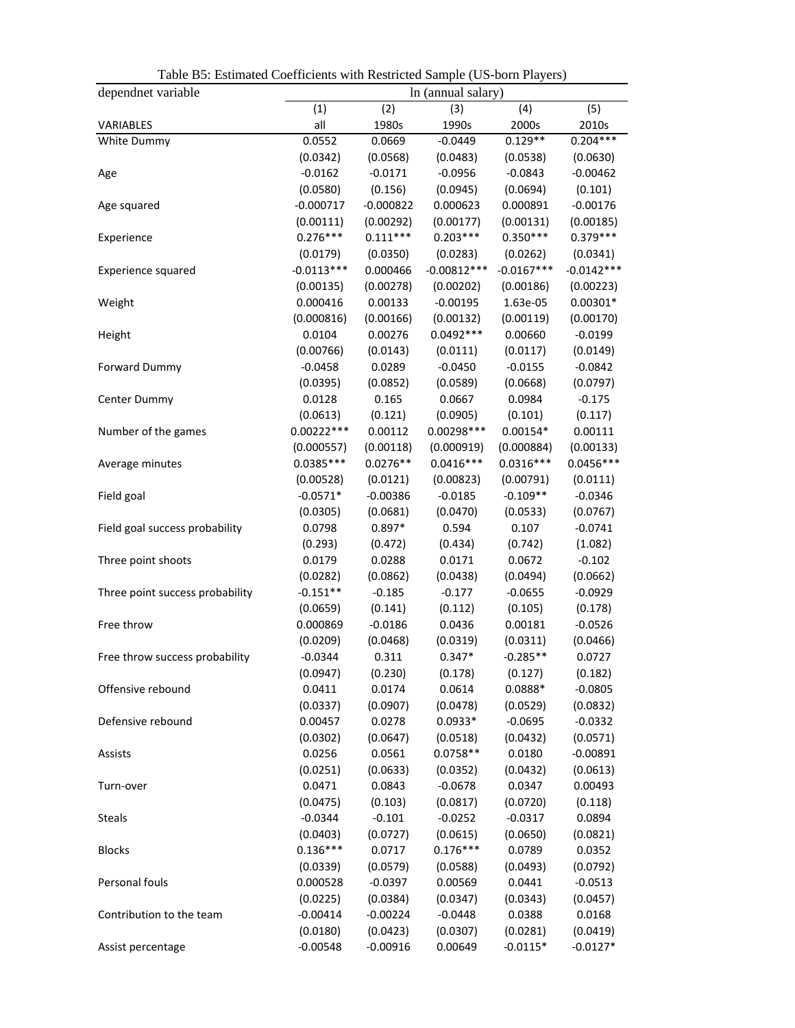Table B5: Estimated Coefficients with Restricted Sample (US-born Players)

| dependnet variable | ln (annual salary) | | | | |
|---|---|---|---|---|---|
| | (1) | (2) | (3) | (4) | (5) |
| VARIABLES | all | 1980s | 1990s | 2000s | 2010s |
| White Dummy | 0.0552 | 0.0669 | -0.0449 | 0.129** | 0.204*** |
| | (0.0342) | (0.0568) | (0.0483) | (0.0538) | (0.0630) |
| Age | -0.0162 | -0.0171 | -0.0956 | -0.0843 | -0.00462 |
| | (0.0580) | (0.156) | (0.0945) | (0.0694) | (0.101) |
| Age squared | -0.000717 | -0.000822 | 0.000623 | 0.000891 | -0.00176 |
| | (0.00111) | (0.00292) | (0.00177) | (0.00131) | (0.00185) |
| Experience | 0.276*** | 0.111*** | 0.203*** | 0.350*** | 0.379*** |
| | (0.0179) | (0.0350) | (0.0283) | (0.0262) | (0.0341) |
| Experience squared | -0.0113*** | 0.000466 | -0.00812*** | -0.0167*** | -0.0142*** |
| | (0.00135) | (0.00278) | (0.00202) | (0.00186) | (0.00223) |
| Weight | 0.000416 | 0.00133 | -0.00195 | 1.63e-05 | 0.00301* |
| | (0.000816) | (0.00166) | (0.00132) | (0.00119) | (0.00170) |
| Height | 0.0104 | 0.00276 | 0.0492*** | 0.00660 | -0.0199 |
| | (0.00766) | (0.0143) | (0.0111) | (0.0117) | (0.0149) |
| Forward Dummy | -0.0458 | 0.0289 | -0.0450 | -0.0155 | -0.0842 |
| | (0.0395) | (0.0852) | (0.0589) | (0.0668) | (0.0797) |
| Center Dummy | 0.0128 | 0.165 | 0.0667 | 0.0984 | -0.175 |
| | (0.0613) | (0.121) | (0.0905) | (0.101) | (0.117) |
| Number of the games | 0.00222*** | 0.00112 | 0.00298*** | 0.00154* | 0.00111 |
| | (0.000557) | (0.00118) | (0.000919) | (0.000884) | (0.00133) |
| Average minutes | 0.0385*** | 0.0276** | 0.0416*** | 0.0316*** | 0.0456*** |
| | (0.00528) | (0.0121) | (0.00823) | (0.00791) | (0.0111) |
| Field goal | -0.0571* | -0.00386 | -0.0185 | -0.109** | -0.0346 |
| | (0.0305) | (0.0681) | (0.0470) | (0.0533) | (0.0767) |
| Field goal success probability | 0.0798 | 0.897* | 0.594 | 0.107 | -0.0741 |
| | (0.293) | (0.472) | (0.434) | (0.742) | (1.082) |
| Three point shoots | 0.0179 | 0.0288 | 0.0171 | 0.0672 | -0.102 |
| | (0.0282) | (0.0862) | (0.0438) | (0.0494) | (0.0662) |
| Three point success probability | -0.151** | -0.185 | -0.177 | -0.0655 | -0.0929 |
| | (0.0659) | (0.141) | (0.112) | (0.105) | (0.178) |
| Free throw | 0.000869 | -0.0186 | 0.0436 | 0.00181 | -0.0526 |
| | (0.0209) | (0.0468) | (0.0319) | (0.0311) | (0.0466) |
| Free throw success probability | -0.0344 | 0.311 | 0.347* | -0.285** | 0.0727 |
| | (0.0947) | (0.230) | (0.178) | (0.127) | (0.182) |
| Offensive rebound | 0.0411 | 0.0174 | 0.0614 | 0.0888* | -0.0805 |
| | (0.0337) | (0.0907) | (0.0478) | (0.0529) | (0.0832) |
| Defensive rebound | 0.00457 | 0.0278 | 0.0933* | -0.0695 | -0.0332 |
| | (0.0302) | (0.0647) | (0.0518) | (0.0432) | (0.0571) |
| Assists | 0.0256 | 0.0561 | 0.0758** | 0.0180 | -0.00891 |
| | (0.0251) | (0.0633) | (0.0352) | (0.0432) | (0.0613) |
| Turn-over | 0.0471 | 0.0843 | -0.0678 | 0.0347 | 0.00493 |
| | (0.0475) | (0.103) | (0.0817) | (0.0720) | (0.118) |
| Steals | -0.0344 | -0.101 | -0.0252 | -0.0317 | 0.0894 |
| | (0.0403) | (0.0727) | (0.0615) | (0.0650) | (0.0821) |
| Blocks | 0.136*** | 0.0717 | 0.176*** | 0.0789 | 0.0352 |
| | (0.0339) | (0.0579) | (0.0588) | (0.0493) | (0.0792) |
| Personal fouls | 0.000528 | -0.0397 | 0.00569 | 0.0441 | -0.0513 |
| | (0.0225) | (0.0384) | (0.0347) | (0.0343) | (0.0457) |
| Contribution to the team | -0.00414 | -0.00224 | -0.0448 | 0.0388 | 0.0168 |
| | (0.0180) | (0.0423) | (0.0307) | (0.0281) | (0.0419) |
| Assist percentage | -0.00548 | -0.00916 | 0.00649 | -0.0115* | -0.0127* |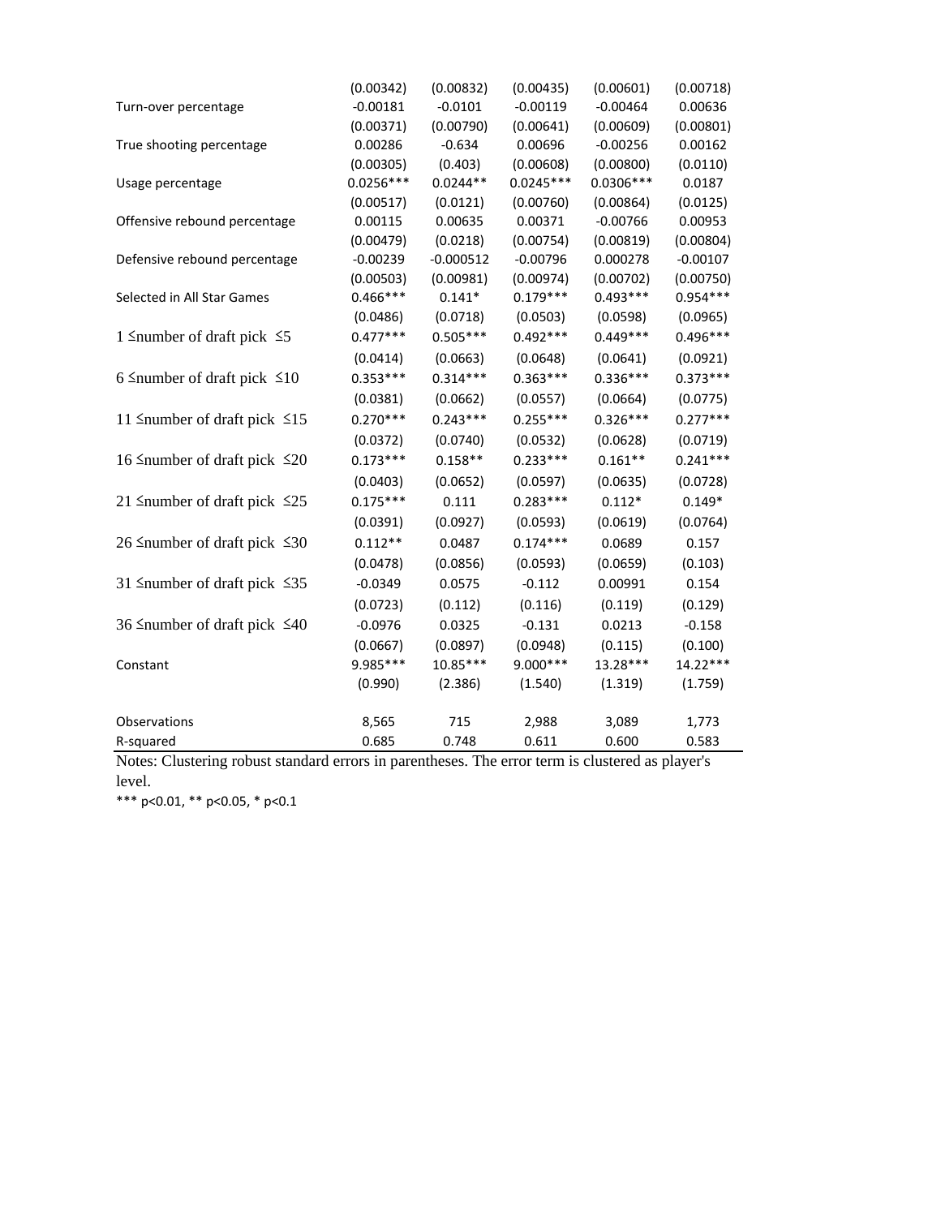| | | | | | |
|---|---|---|---|---|---|
| | (0.00342) | (0.00832) | (0.00435) | (0.00601) | (0.00718) |
| Turn-over percentage | -0.00181 | -0.0101 | -0.00119 | -0.00464 | 0.00636 |
| | (0.00371) | (0.00790) | (0.00641) | (0.00609) | (0.00801) |
| True shooting percentage | 0.00286 | -0.634 | 0.00696 | -0.00256 | 0.00162 |
| | (0.00305) | (0.403) | (0.00608) | (0.00800) | (0.0110) |
| Usage percentage | 0.0256*** | 0.0244** | 0.0245*** | 0.0306*** | 0.0187 |
| | (0.00517) | (0.0121) | (0.00760) | (0.00864) | (0.0125) |
| Offensive rebound percentage | 0.00115 | 0.00635 | 0.00371 | -0.00766 | 0.00953 |
| | (0.00479) | (0.0218) | (0.00754) | (0.00819) | (0.00804) |
| Defensive rebound percentage | -0.00239 | -0.000512 | -0.00796 | 0.000278 | -0.00107 |
| | (0.00503) | (0.00981) | (0.00974) | (0.00702) | (0.00750) |
| Selected in All Star Games | 0.466*** | 0.141* | 0.179*** | 0.493*** | 0.954*** |
| | (0.0486) | (0.0718) | (0.0503) | (0.0598) | (0.0965) |
| 1 ≤number of draft pick ≤5 | 0.477*** | 0.505*** | 0.492*** | 0.449*** | 0.496*** |
| | (0.0414) | (0.0663) | (0.0648) | (0.0641) | (0.0921) |
| 6 ≤number of draft pick ≤10 | 0.353*** | 0.314*** | 0.363*** | 0.336*** | 0.373*** |
| | (0.0381) | (0.0662) | (0.0557) | (0.0664) | (0.0775) |
| 11 ≤number of draft pick ≤15 | 0.270*** | 0.243*** | 0.255*** | 0.326*** | 0.277*** |
| | (0.0372) | (0.0740) | (0.0532) | (0.0628) | (0.0719) |
| 16 ≤number of draft pick ≤20 | 0.173*** | 0.158** | 0.233*** | 0.161** | 0.241*** |
| | (0.0403) | (0.0652) | (0.0597) | (0.0635) | (0.0728) |
| 21 ≤number of draft pick ≤25 | 0.175*** | 0.111 | 0.283*** | 0.112* | 0.149* |
| | (0.0391) | (0.0927) | (0.0593) | (0.0619) | (0.0764) |
| 26 ≤number of draft pick ≤30 | 0.112** | 0.0487 | 0.174*** | 0.0689 | 0.157 |
| | (0.0478) | (0.0856) | (0.0593) | (0.0659) | (0.103) |
| 31 ≤number of draft pick ≤35 | -0.0349 | 0.0575 | -0.112 | 0.00991 | 0.154 |
| | (0.0723) | (0.112) | (0.116) | (0.119) | (0.129) |
| 36 ≤number of draft pick ≤40 | -0.0976 | 0.0325 | -0.131 | 0.0213 | -0.158 |
| | (0.0667) | (0.0897) | (0.0948) | (0.115) | (0.100) |
| Constant | 9.985*** | 10.85*** | 9.000*** | 13.28*** | 14.22*** |
| | (0.990) | (2.386) | (1.540) | (1.319) | (1.759) |
| | | | | | |
| Observations | 8,565 | 715 | 2,988 | 3,089 | 1,773 |
| R-squared | 0.685 | 0.748 | 0.611 | 0.600 | 0.583 |

Notes: Clustering robust standard errors in parentheses. The error term is clustered as player's level.

*** p<0.01, ** p<0.05, * p<0.1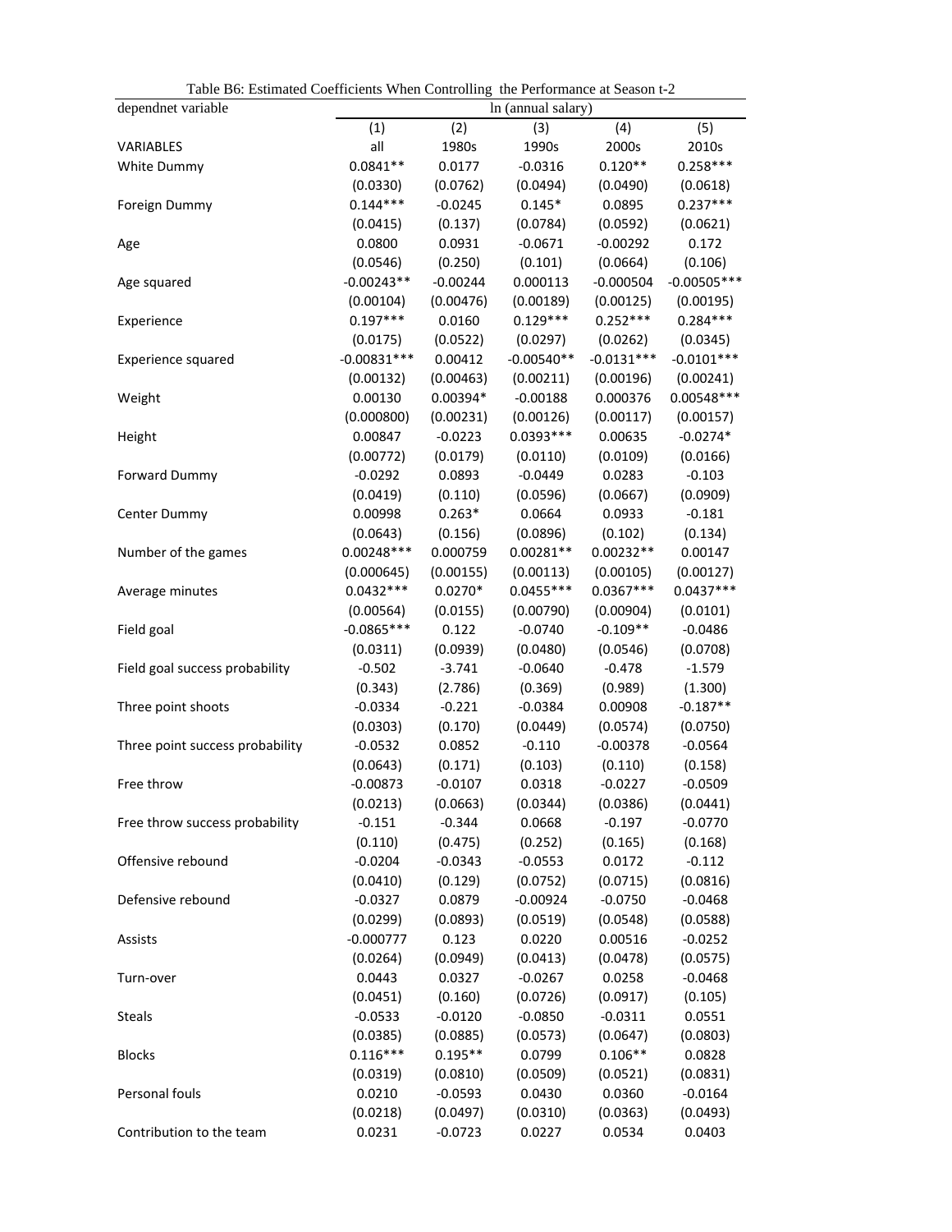Table B6: Estimated Coefficients When Controlling the Performance at Season t-2

| dependnet variable | ln (annual salary) | | | | |
|---|---|---|---|---|---|
| | (1) | (2) | (3) | (4) | (5) |
| VARIABLES | all | 1980s | 1990s | 2000s | 2010s |
| White Dummy | 0.0841** | 0.0177 | -0.0316 | 0.120** | 0.258*** |
| | (0.0330) | (0.0762) | (0.0494) | (0.0490) | (0.0618) |
| Foreign Dummy | 0.144*** | -0.0245 | 0.145* | 0.0895 | 0.237*** |
| | (0.0415) | (0.137) | (0.0784) | (0.0592) | (0.0621) |
| Age | 0.0800 | 0.0931 | -0.0671 | -0.00292 | 0.172 |
| | (0.0546) | (0.250) | (0.101) | (0.0664) | (0.106) |
| Age squared | -0.00243** | -0.00244 | 0.000113 | -0.000504 | -0.00505*** |
| | (0.00104) | (0.00476) | (0.00189) | (0.00125) | (0.00195) |
| Experience | 0.197*** | 0.0160 | 0.129*** | 0.252*** | 0.284*** |
| | (0.0175) | (0.0522) | (0.0297) | (0.0262) | (0.0345) |
| Experience squared | -0.00831*** | 0.00412 | -0.00540** | -0.0131*** | -0.0101*** |
| | (0.00132) | (0.00463) | (0.00211) | (0.00196) | (0.00241) |
| Weight | 0.00130 | 0.00394* | -0.00188 | 0.000376 | 0.00548*** |
| | (0.000800) | (0.00231) | (0.00126) | (0.00117) | (0.00157) |
| Height | 0.00847 | -0.0223 | 0.0393*** | 0.00635 | -0.0274* |
| | (0.00772) | (0.0179) | (0.0110) | (0.0109) | (0.0166) |
| Forward Dummy | -0.0292 | 0.0893 | -0.0449 | 0.0283 | -0.103 |
| | (0.0419) | (0.110) | (0.0596) | (0.0667) | (0.0909) |
| Center Dummy | 0.00998 | 0.263* | 0.0664 | 0.0933 | -0.181 |
| | (0.0643) | (0.156) | (0.0896) | (0.102) | (0.134) |
| Number of the games | 0.00248*** | 0.000759 | 0.00281** | 0.00232** | 0.00147 |
| | (0.000645) | (0.00155) | (0.00113) | (0.00105) | (0.00127) |
| Average minutes | 0.0432*** | 0.0270* | 0.0455*** | 0.0367*** | 0.0437*** |
| | (0.00564) | (0.0155) | (0.00790) | (0.00904) | (0.0101) |
| Field goal | -0.0865*** | 0.122 | -0.0740 | -0.109** | -0.0486 |
| | (0.0311) | (0.0939) | (0.0480) | (0.0546) | (0.0708) |
| Field goal success probability | -0.502 | -3.741 | -0.0640 | -0.478 | -1.579 |
| | (0.343) | (2.786) | (0.369) | (0.989) | (1.300) |
| Three point shoots | -0.0334 | -0.221 | -0.0384 | 0.00908 | -0.187** |
| | (0.0303) | (0.170) | (0.0449) | (0.0574) | (0.0750) |
| Three point success probability | -0.0532 | 0.0852 | -0.110 | -0.00378 | -0.0564 |
| | (0.0643) | (0.171) | (0.103) | (0.110) | (0.158) |
| Free throw | -0.00873 | -0.0107 | 0.0318 | -0.0227 | -0.0509 |
| | (0.0213) | (0.0663) | (0.0344) | (0.0386) | (0.0441) |
| Free throw success probability | -0.151 | -0.344 | 0.0668 | -0.197 | -0.0770 |
| | (0.110) | (0.475) | (0.252) | (0.165) | (0.168) |
| Offensive rebound | -0.0204 | -0.0343 | -0.0553 | 0.0172 | -0.112 |
| | (0.0410) | (0.129) | (0.0752) | (0.0715) | (0.0816) |
| Defensive rebound | -0.0327 | 0.0879 | -0.00924 | -0.0750 | -0.0468 |
| | (0.0299) | (0.0893) | (0.0519) | (0.0548) | (0.0588) |
| Assists | -0.000777 | 0.123 | 0.0220 | 0.00516 | -0.0252 |
| | (0.0264) | (0.0949) | (0.0413) | (0.0478) | (0.0575) |
| Turn-over | 0.0443 | 0.0327 | -0.0267 | 0.0258 | -0.0468 |
| | (0.0451) | (0.160) | (0.0726) | (0.0917) | (0.105) |
| Steals | -0.0533 | -0.0120 | -0.0850 | -0.0311 | 0.0551 |
| | (0.0385) | (0.0885) | (0.0573) | (0.0647) | (0.0803) |
| Blocks | 0.116*** | 0.195** | 0.0799 | 0.106** | 0.0828 |
| | (0.0319) | (0.0810) | (0.0509) | (0.0521) | (0.0831) |
| Personal fouls | 0.0210 | -0.0593 | 0.0430 | 0.0360 | -0.0164 |
| | (0.0218) | (0.0497) | (0.0310) | (0.0363) | (0.0493) |
| Contribution to the team | 0.0231 | -0.0723 | 0.0227 | 0.0534 | 0.0403 |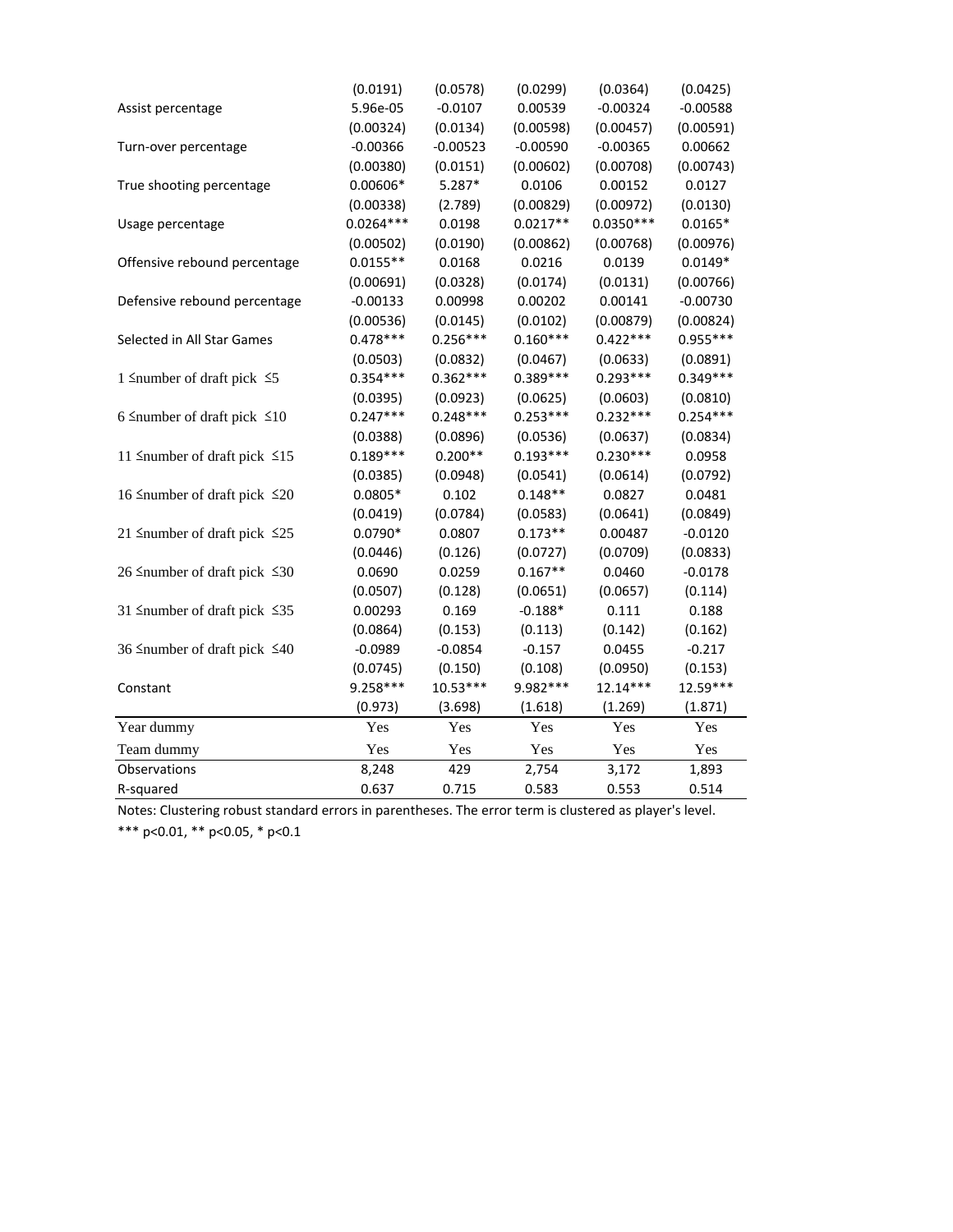| | | | | | |
|---|---|---|---|---|---|
| | (0.0191) | (0.0578) | (0.0299) | (0.0364) | (0.0425) |
| Assist percentage | 5.96e-05 | -0.0107 | 0.00539 | -0.00324 | -0.00588 |
| | (0.00324) | (0.0134) | (0.00598) | (0.00457) | (0.00591) |
| Turn-over percentage | -0.00366 | -0.00523 | -0.00590 | -0.00365 | 0.00662 |
| | (0.00380) | (0.0151) | (0.00602) | (0.00708) | (0.00743) |
| True shooting percentage | 0.00606* | 5.287* | 0.0106 | 0.00152 | 0.0127 |
| | (0.00338) | (2.789) | (0.00829) | (0.00972) | (0.0130) |
| Usage percentage | 0.0264*** | 0.0198 | 0.0217** | 0.0350*** | 0.0165* |
| | (0.00502) | (0.0190) | (0.00862) | (0.00768) | (0.00976) |
| Offensive rebound percentage | 0.0155** | 0.0168 | 0.0216 | 0.0139 | 0.0149* |
| | (0.00691) | (0.0328) | (0.0174) | (0.0131) | (0.00766) |
| Defensive rebound percentage | -0.00133 | 0.00998 | 0.00202 | 0.00141 | -0.00730 |
| | (0.00536) | (0.0145) | (0.0102) | (0.00879) | (0.00824) |
| Selected in All Star Games | 0.478*** | 0.256*** | 0.160*** | 0.422*** | 0.955*** |
| | (0.0503) | (0.0832) | (0.0467) | (0.0633) | (0.0891) |
| 1 ≤number of draft pick ≤5 | 0.354*** | 0.362*** | 0.389*** | 0.293*** | 0.349*** |
| | (0.0395) | (0.0923) | (0.0625) | (0.0603) | (0.0810) |
| 6 ≤number of draft pick ≤10 | 0.247*** | 0.248*** | 0.253*** | 0.232*** | 0.254*** |
| | (0.0388) | (0.0896) | (0.0536) | (0.0637) | (0.0834) |
| 11 ≤number of draft pick ≤15 | 0.189*** | 0.200** | 0.193*** | 0.230*** | 0.0958 |
| | (0.0385) | (0.0948) | (0.0541) | (0.0614) | (0.0792) |
| 16 ≤number of draft pick ≤20 | 0.0805* | 0.102 | 0.148** | 0.0827 | 0.0481 |
| | (0.0419) | (0.0784) | (0.0583) | (0.0641) | (0.0849) |
| 21 ≤number of draft pick ≤25 | 0.0790* | 0.0807 | 0.173** | 0.00487 | -0.0120 |
| | (0.0446) | (0.126) | (0.0727) | (0.0709) | (0.0833) |
| 26 ≤number of draft pick ≤30 | 0.0690 | 0.0259 | 0.167** | 0.0460 | -0.0178 |
| | (0.0507) | (0.128) | (0.0651) | (0.0657) | (0.114) |
| 31 ≤number of draft pick ≤35 | 0.00293 | 0.169 | -0.188* | 0.111 | 0.188 |
| | (0.0864) | (0.153) | (0.113) | (0.142) | (0.162) |
| 36 ≤number of draft pick ≤40 | -0.0989 | -0.0854 | -0.157 | 0.0455 | -0.217 |
| | (0.0745) | (0.150) | (0.108) | (0.0950) | (0.153) |
| Constant | 9.258*** | 10.53*** | 9.982*** | 12.14*** | 12.59*** |
| | (0.973) | (3.698) | (1.618) | (1.269) | (1.871) |
| Year dummy | Yes | Yes | Yes | Yes | Yes |
| Team dummy | Yes | Yes | Yes | Yes | Yes |
| Observations | 8,248 | 429 | 2,754 | 3,172 | 1,893 |
| R-squared | 0.637 | 0.715 | 0.583 | 0.553 | 0.514 |

Notes: Clustering robust standard errors in parentheses. The error term is clustered as player's level.

*** p<0.01, ** p<0.05, * p<0.1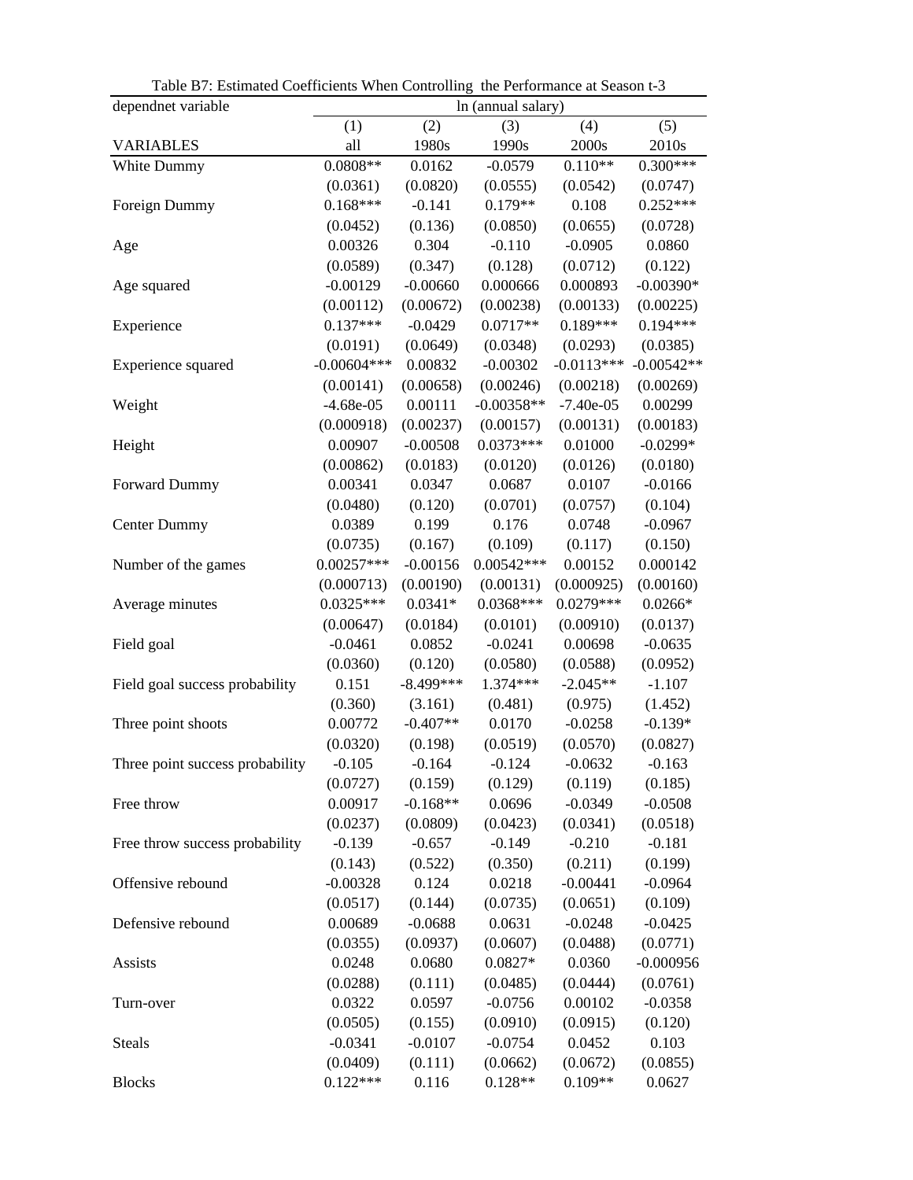Table B7: Estimated Coefficients When Controlling the Performance at Season t-3

| dependnet variable | ln (annual salary) | | | | |
|---|---|---|---|---|---|
| | (1) | (2) | (3) | (4) | (5) |
| VARIABLES | all | 1980s | 1990s | 2000s | 2010s |
| White Dummy | 0.0808** | 0.0162 | -0.0579 | 0.110** | 0.300*** |
| | (0.0361) | (0.0820) | (0.0555) | (0.0542) | (0.0747) |
| Foreign Dummy | 0.168*** | -0.141 | 0.179** | 0.108 | 0.252*** |
| | (0.0452) | (0.136) | (0.0850) | (0.0655) | (0.0728) |
| Age | 0.00326 | 0.304 | -0.110 | -0.0905 | 0.0860 |
| | (0.0589) | (0.347) | (0.128) | (0.0712) | (0.122) |
| Age squared | -0.00129 | -0.00660 | 0.000666 | 0.000893 | -0.00390* |
| | (0.00112) | (0.00672) | (0.00238) | (0.00133) | (0.00225) |
| Experience | 0.137*** | -0.0429 | 0.0717** | 0.189*** | 0.194*** |
| | (0.0191) | (0.0649) | (0.0348) | (0.0293) | (0.0385) |
| Experience squared | -0.00604*** | 0.00832 | -0.00302 | -0.0113*** | -0.00542** |
| | (0.00141) | (0.00658) | (0.00246) | (0.00218) | (0.00269) |
| Weight | -4.68e-05 | 0.00111 | -0.00358** | -7.40e-05 | 0.00299 |
| | (0.000918) | (0.00237) | (0.00157) | (0.00131) | (0.00183) |
| Height | 0.00907 | -0.00508 | 0.0373*** | 0.01000 | -0.0299* |
| | (0.00862) | (0.0183) | (0.0120) | (0.0126) | (0.0180) |
| Forward Dummy | 0.00341 | 0.0347 | 0.0687 | 0.0107 | -0.0166 |
| | (0.0480) | (0.120) | (0.0701) | (0.0757) | (0.104) |
| Center Dummy | 0.0389 | 0.199 | 0.176 | 0.0748 | -0.0967 |
| | (0.0735) | (0.167) | (0.109) | (0.117) | (0.150) |
| Number of the games | 0.00257*** | -0.00156 | 0.00542*** | 0.00152 | 0.000142 |
| | (0.000713) | (0.00190) | (0.00131) | (0.000925) | (0.00160) |
| Average minutes | 0.0325*** | 0.0341* | 0.0368*** | 0.0279*** | 0.0266* |
| | (0.00647) | (0.0184) | (0.0101) | (0.00910) | (0.0137) |
| Field goal | -0.0461 | 0.0852 | -0.0241 | 0.00698 | -0.0635 |
| | (0.0360) | (0.120) | (0.0580) | (0.0588) | (0.0952) |
| Field goal success probability | 0.151 | -8.499*** | 1.374*** | -2.045** | -1.107 |
| | (0.360) | (3.161) | (0.481) | (0.975) | (1.452) |
| Three point shoots | 0.00772 | -0.407** | 0.0170 | -0.0258 | -0.139* |
| | (0.0320) | (0.198) | (0.0519) | (0.0570) | (0.0827) |
| Three point success probability | -0.105 | -0.164 | -0.124 | -0.0632 | -0.163 |
| | (0.0727) | (0.159) | (0.129) | (0.119) | (0.185) |
| Free throw | 0.00917 | -0.168** | 0.0696 | -0.0349 | -0.0508 |
| | (0.0237) | (0.0809) | (0.0423) | (0.0341) | (0.0518) |
| Free throw success probability | -0.139 | -0.657 | -0.149 | -0.210 | -0.181 |
| | (0.143) | (0.522) | (0.350) | (0.211) | (0.199) |
| Offensive rebound | -0.00328 | 0.124 | 0.0218 | -0.00441 | -0.0964 |
| | (0.0517) | (0.144) | (0.0735) | (0.0651) | (0.109) |
| Defensive rebound | 0.00689 | -0.0688 | 0.0631 | -0.0248 | -0.0425 |
| | (0.0355) | (0.0937) | (0.0607) | (0.0488) | (0.0771) |
| Assists | 0.0248 | 0.0680 | 0.0827* | 0.0360 | -0.000956 |
| | (0.0288) | (0.111) | (0.0485) | (0.0444) | (0.0761) |
| Turn-over | 0.0322 | 0.0597 | -0.0756 | 0.00102 | -0.0358 |
| | (0.0505) | (0.155) | (0.0910) | (0.0915) | (0.120) |
| Steals | -0.0341 | -0.0107 | -0.0754 | 0.0452 | 0.103 |
| | (0.0409) | (0.111) | (0.0662) | (0.0672) | (0.0855) |
| Blocks | 0.122*** | 0.116 | 0.128** | 0.109** | 0.0627 |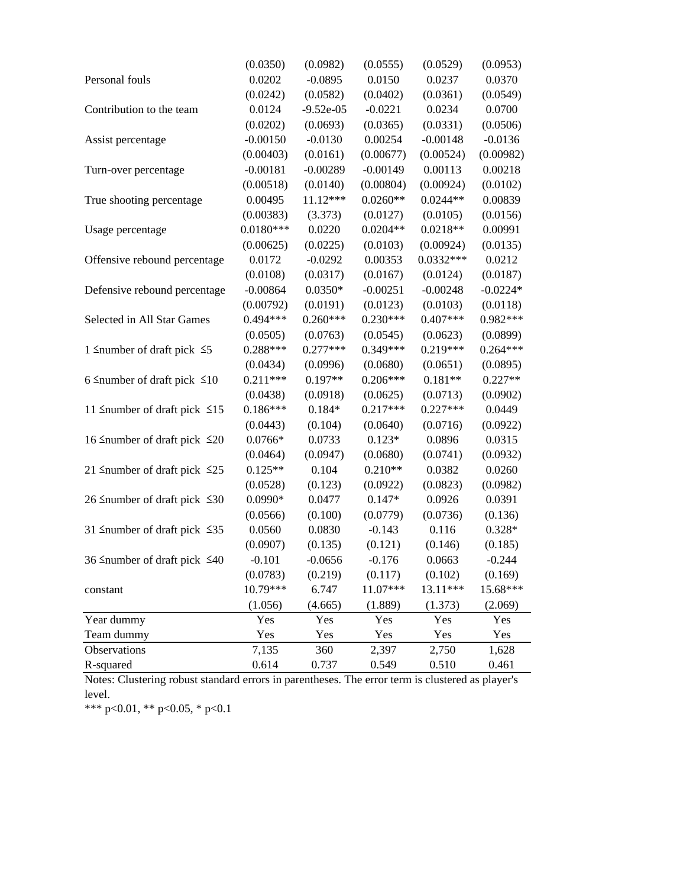| | | | | | |
|---|---|---|---|---|---|
| | (0.0350) | (0.0982) | (0.0555) | (0.0529) | (0.0953) |
| Personal fouls | 0.0202 | -0.0895 | 0.0150 | 0.0237 | 0.0370 |
| | (0.0242) | (0.0582) | (0.0402) | (0.0361) | (0.0549) |
| Contribution to the team | 0.0124 | -9.52e-05 | -0.0221 | 0.0234 | 0.0700 |
| | (0.0202) | (0.0693) | (0.0365) | (0.0331) | (0.0506) |
| Assist percentage | -0.00150 | -0.0130 | 0.00254 | -0.00148 | -0.0136 |
| | (0.00403) | (0.0161) | (0.00677) | (0.00524) | (0.00982) |
| Turn-over percentage | -0.00181 | -0.00289 | -0.00149 | 0.00113 | 0.00218 |
| | (0.00518) | (0.0140) | (0.00804) | (0.00924) | (0.0102) |
| True shooting percentage | 0.00495 | 11.12*** | 0.0260** | 0.0244** | 0.00839 |
| | (0.00383) | (3.373) | (0.0127) | (0.0105) | (0.0156) |
| Usage percentage | 0.0180*** | 0.0220 | 0.0204** | 0.0218** | 0.00991 |
| | (0.00625) | (0.0225) | (0.0103) | (0.00924) | (0.0135) |
| Offensive rebound percentage | 0.0172 | -0.0292 | 0.00353 | 0.0332*** | 0.0212 |
| | (0.0108) | (0.0317) | (0.0167) | (0.0124) | (0.0187) |
| Defensive rebound percentage | -0.00864 | 0.0350* | -0.00251 | -0.00248 | -0.0224* |
| | (0.00792) | (0.0191) | (0.0123) | (0.0103) | (0.0118) |
| Selected in All Star Games | 0.494*** | 0.260*** | 0.230*** | 0.407*** | 0.982*** |
| | (0.0505) | (0.0763) | (0.0545) | (0.0623) | (0.0899) |
| 1 ≤number of draft pick ≤5 | 0.288*** | 0.277*** | 0.349*** | 0.219*** | 0.264*** |
| | (0.0434) | (0.0996) | (0.0680) | (0.0651) | (0.0895) |
| 6 ≤number of draft pick ≤10 | 0.211*** | 0.197** | 0.206*** | 0.181** | 0.227** |
| | (0.0438) | (0.0918) | (0.0625) | (0.0713) | (0.0902) |
| 11 ≤number of draft pick ≤15 | 0.186*** | 0.184* | 0.217*** | 0.227*** | 0.0449 |
| | (0.0443) | (0.104) | (0.0640) | (0.0716) | (0.0922) |
| 16 ≤number of draft pick ≤20 | 0.0766* | 0.0733 | 0.123* | 0.0896 | 0.0315 |
| | (0.0464) | (0.0947) | (0.0680) | (0.0741) | (0.0932) |
| 21 ≤number of draft pick ≤25 | 0.125** | 0.104 | 0.210** | 0.0382 | 0.0260 |
| | (0.0528) | (0.123) | (0.0922) | (0.0823) | (0.0982) |
| 26 ≤number of draft pick ≤30 | 0.0990* | 0.0477 | 0.147* | 0.0926 | 0.0391 |
| | (0.0566) | (0.100) | (0.0779) | (0.0736) | (0.136) |
| 31 ≤number of draft pick ≤35 | 0.0560 | 0.0830 | -0.143 | 0.116 | 0.328* |
| | (0.0907) | (0.135) | (0.121) | (0.146) | (0.185) |
| 36 ≤number of draft pick ≤40 | -0.101 | -0.0656 | -0.176 | 0.0663 | -0.244 |
| | (0.0783) | (0.219) | (0.117) | (0.102) | (0.169) |
| constant | 10.79*** | 6.747 | 11.07*** | 13.11*** | 15.68*** |
| | (1.056) | (4.665) | (1.889) | (1.373) | (2.069) |
| Year dummy | Yes | Yes | Yes | Yes | Yes |
| Team dummy | Yes | Yes | Yes | Yes | Yes |
| Observations | 7,135 | 360 | 2,397 | 2,750 | 1,628 |
| R-squared | 0.614 | 0.737 | 0.549 | 0.510 | 0.461 |

Notes: Clustering robust standard errors in parentheses. The error term is clustered as player's level.

*** p<0.01, ** p<0.05, * p<0.1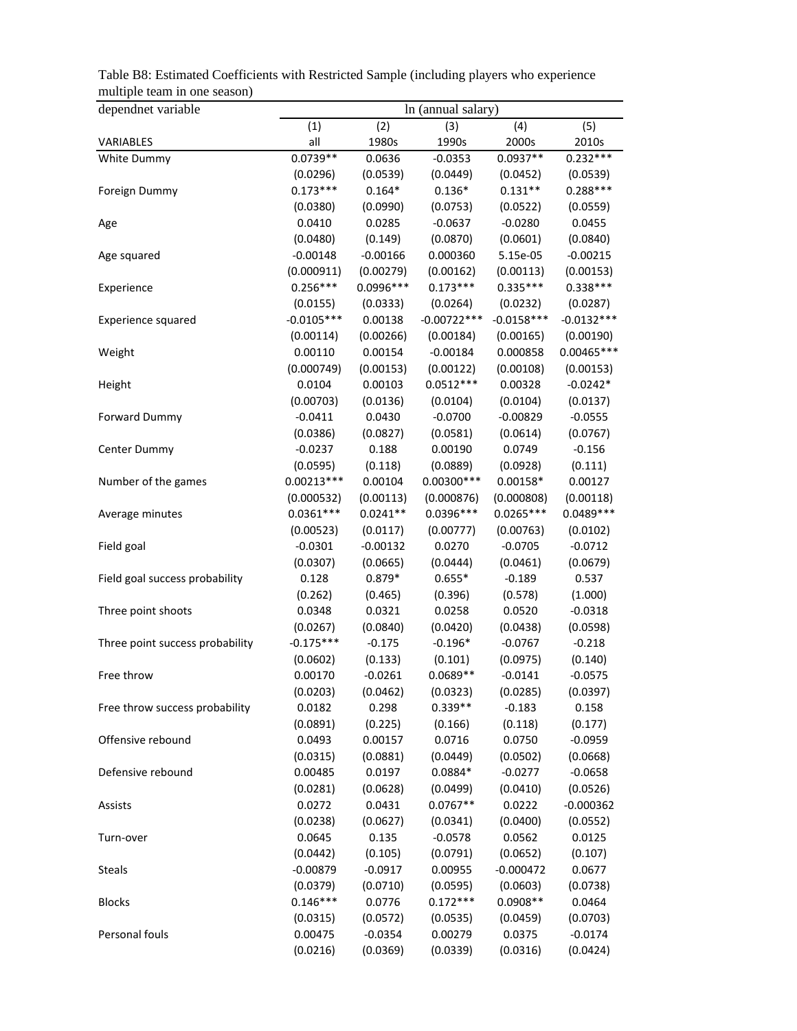Table B8: Estimated Coefficients with Restricted Sample (including players who experience multiple team in one season)

| dependnet variable | ln (annual salary) | | | | |
|---|---|---|---|---|---|
| | (1) | (2) | (3) | (4) | (5) |
| VARIABLES | all | 1980s | 1990s | 2000s | 2010s |
| White Dummy | 0.0739** | 0.0636 | -0.0353 | 0.0937** | 0.232*** |
| | (0.0296) | (0.0539) | (0.0449) | (0.0452) | (0.0539) |
| Foreign Dummy | 0.173*** | 0.164* | 0.136* | 0.131** | 0.288*** |
| | (0.0380) | (0.0990) | (0.0753) | (0.0522) | (0.0559) |
| Age | 0.0410 | 0.0285 | -0.0637 | -0.0280 | 0.0455 |
| | (0.0480) | (0.149) | (0.0870) | (0.0601) | (0.0840) |
| Age squared | -0.00148 | -0.00166 | 0.000360 | 5.15e-05 | -0.00215 |
| | (0.000911) | (0.00279) | (0.00162) | (0.00113) | (0.00153) |
| Experience | 0.256*** | 0.0996*** | 0.173*** | 0.335*** | 0.338*** |
| | (0.0155) | (0.0333) | (0.0264) | (0.0232) | (0.0287) |
| Experience squared | -0.0105*** | 0.00138 | -0.00722*** | -0.0158*** | -0.0132*** |
| | (0.00114) | (0.00266) | (0.00184) | (0.00165) | (0.00190) |
| Weight | 0.00110 | 0.00154 | -0.00184 | 0.000858 | 0.00465*** |
| | (0.000749) | (0.00153) | (0.00122) | (0.00108) | (0.00153) |
| Height | 0.0104 | 0.00103 | 0.0512*** | 0.00328 | -0.0242* |
| | (0.00703) | (0.0136) | (0.0104) | (0.0104) | (0.0137) |
| Forward Dummy | -0.0411 | 0.0430 | -0.0700 | -0.00829 | -0.0555 |
| | (0.0386) | (0.0827) | (0.0581) | (0.0614) | (0.0767) |
| Center Dummy | -0.0237 | 0.188 | 0.00190 | 0.0749 | -0.156 |
| | (0.0595) | (0.118) | (0.0889) | (0.0928) | (0.111) |
| Number of the games | 0.00213*** | 0.00104 | 0.00300*** | 0.00158* | 0.00127 |
| | (0.000532) | (0.00113) | (0.000876) | (0.000808) | (0.00118) |
| Average minutes | 0.0361*** | 0.0241** | 0.0396*** | 0.0265*** | 0.0489*** |
| | (0.00523) | (0.0117) | (0.00777) | (0.00763) | (0.0102) |
| Field goal | -0.0301 | -0.00132 | 0.0270 | -0.0705 | -0.0712 |
| | (0.0307) | (0.0665) | (0.0444) | (0.0461) | (0.0679) |
| Field goal success probability | 0.128 | 0.879* | 0.655* | -0.189 | 0.537 |
| | (0.262) | (0.465) | (0.396) | (0.578) | (1.000) |
| Three point shoots | 0.0348 | 0.0321 | 0.0258 | 0.0520 | -0.0318 |
| | (0.0267) | (0.0840) | (0.0420) | (0.0438) | (0.0598) |
| Three point success probability | -0.175*** | -0.175 | -0.196* | -0.0767 | -0.218 |
| | (0.0602) | (0.133) | (0.101) | (0.0975) | (0.140) |
| Free throw | 0.00170 | -0.0261 | 0.0689** | -0.0141 | -0.0575 |
| | (0.0203) | (0.0462) | (0.0323) | (0.0285) | (0.0397) |
| Free throw success probability | 0.0182 | 0.298 | 0.339** | -0.183 | 0.158 |
| | (0.0891) | (0.225) | (0.166) | (0.118) | (0.177) |
| Offensive rebound | 0.0493 | 0.00157 | 0.0716 | 0.0750 | -0.0959 |
| | (0.0315) | (0.0881) | (0.0449) | (0.0502) | (0.0668) |
| Defensive rebound | 0.00485 | 0.0197 | 0.0884* | -0.0277 | -0.0658 |
| | (0.0281) | (0.0628) | (0.0499) | (0.0410) | (0.0526) |
| Assists | 0.0272 | 0.0431 | 0.0767** | 0.0222 | -0.000362 |
| | (0.0238) | (0.0627) | (0.0341) | (0.0400) | (0.0552) |
| Turn-over | 0.0645 | 0.135 | -0.0578 | 0.0562 | 0.0125 |
| | (0.0442) | (0.105) | (0.0791) | (0.0652) | (0.107) |
| Steals | -0.00879 | -0.0917 | 0.00955 | -0.000472 | 0.0677 |
| | (0.0379) | (0.0710) | (0.0595) | (0.0603) | (0.0738) |
| Blocks | 0.146*** | 0.0776 | 0.172*** | 0.0908** | 0.0464 |
| | (0.0315) | (0.0572) | (0.0535) | (0.0459) | (0.0703) |
| Personal fouls | 0.00475 | -0.0354 | 0.00279 | 0.0375 | -0.0174 |
| | (0.0216) | (0.0369) | (0.0339) | (0.0316) | (0.0424) |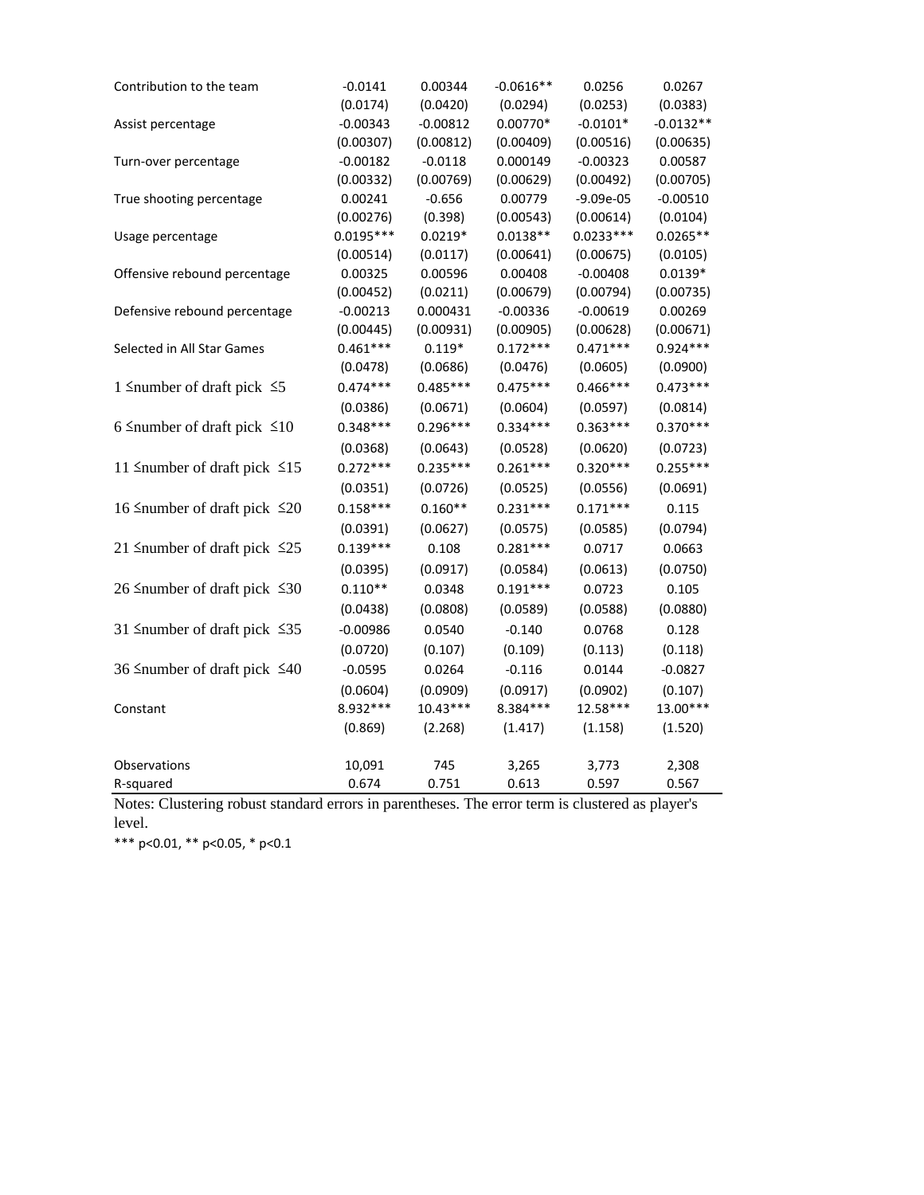| | | | | | |
|---|---|---|---|---|---|
| Contribution to the team | -0.0141 | 0.00344 | -0.0616** | 0.0256 | 0.0267 |
| | (0.0174) | (0.0420) | (0.0294) | (0.0253) | (0.0383) |
| Assist percentage | -0.00343 | -0.00812 | 0.00770* | -0.0101* | -0.0132** |
| | (0.00307) | (0.00812) | (0.00409) | (0.00516) | (0.00635) |
| Turn-over percentage | -0.00182 | -0.0118 | 0.000149 | -0.00323 | 0.00587 |
| | (0.00332) | (0.00769) | (0.00629) | (0.00492) | (0.00705) |
| True shooting percentage | 0.00241 | -0.656 | 0.00779 | -9.09e-05 | -0.00510 |
| | (0.00276) | (0.398) | (0.00543) | (0.00614) | (0.0104) |
| Usage percentage | 0.0195*** | 0.0219* | 0.0138** | 0.0233*** | 0.0265** |
| | (0.00514) | (0.0117) | (0.00641) | (0.00675) | (0.0105) |
| Offensive rebound percentage | 0.00325 | 0.00596 | 0.00408 | -0.00408 | 0.0139* |
| | (0.00452) | (0.0211) | (0.00679) | (0.00794) | (0.00735) |
| Defensive rebound percentage | -0.00213 | 0.000431 | -0.00336 | -0.00619 | 0.00269 |
| | (0.00445) | (0.00931) | (0.00905) | (0.00628) | (0.00671) |
| Selected in All Star Games | 0.461*** | 0.119* | 0.172*** | 0.471*** | 0.924*** |
| | (0.0478) | (0.0686) | (0.0476) | (0.0605) | (0.0900) |
| 1 ≤number of draft pick ≤5 | 0.474*** | 0.485*** | 0.475*** | 0.466*** | 0.473*** |
| | (0.0386) | (0.0671) | (0.0604) | (0.0597) | (0.0814) |
| 6 ≤number of draft pick ≤10 | 0.348*** | 0.296*** | 0.334*** | 0.363*** | 0.370*** |
| | (0.0368) | (0.0643) | (0.0528) | (0.0620) | (0.0723) |
| 11 ≤number of draft pick ≤15 | 0.272*** | 0.235*** | 0.261*** | 0.320*** | 0.255*** |
| | (0.0351) | (0.0726) | (0.0525) | (0.0556) | (0.0691) |
| 16 ≤number of draft pick ≤20 | 0.158*** | 0.160** | 0.231*** | 0.171*** | 0.115 |
| | (0.0391) | (0.0627) | (0.0575) | (0.0585) | (0.0794) |
| 21 ≤number of draft pick ≤25 | 0.139*** | 0.108 | 0.281*** | 0.0717 | 0.0663 |
| | (0.0395) | (0.0917) | (0.0584) | (0.0613) | (0.0750) |
| 26 ≤number of draft pick ≤30 | 0.110** | 0.0348 | 0.191*** | 0.0723 | 0.105 |
| | (0.0438) | (0.0808) | (0.0589) | (0.0588) | (0.0880) |
| 31 ≤number of draft pick ≤35 | -0.00986 | 0.0540 | -0.140 | 0.0768 | 0.128 |
| | (0.0720) | (0.107) | (0.109) | (0.113) | (0.118) |
| 36 ≤number of draft pick ≤40 | -0.0595 | 0.0264 | -0.116 | 0.0144 | -0.0827 |
| | (0.0604) | (0.0909) | (0.0917) | (0.0902) | (0.107) |
| Constant | 8.932*** | 10.43*** | 8.384*** | 12.58*** | 13.00*** |
| | (0.869) | (2.268) | (1.417) | (1.158) | (1.520) |
| Observations | 10,091 | 745 | 3,265 | 3,773 | 2,308 |
| R-squared | 0.674 | 0.751 | 0.613 | 0.597 | 0.567 |

Notes: Clustering robust standard errors in parentheses. The error term is clustered as player's level.

*** p<0.01, ** p<0.05, * p<0.1